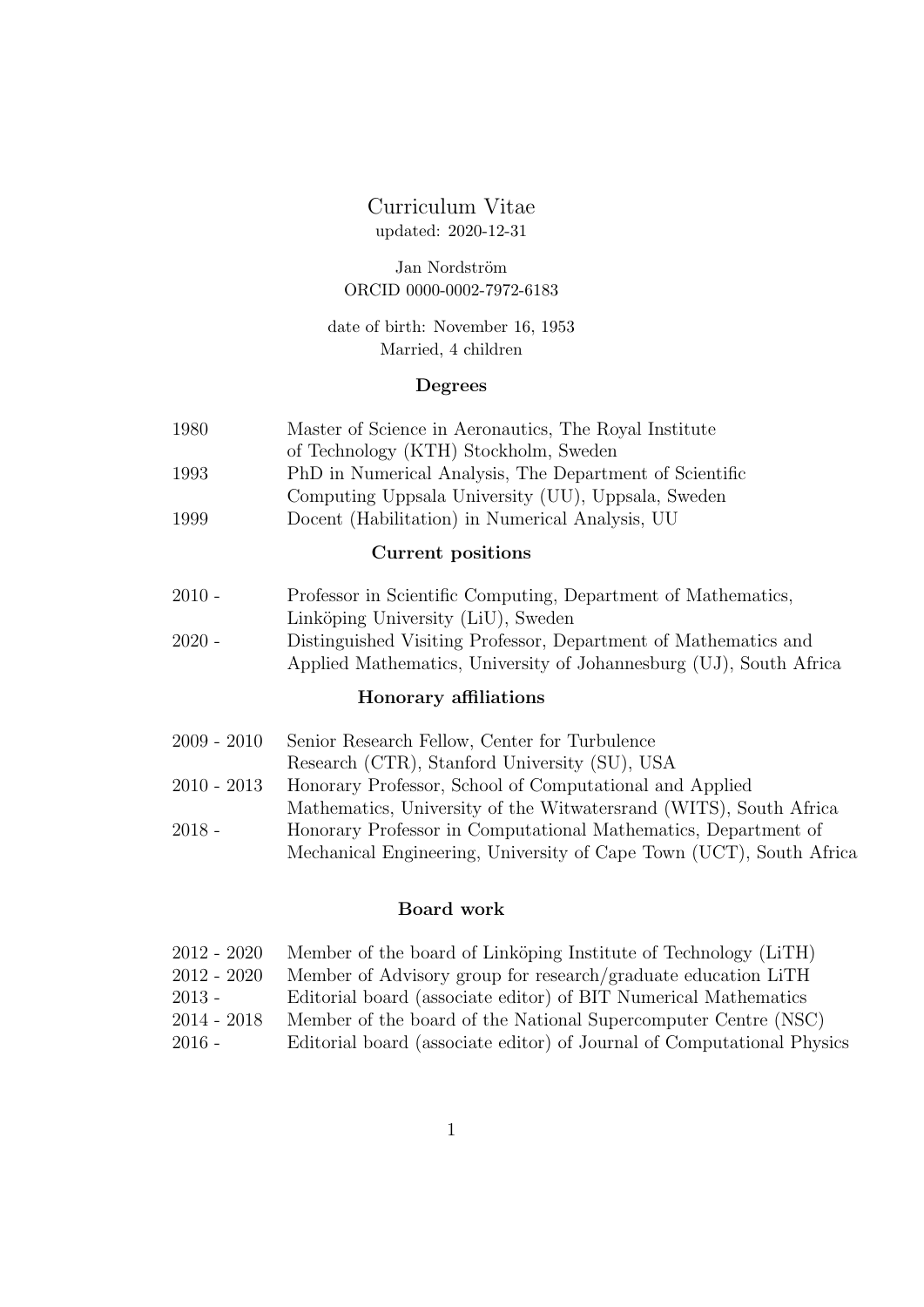# Curriculum Vitae

updated: 2020-12-31

Jan Nordström
ORCID 0000-0002-7972-6183

date of birth: November 16, 1953
Married, 4 children

## Degrees

| | |
|---|---|
| 1980 | Master of Science in Aeronautics, The Royal Institute of Technology (KTH) Stockholm, Sweden |
| 1993 | PhD in Numerical Analysis, The Department of Scientific Computing Uppsala University (UU), Uppsala, Sweden |
| 1999 | Docent (Habilitation) in Numerical Analysis, UU |

## Current positions

| | |
|---|---|
| 2010 - | Professor in Scientific Computing, Department of Mathematics, Linköping University (LiU), Sweden |
| 2020 - | Distinguished Visiting Professor, Department of Mathematics and Applied Mathematics, University of Johannesburg (UJ), South Africa |

## Honorary affiliations

| | |
|---|---|
| 2009 - 2010 | Senior Research Fellow, Center for Turbulence Research (CTR), Stanford University (SU), USA |
| 2010 - 2013 | Honorary Professor, School of Computational and Applied Mathematics, University of the Witwatersrand (WITS), South Africa |
| 2018 - | Honorary Professor in Computational Mathematics, Department of Mechanical Engineering, University of Cape Town (UCT), South Africa |

## Board work

| | |
|---|---|
| 2012 - 2020 | Member of the board of Linköping Institute of Technology (LiTH) |
| 2012 - 2020 | Member of Advisory group for research/graduate education LiTH |
| 2013 - | Editorial board (associate editor) of BIT Numerical Mathematics |
| 2014 - 2018 | Member of the board of the National Supercomputer Centre (NSC) |
| 2016 - | Editorial board (associate editor) of Journal of Computational Physics |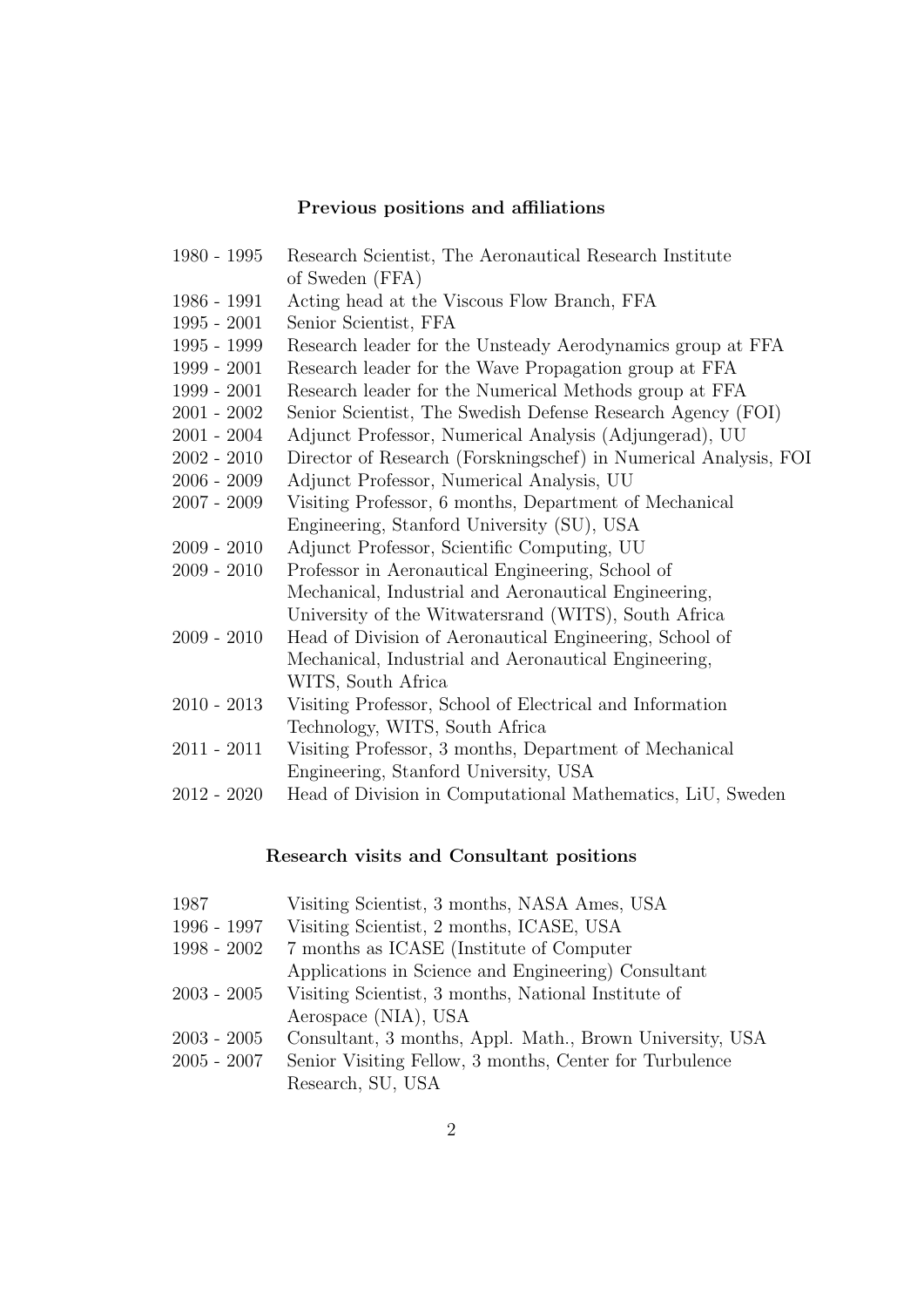## Previous positions and affiliations

| | |
|---|---|
| 1980 - 1995 | Research Scientist, The Aeronautical Research Institute of Sweden (FFA) |
| 1986 - 1991 | Acting head at the Viscous Flow Branch, FFA |
| 1995 - 2001 | Senior Scientist, FFA |
| 1995 - 1999 | Research leader for the Unsteady Aerodynamics group at FFA |
| 1999 - 2001 | Research leader for the Wave Propagation group at FFA |
| 1999 - 2001 | Research leader for the Numerical Methods group at FFA |
| 2001 - 2002 | Senior Scientist, The Swedish Defense Research Agency (FOI) |
| 2001 - 2004 | Adjunct Professor, Numerical Analysis (Adjungerad), UU |
| 2002 - 2010 | Director of Research (Forskningschef) in Numerical Analysis, FOI |
| 2006 - 2009 | Adjunct Professor, Numerical Analysis, UU |
| 2007 - 2009 | Visiting Professor, 6 months, Department of Mechanical Engineering, Stanford University (SU), USA |
| 2009 - 2010 | Adjunct Professor, Scientific Computing, UU |
| 2009 - 2010 | Professor in Aeronautical Engineering, School of Mechanical, Industrial and Aeronautical Engineering, University of the Witwatersrand (WITS), South Africa |
| 2009 - 2010 | Head of Division of Aeronautical Engineering, School of Mechanical, Industrial and Aeronautical Engineering, WITS, South Africa |
| 2010 - 2013 | Visiting Professor, School of Electrical and Information Technology, WITS, South Africa |
| 2011 - 2011 | Visiting Professor, 3 months, Department of Mechanical Engineering, Stanford University, USA |
| 2012 - 2020 | Head of Division in Computational Mathematics, LiU, Sweden |

## Research visits and Consultant positions

| | |
|---|---|
| 1987 | Visiting Scientist, 3 months, NASA Ames, USA |
| 1996 - 1997 | Visiting Scientist, 2 months, ICASE, USA |
| 1998 - 2002 | 7 months as ICASE (Institute of Computer Applications in Science and Engineering) Consultant |
| 2003 - 2005 | Visiting Scientist, 3 months, National Institute of Aerospace (NIA), USA |
| 2003 - 2005 | Consultant, 3 months, Appl. Math., Brown University, USA |
| 2005 - 2007 | Senior Visiting Fellow, 3 months, Center for Turbulence Research, SU, USA |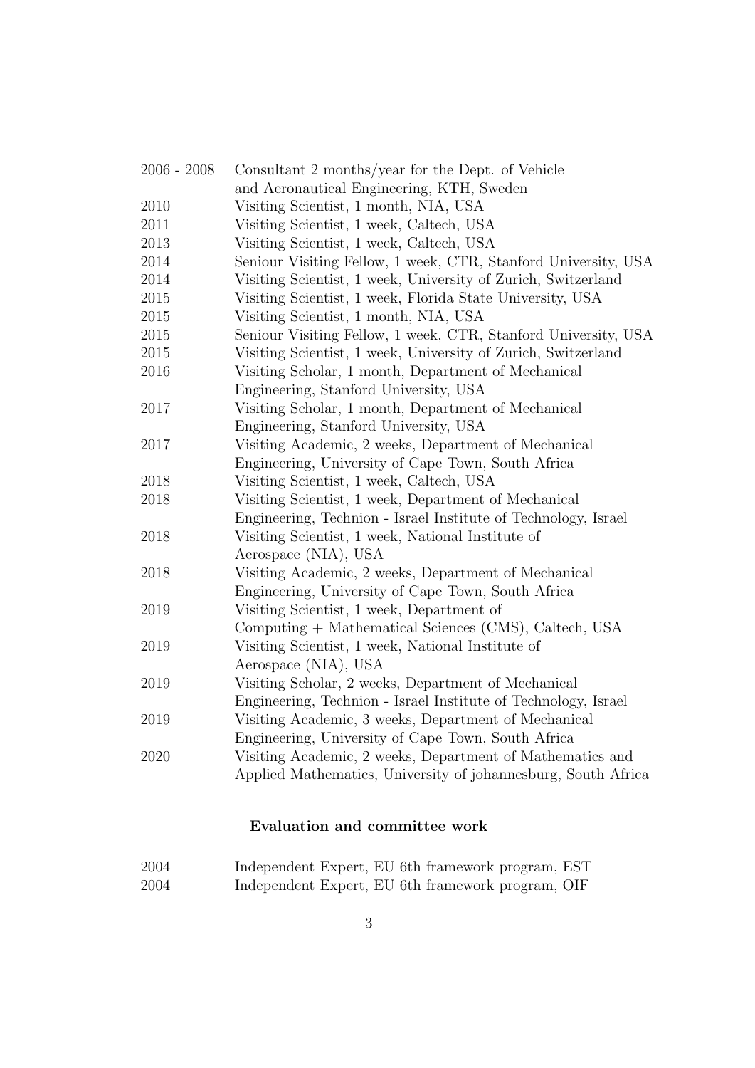| | |
|---|---|
| 2006 - 2008 | Consultant 2 months/year for the Dept. of Vehicle and Aeronautical Engineering, KTH, Sweden |
| 2010 | Visiting Scientist, 1 month, NIA, USA |
| 2011 | Visiting Scientist, 1 week, Caltech, USA |
| 2013 | Visiting Scientist, 1 week, Caltech, USA |
| 2014 | Seniour Visiting Fellow, 1 week, CTR, Stanford University, USA |
| 2014 | Visiting Scientist, 1 week, University of Zurich, Switzerland |
| 2015 | Visiting Scientist, 1 week, Florida State University, USA |
| 2015 | Visiting Scientist, 1 month, NIA, USA |
| 2015 | Seniour Visiting Fellow, 1 week, CTR, Stanford University, USA |
| 2015 | Visiting Scientist, 1 week, University of Zurich, Switzerland |
| 2016 | Visiting Scholar, 1 month, Department of Mechanical Engineering, Stanford University, USA |
| 2017 | Visiting Scholar, 1 month, Department of Mechanical Engineering, Stanford University, USA |
| 2017 | Visiting Academic, 2 weeks, Department of Mechanical Engineering, University of Cape Town, South Africa |
| 2018 | Visiting Scientist, 1 week, Caltech, USA |
| 2018 | Visiting Scientist, 1 week, Department of Mechanical Engineering, Technion - Israel Institute of Technology, Israel |
| 2018 | Visiting Scientist, 1 week, National Institute of Aerospace (NIA), USA |
| 2018 | Visiting Academic, 2 weeks, Department of Mechanical Engineering, University of Cape Town, South Africa |
| 2019 | Visiting Scientist, 1 week, Department of Computing + Mathematical Sciences (CMS), Caltech, USA |
| 2019 | Visiting Scientist, 1 week, National Institute of Aerospace (NIA), USA |
| 2019 | Visiting Scholar, 2 weeks, Department of Mechanical Engineering, Technion - Israel Institute of Technology, Israel |
| 2019 | Visiting Academic, 3 weeks, Department of Mechanical Engineering, University of Cape Town, South Africa |
| 2020 | Visiting Academic, 2 weeks, Department of Mathematics and Applied Mathematics, University of johannesburg, South Africa |

## Evaluation and committee work

| | |
|---|---|
| 2004 | Independent Expert, EU 6th framework program, EST |
| 2004 | Independent Expert, EU 6th framework program, OIF |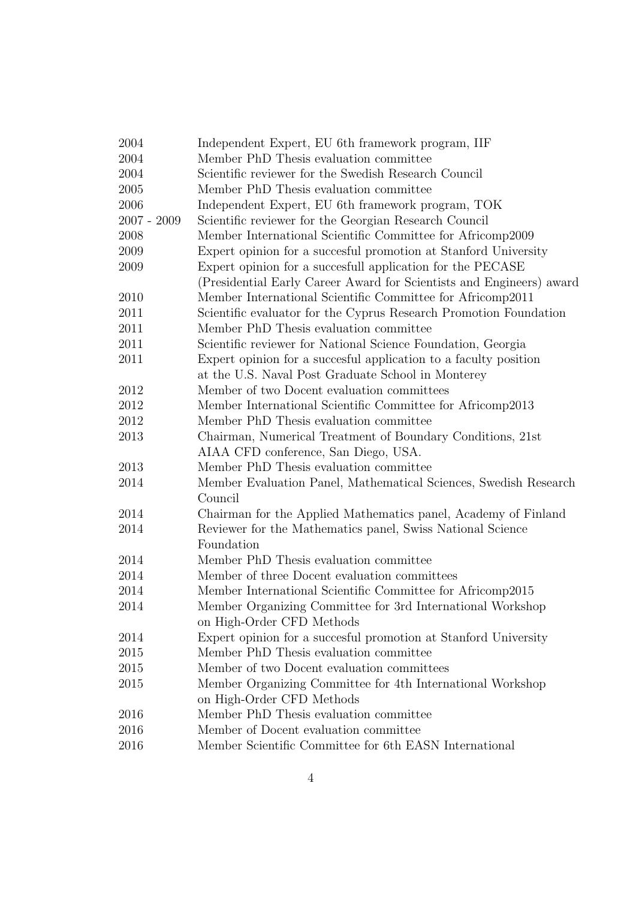| | |
|---|---|
| 2004 | Independent Expert, EU 6th framework program, IIF |
| 2004 | Member PhD Thesis evaluation committee |
| 2004 | Scientific reviewer for the Swedish Research Council |
| 2005 | Member PhD Thesis evaluation committee |
| 2006 | Independent Expert, EU 6th framework program, TOK |
| 2007 - 2009 | Scientific reviewer for the Georgian Research Council |
| 2008 | Member International Scientific Committee for Africomp2009 |
| 2009 | Expert opinion for a succesful promotion at Stanford University |
| 2009 | Expert opinion for a succesfull application for the PECASE (Presidential Early Career Award for Scientists and Engineers) award |
| 2010 | Member International Scientific Committee for Africomp2011 |
| 2011 | Scientific evaluator for the Cyprus Research Promotion Foundation |
| 2011 | Member PhD Thesis evaluation committee |
| 2011 | Scientific reviewer for National Science Foundation, Georgia |
| 2011 | Expert opinion for a succesful application to a faculty position at the U.S. Naval Post Graduate School in Monterey |
| 2012 | Member of two Docent evaluation committees |
| 2012 | Member International Scientific Committee for Africomp2013 |
| 2012 | Member PhD Thesis evaluation committee |
| 2013 | Chairman, Numerical Treatment of Boundary Conditions, 21st AIAA CFD conference, San Diego, USA. |
| 2013 | Member PhD Thesis evaluation committee |
| 2014 | Member Evaluation Panel, Mathematical Sciences, Swedish Research Council |
| 2014 | Chairman for the Applied Mathematics panel, Academy of Finland |
| 2014 | Reviewer for the Mathematics panel, Swiss National Science Foundation |
| 2014 | Member PhD Thesis evaluation committee |
| 2014 | Member of three Docent evaluation committees |
| 2014 | Member International Scientific Committee for Africomp2015 |
| 2014 | Member Organizing Committee for 3rd International Workshop on High-Order CFD Methods |
| 2014 | Expert opinion for a succesful promotion at Stanford University |
| 2015 | Member PhD Thesis evaluation committee |
| 2015 | Member of two Docent evaluation committees |
| 2015 | Member Organizing Committee for 4th International Workshop on High-Order CFD Methods |
| 2016 | Member PhD Thesis evaluation committee |
| 2016 | Member of Docent evaluation committee |
| 2016 | Member Scientific Committee for 6th EASN International |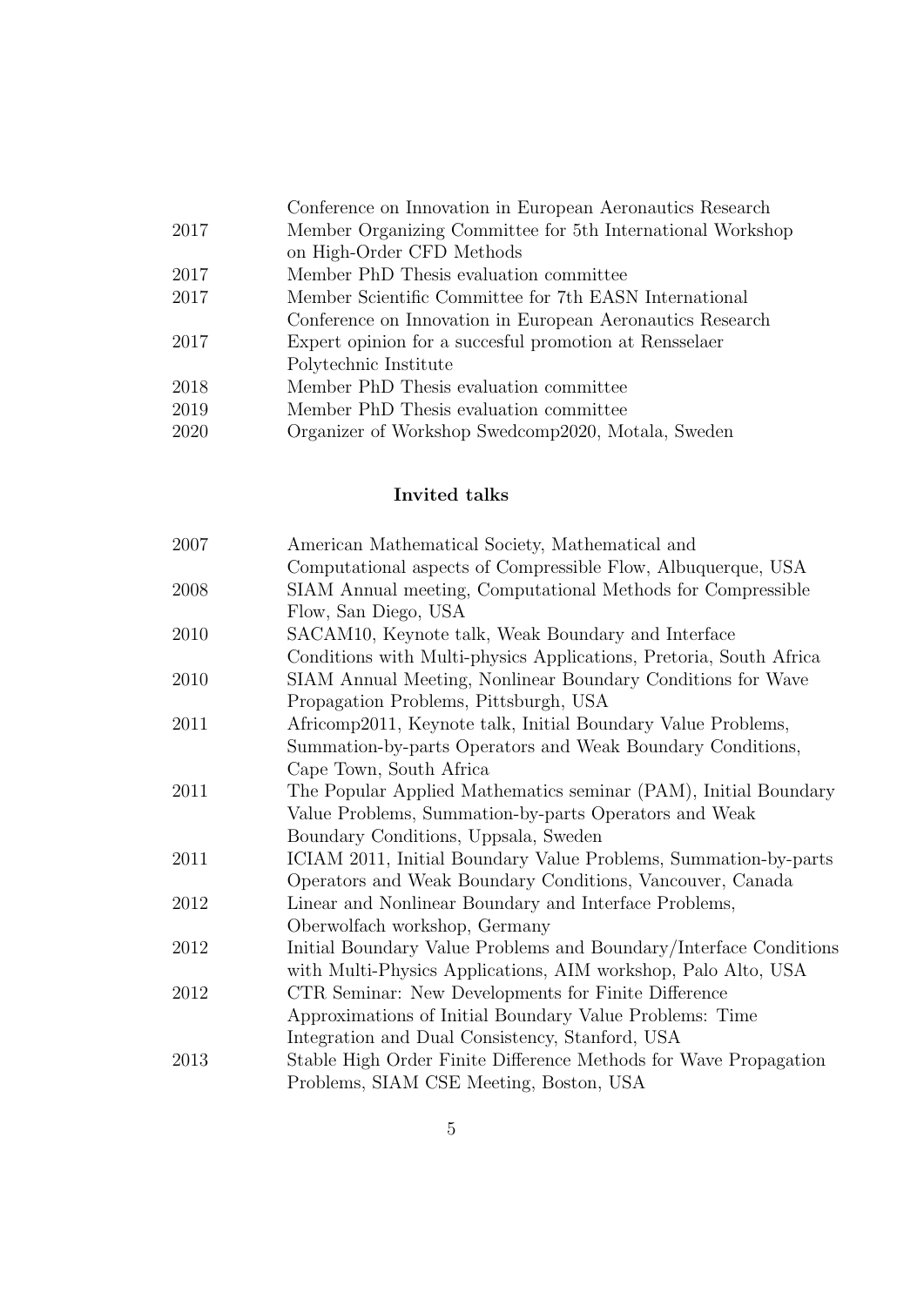| | |
|---|---|
| | Conference on Innovation in European Aeronautics Research |
| 2017 | Member Organizing Committee for 5th International Workshop on High-Order CFD Methods |
| 2017 | Member PhD Thesis evaluation committee |
| 2017 | Member Scientific Committee for 7th EASN International Conference on Innovation in European Aeronautics Research |
| 2017 | Expert opinion for a succesful promotion at Rensselaer Polytechnic Institute |
| 2018 | Member PhD Thesis evaluation committee |
| 2019 | Member PhD Thesis evaluation committee |
| 2020 | Organizer of Workshop Swedcomp2020, Motala, Sweden |

## Invited talks

| | |
|---|---|
| 2007 | American Mathematical Society, Mathematical and Computational aspects of Compressible Flow, Albuquerque, USA |
| 2008 | SIAM Annual meeting, Computational Methods for Compressible Flow, San Diego, USA |
| 2010 | SACAM10, Keynote talk, Weak Boundary and Interface Conditions with Multi-physics Applications, Pretoria, South Africa |
| 2010 | SIAM Annual Meeting, Nonlinear Boundary Conditions for Wave Propagation Problems, Pittsburgh, USA |
| 2011 | Africomp2011, Keynote talk, Initial Boundary Value Problems, Summation-by-parts Operators and Weak Boundary Conditions, Cape Town, South Africa |
| 2011 | The Popular Applied Mathematics seminar (PAM), Initial Boundary Value Problems, Summation-by-parts Operators and Weak Boundary Conditions, Uppsala, Sweden |
| 2011 | ICIAM 2011, Initial Boundary Value Problems, Summation-by-parts Operators and Weak Boundary Conditions, Vancouver, Canada |
| 2012 | Linear and Nonlinear Boundary and Interface Problems, Oberwolfach workshop, Germany |
| 2012 | Initial Boundary Value Problems and Boundary/Interface Conditions with Multi-Physics Applications, AIM workshop, Palo Alto, USA |
| 2012 | CTR Seminar: New Developments for Finite Difference Approximations of Initial Boundary Value Problems: Time Integration and Dual Consistency, Stanford, USA |
| 2013 | Stable High Order Finite Difference Methods for Wave Propagation Problems, SIAM CSE Meeting, Boston, USA |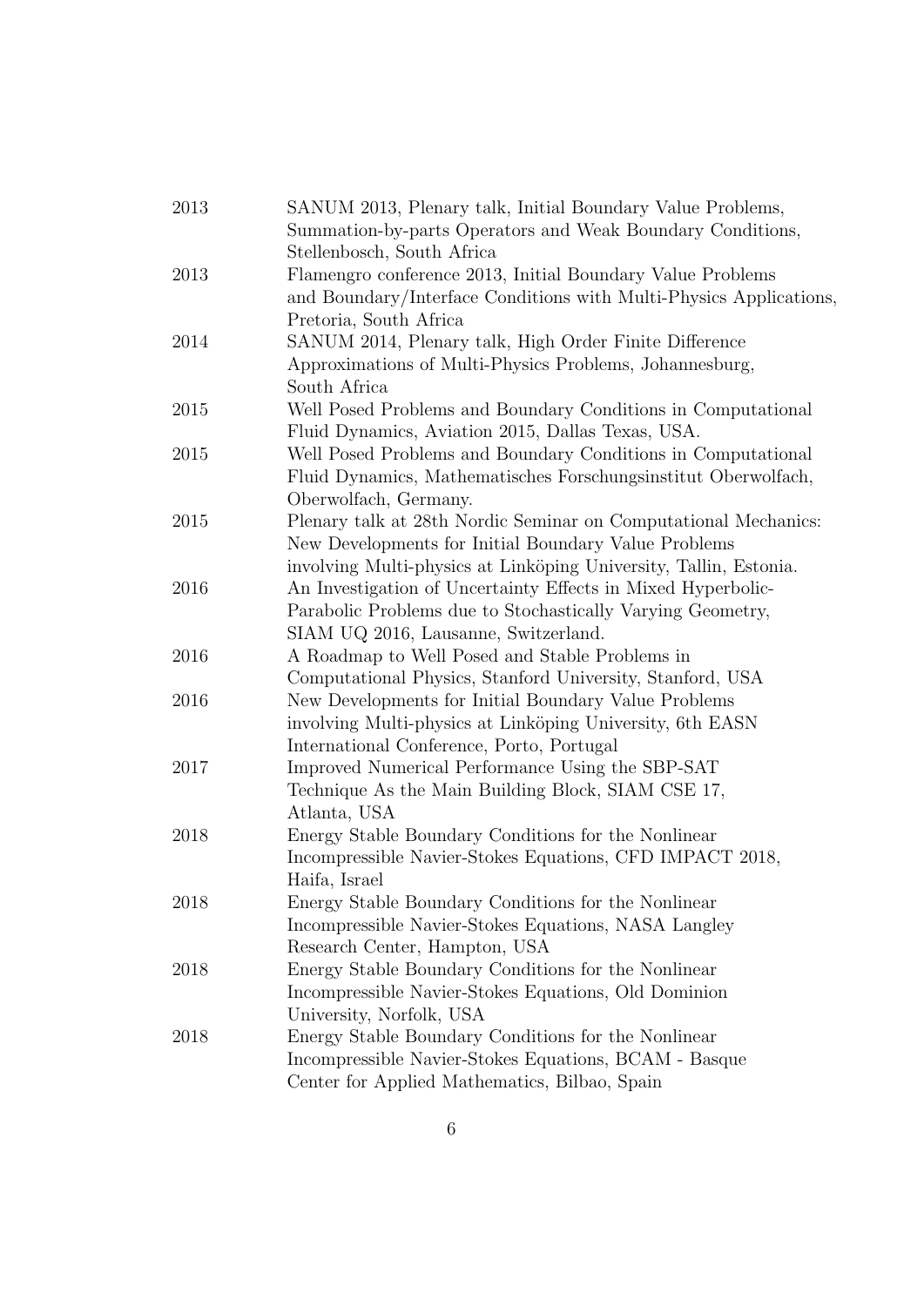| | |
|---|---|
| 2013 | SANUM 2013, Plenary talk, Initial Boundary Value Problems, Summation-by-parts Operators and Weak Boundary Conditions, Stellenbosch, South Africa |
| 2013 | Flamengro conference 2013, Initial Boundary Value Problems and Boundary/Interface Conditions with Multi-Physics Applications, Pretoria, South Africa |
| 2014 | SANUM 2014, Plenary talk, High Order Finite Difference Approximations of Multi-Physics Problems, Johannesburg, South Africa |
| 2015 | Well Posed Problems and Boundary Conditions in Computational Fluid Dynamics, Aviation 2015, Dallas Texas, USA. |
| 2015 | Well Posed Problems and Boundary Conditions in Computational Fluid Dynamics, Mathematisches Forschungsinstitut Oberwolfach, Oberwolfach, Germany. |
| 2015 | Plenary talk at 28th Nordic Seminar on Computational Mechanics: New Developments for Initial Boundary Value Problems involving Multi-physics at Linköping University, Tallin, Estonia. |
| 2016 | An Investigation of Uncertainty Effects in Mixed Hyperbolic-Parabolic Problems due to Stochastically Varying Geometry, SIAM UQ 2016, Lausanne, Switzerland. |
| 2016 | A Roadmap to Well Posed and Stable Problems in Computational Physics, Stanford University, Stanford, USA |
| 2016 | New Developments for Initial Boundary Value Problems involving Multi-physics at Linköping University, 6th EASN International Conference, Porto, Portugal |
| 2017 | Improved Numerical Performance Using the SBP-SAT Technique As the Main Building Block, SIAM CSE 17, Atlanta, USA |
| 2018 | Energy Stable Boundary Conditions for the Nonlinear Incompressible Navier-Stokes Equations, CFD IMPACT 2018, Haifa, Israel |
| 2018 | Energy Stable Boundary Conditions for the Nonlinear Incompressible Navier-Stokes Equations, NASA Langley Research Center, Hampton, USA |
| 2018 | Energy Stable Boundary Conditions for the Nonlinear Incompressible Navier-Stokes Equations, Old Dominion University, Norfolk, USA |
| 2018 | Energy Stable Boundary Conditions for the Nonlinear Incompressible Navier-Stokes Equations, BCAM - Basque Center for Applied Mathematics, Bilbao, Spain |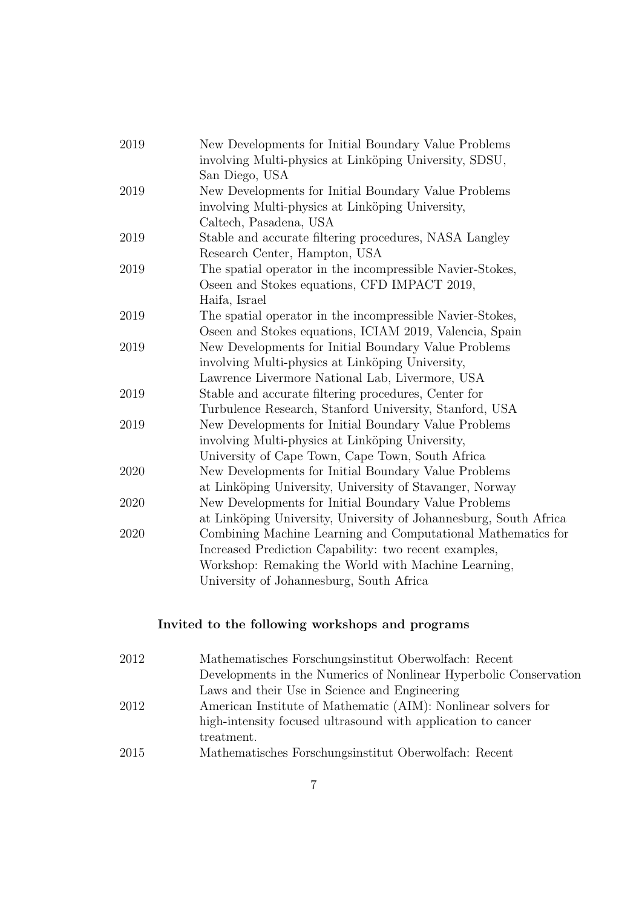| | |
|---|---|
| 2019 | New Developments for Initial Boundary Value Problems involving Multi-physics at Linköping University, SDSU, San Diego, USA |
| 2019 | New Developments for Initial Boundary Value Problems involving Multi-physics at Linköping University, Caltech, Pasadena, USA |
| 2019 | Stable and accurate filtering procedures, NASA Langley Research Center, Hampton, USA |
| 2019 | The spatial operator in the incompressible Navier-Stokes, Oseen and Stokes equations, CFD IMPACT 2019, Haifa, Israel |
| 2019 | The spatial operator in the incompressible Navier-Stokes, Oseen and Stokes equations, ICIAM 2019, Valencia, Spain |
| 2019 | New Developments for Initial Boundary Value Problems involving Multi-physics at Linköping University, Lawrence Livermore National Lab, Livermore, USA |
| 2019 | Stable and accurate filtering procedures, Center for Turbulence Research, Stanford University, Stanford, USA |
| 2019 | New Developments for Initial Boundary Value Problems involving Multi-physics at Linköping University, University of Cape Town, Cape Town, South Africa |
| 2020 | New Developments for Initial Boundary Value Problems at Linköping University, University of Stavanger, Norway |
| 2020 | New Developments for Initial Boundary Value Problems at Linköping University, University of Johannesburg, South Africa |
| 2020 | Combining Machine Learning and Computational Mathematics for Increased Prediction Capability: two recent examples, Workshop: Remaking the World with Machine Learning, University of Johannesburg, South Africa |

**Invited to the following workshops and programs**

| | |
|---|---|
| 2012 | Mathematisches Forschungsinstitut Oberwolfach: Recent Developments in the Numerics of Nonlinear Hyperbolic Conservation Laws and their Use in Science and Engineering |
| 2012 | American Institute of Mathematic (AIM): Nonlinear solvers for high-intensity focused ultrasound with application to cancer treatment. |
| 2015 | Mathematisches Forschungsinstitut Oberwolfach: Recent |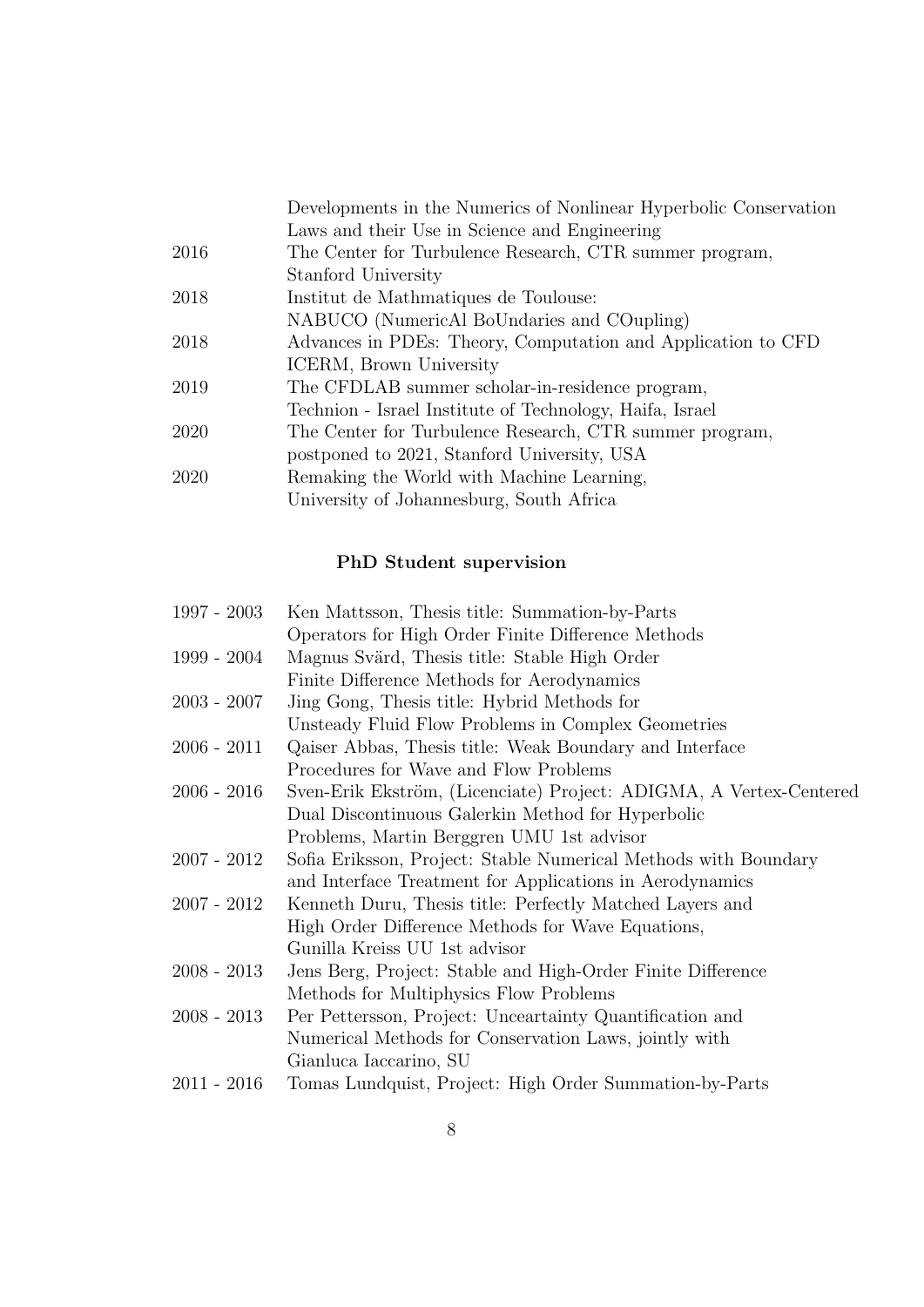| | |
|---|---|
| | Developments in the Numerics of Nonlinear Hyperbolic Conservation Laws and their Use in Science and Engineering |
| 2016 | The Center for Turbulence Research, CTR summer program, Stanford University |
| 2018 | Institut de Mathmatiques de Toulouse: NABUCO (NumericAl BoUndaries and COupling) |
| 2018 | Advances in PDEs: Theory, Computation and Application to CFD ICERM, Brown University |
| 2019 | The CFDLAB summer scholar-in-residence program, Technion - Israel Institute of Technology, Haifa, Israel |
| 2020 | The Center for Turbulence Research, CTR summer program, postponed to 2021, Stanford University, USA |
| 2020 | Remaking the World with Machine Learning, University of Johannesburg, South Africa |

## PhD Student supervision

| | |
|---|---|
| 1997 - 2003 | Ken Mattsson, Thesis title: Summation-by-Parts Operators for High Order Finite Difference Methods |
| 1999 - 2004 | Magnus Svärd, Thesis title: Stable High Order Finite Difference Methods for Aerodynamics |
| 2003 - 2007 | Jing Gong, Thesis title: Hybrid Methods for Unsteady Fluid Flow Problems in Complex Geometries |
| 2006 - 2011 | Qaiser Abbas, Thesis title: Weak Boundary and Interface Procedures for Wave and Flow Problems |
| 2006 - 2016 | Sven-Erik Ekström, (Licenciate) Project: ADIGMA, A Vertex-Centered Dual Discontinuous Galerkin Method for Hyperbolic Problems, Martin Berggren UMU 1st advisor |
| 2007 - 2012 | Sofia Eriksson, Project: Stable Numerical Methods with Boundary and Interface Treatment for Applications in Aerodynamics |
| 2007 - 2012 | Kenneth Duru, Thesis title: Perfectly Matched Layers and High Order Difference Methods for Wave Equations, Gunilla Kreiss UU 1st advisor |
| 2008 - 2013 | Jens Berg, Project: Stable and High-Order Finite Difference Methods for Multiphysics Flow Problems |
| 2008 - 2013 | Per Pettersson, Project: Unceartainty Quantification and Numerical Methods for Conservation Laws, jointly with Gianluca Iaccarino, SU |
| 2011 - 2016 | Tomas Lundquist, Project: High Order Summation-by-Parts |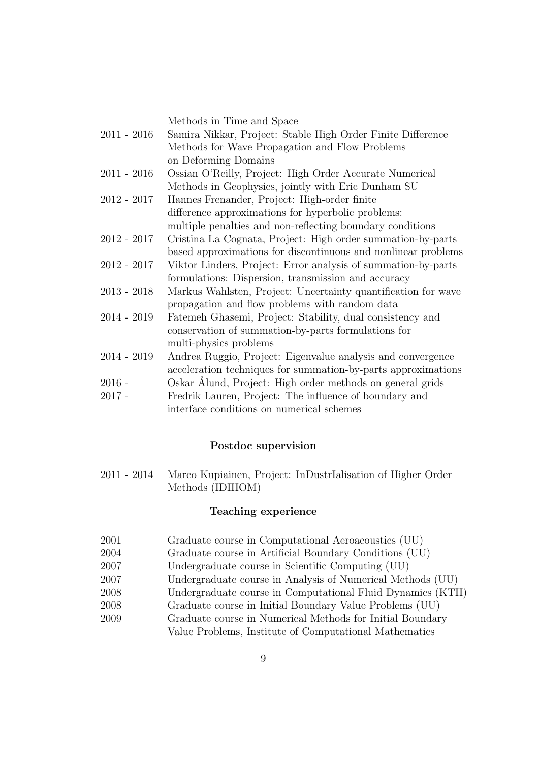| | |
|---|---|
| | Methods in Time and Space |
| 2011 - 2016 | Samira Nikkar, Project: Stable High Order Finite Difference Methods for Wave Propagation and Flow Problems on Deforming Domains |
| 2011 - 2016 | Ossian O'Reilly, Project: High Order Accurate Numerical Methods in Geophysics, jointly with Eric Dunham SU |
| 2012 - 2017 | Hannes Frenander, Project: High-order finite difference approximations for hyperbolic problems: multiple penalties and non-reflecting boundary conditions |
| 2012 - 2017 | Cristina La Cognata, Project: High order summation-by-parts based approximations for discontinuous and nonlinear problems |
| 2012 - 2017 | Viktor Linders, Project: Error analysis of summation-by-parts formulations: Dispersion, transmission and accuracy |
| 2013 - 2018 | Markus Wahlsten, Project: Uncertainty quantification for wave propagation and flow problems with random data |
| 2014 - 2019 | Fatemeh Ghasemi, Project: Stability, dual consistency and conservation of summation-by-parts formulations for multi-physics problems |
| 2014 - 2019 | Andrea Ruggio, Project: Eigenvalue analysis and convergence acceleration techniques for summation-by-parts approximations |
| 2016 - | Oskar Ålund, Project: High order methods on general grids |
| 2017 - | Fredrik Lauren, Project: The influence of boundary and interface conditions on numerical schemes |

### Postdoc supervision

| | |
|---|---|
| 2011 - 2014 | Marco Kupiainen, Project: InDustrIalisation of Higher Order Methods (IDIHOM) |

### Teaching experience

| | |
|---|---|
| 2001 | Graduate course in Computational Aeroacoustics (UU) |
| 2004 | Graduate course in Artificial Boundary Conditions (UU) |
| 2007 | Undergraduate course in Scientific Computing (UU) |
| 2007 | Undergraduate course in Analysis of Numerical Methods (UU) |
| 2008 | Undergraduate course in Computational Fluid Dynamics (KTH) |
| 2008 | Graduate course in Initial Boundary Value Problems (UU) |
| 2009 | Graduate course in Numerical Methods for Initial Boundary Value Problems, Institute of Computational Mathematics |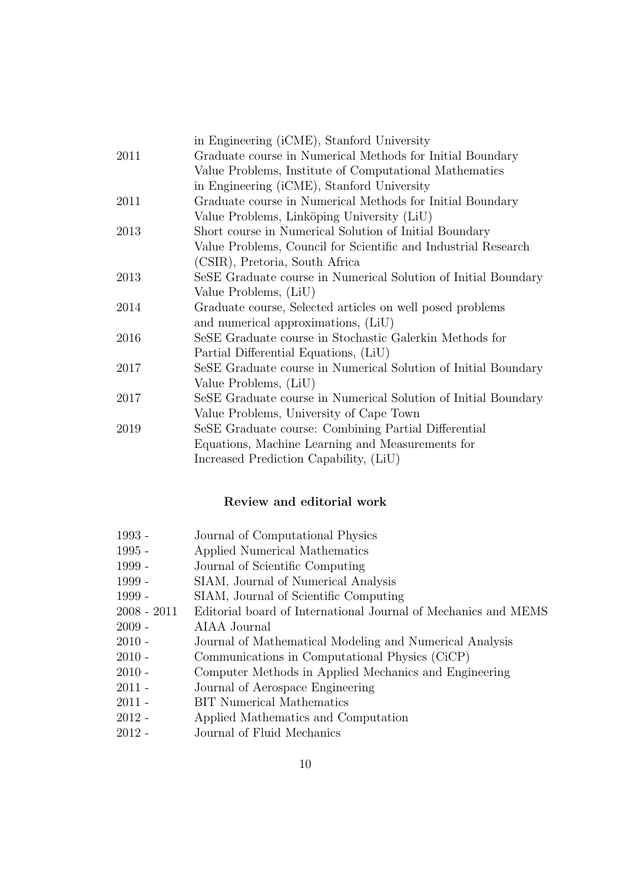| | |
|---|---|
| | in Engineering (iCME), Stanford University |
| 2011 | Graduate course in Numerical Methods for Initial Boundary Value Problems, Institute of Computational Mathematics in Engineering (iCME), Stanford University |
| 2011 | Graduate course in Numerical Methods for Initial Boundary Value Problems, Linköping University (LiU) |
| 2013 | Short course in Numerical Solution of Initial Boundary Value Problems, Council for Scientific and Industrial Research (CSIR), Pretoria, South Africa |
| 2013 | SeSE Graduate course in Numerical Solution of Initial Boundary Value Problems, (LiU) |
| 2014 | Graduate course, Selected articles on well posed problems and numerical approximations, (LiU) |
| 2016 | SeSE Graduate course in Stochastic Galerkin Methods for Partial Differential Equations, (LiU) |
| 2017 | SeSE Graduate course in Numerical Solution of Initial Boundary Value Problems, (LiU) |
| 2017 | SeSE Graduate course in Numerical Solution of Initial Boundary Value Problems, University of Cape Town |
| 2019 | SeSE Graduate course: Combining Partial Differential Equations, Machine Learning and Measurements for Increased Prediction Capability, (LiU) |

**Review and editorial work**

| | |
|---|---|
| 1993 - | Journal of Computational Physics |
| 1995 - | Applied Numerical Mathematics |
| 1999 - | Journal of Scientific Computing |
| 1999 - | SIAM, Journal of Numerical Analysis |
| 1999 - | SIAM, Journal of Scientific Computing |
| 2008 - 2011 | Editorial board of International Journal of Mechanics and MEMS |
| 2009 - | AIAA Journal |
| 2010 - | Journal of Mathematical Modeling and Numerical Analysis |
| 2010 - | Communications in Computational Physics (CiCP) |
| 2010 - | Computer Methods in Applied Mechanics and Engineering |
| 2011 - | Journal of Aerospace Engineering |
| 2011 - | BIT Numerical Mathematics |
| 2012 - | Applied Mathematics and Computation |
| 2012 - | Journal of Fluid Mechanics |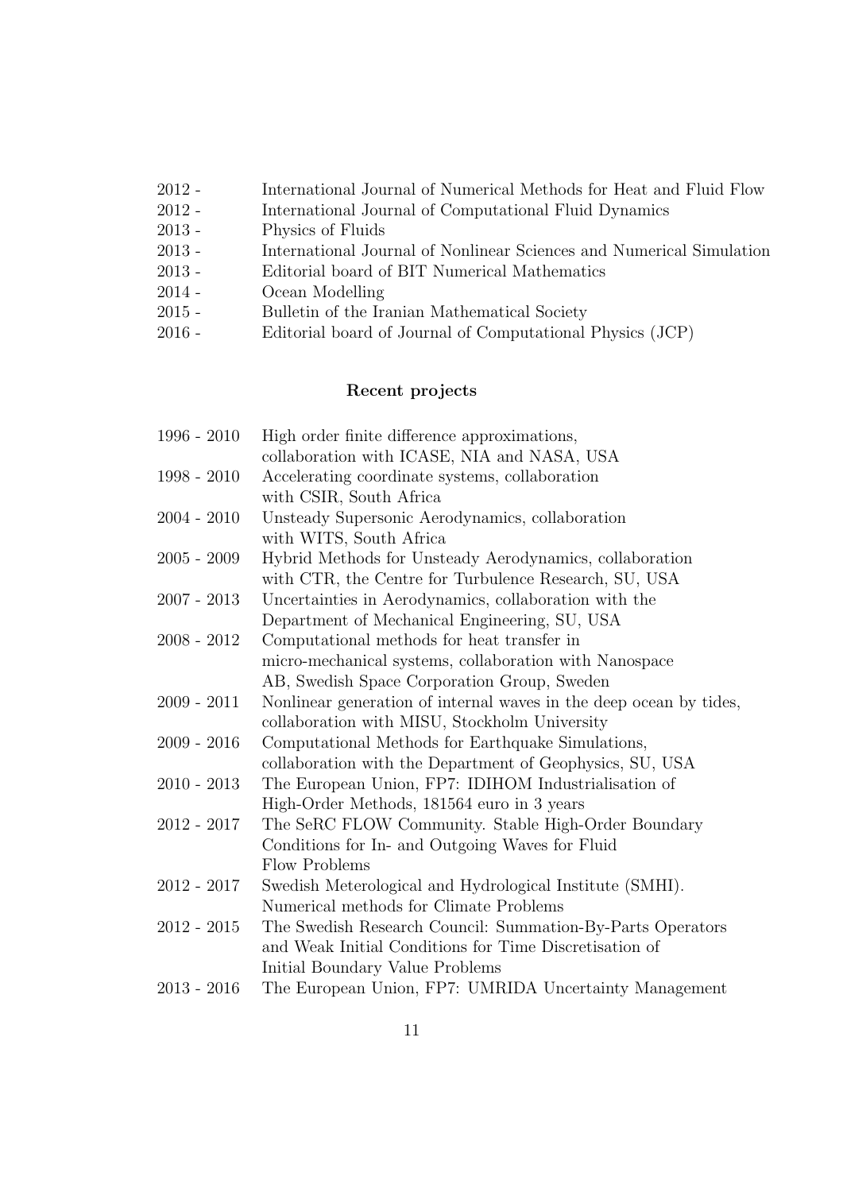| | |
|---|---|
| 2012 - | International Journal of Numerical Methods for Heat and Fluid Flow |
| 2012 - | International Journal of Computational Fluid Dynamics |
| 2013 - | Physics of Fluids |
| 2013 - | International Journal of Nonlinear Sciences and Numerical Simulation |
| 2013 - | Editorial board of BIT Numerical Mathematics |
| 2014 - | Ocean Modelling |
| 2015 - | Bulletin of the Iranian Mathematical Society |
| 2016 - | Editorial board of Journal of Computational Physics (JCP) |

## Recent projects

| | |
|---|---|
| 1996 - 2010 | High order finite difference approximations, collaboration with ICASE, NIA and NASA, USA |
| 1998 - 2010 | Accelerating coordinate systems, collaboration with CSIR, South Africa |
| 2004 - 2010 | Unsteady Supersonic Aerodynamics, collaboration with WITS, South Africa |
| 2005 - 2009 | Hybrid Methods for Unsteady Aerodynamics, collaboration with CTR, the Centre for Turbulence Research, SU, USA |
| 2007 - 2013 | Uncertainties in Aerodynamics, collaboration with the Department of Mechanical Engineering, SU, USA |
| 2008 - 2012 | Computational methods for heat transfer in micro-mechanical systems, collaboration with Nanospace AB, Swedish Space Corporation Group, Sweden |
| 2009 - 2011 | Nonlinear generation of internal waves in the deep ocean by tides, collaboration with MISU, Stockholm University |
| 2009 - 2016 | Computational Methods for Earthquake Simulations, collaboration with the Department of Geophysics, SU, USA |
| 2010 - 2013 | The European Union, FP7: IDIHOM Industrialisation of High-Order Methods, 181564 euro in 3 years |
| 2012 - 2017 | The SeRC FLOW Community. Stable High-Order Boundary Conditions for In- and Outgoing Waves for Fluid Flow Problems |
| 2012 - 2017 | Swedish Meterological and Hydrological Institute (SMHI). Numerical methods for Climate Problems |
| 2012 - 2015 | The Swedish Research Council: Summation-By-Parts Operators and Weak Initial Conditions for Time Discretisation of Initial Boundary Value Problems |
| 2013 - 2016 | The European Union, FP7: UMRIDA Uncertainty Management |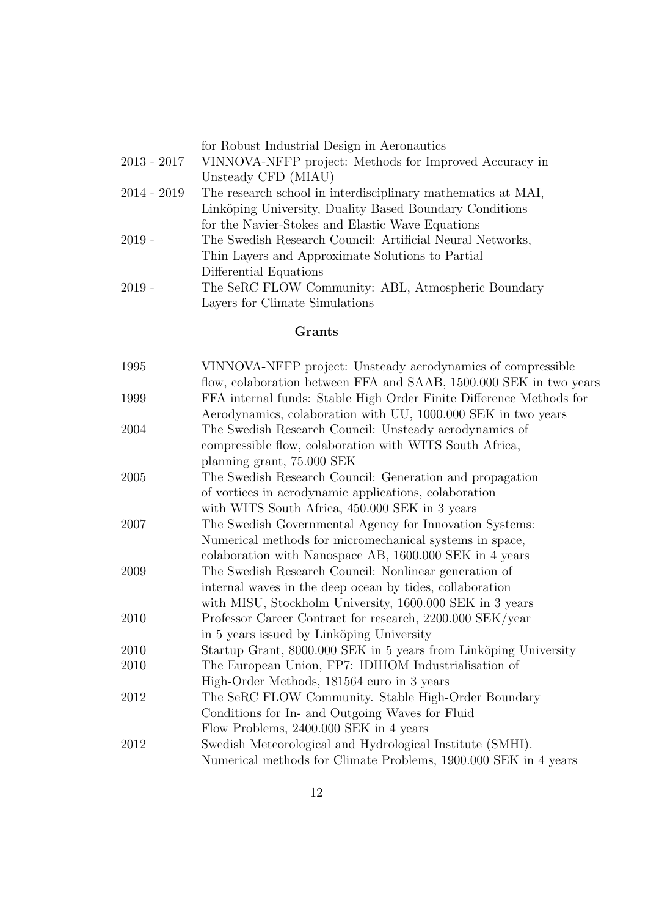| | |
|---|---|
| | for Robust Industrial Design in Aeronautics |
| 2013 - 2017 | VINNOVA-NFFP project: Methods for Improved Accuracy in Unsteady CFD (MIAU) |
| 2014 - 2019 | The research school in interdisciplinary mathematics at MAI, Linköping University, Duality Based Boundary Conditions for the Navier-Stokes and Elastic Wave Equations |
| 2019 - | The Swedish Research Council: Artificial Neural Networks, Thin Layers and Approximate Solutions to Partial Differential Equations |
| 2019 - | The SeRC FLOW Community: ABL, Atmospheric Boundary Layers for Climate Simulations |

## Grants

| | |
|---|---|
| 1995 | VINNOVA-NFFP project: Unsteady aerodynamics of compressible flow, colaboration between FFA and SAAB, 1500.000 SEK in two years |
| 1999 | FFA internal funds: Stable High Order Finite Difference Methods for Aerodynamics, colaboration with UU, 1000.000 SEK in two years |
| 2004 | The Swedish Research Council: Unsteady aerodynamics of compressible flow, colaboration with WITS South Africa, planning grant, 75.000 SEK |
| 2005 | The Swedish Research Council: Generation and propagation of vortices in aerodynamic applications, colaboration with WITS South Africa, 450.000 SEK in 3 years |
| 2007 | The Swedish Governmental Agency for Innovation Systems: Numerical methods for micromechanical systems in space, colaboration with Nanospace AB, 1600.000 SEK in 4 years |
| 2009 | The Swedish Research Council: Nonlinear generation of internal waves in the deep ocean by tides, collaboration with MISU, Stockholm University, 1600.000 SEK in 3 years |
| 2010 | Professor Career Contract for research, 2200.000 SEK/year in 5 years issued by Linköping University |
| 2010 | Startup Grant, 8000.000 SEK in 5 years from Linköping University |
| 2010 | The European Union, FP7: IDIHOM Industrialisation of High-Order Methods, 181564 euro in 3 years |
| 2012 | The SeRC FLOW Community. Stable High-Order Boundary Conditions for In- and Outgoing Waves for Fluid Flow Problems, 2400.000 SEK in 4 years |
| 2012 | Swedish Meteorological and Hydrological Institute (SMHI). Numerical methods for Climate Problems, 1900.000 SEK in 4 years |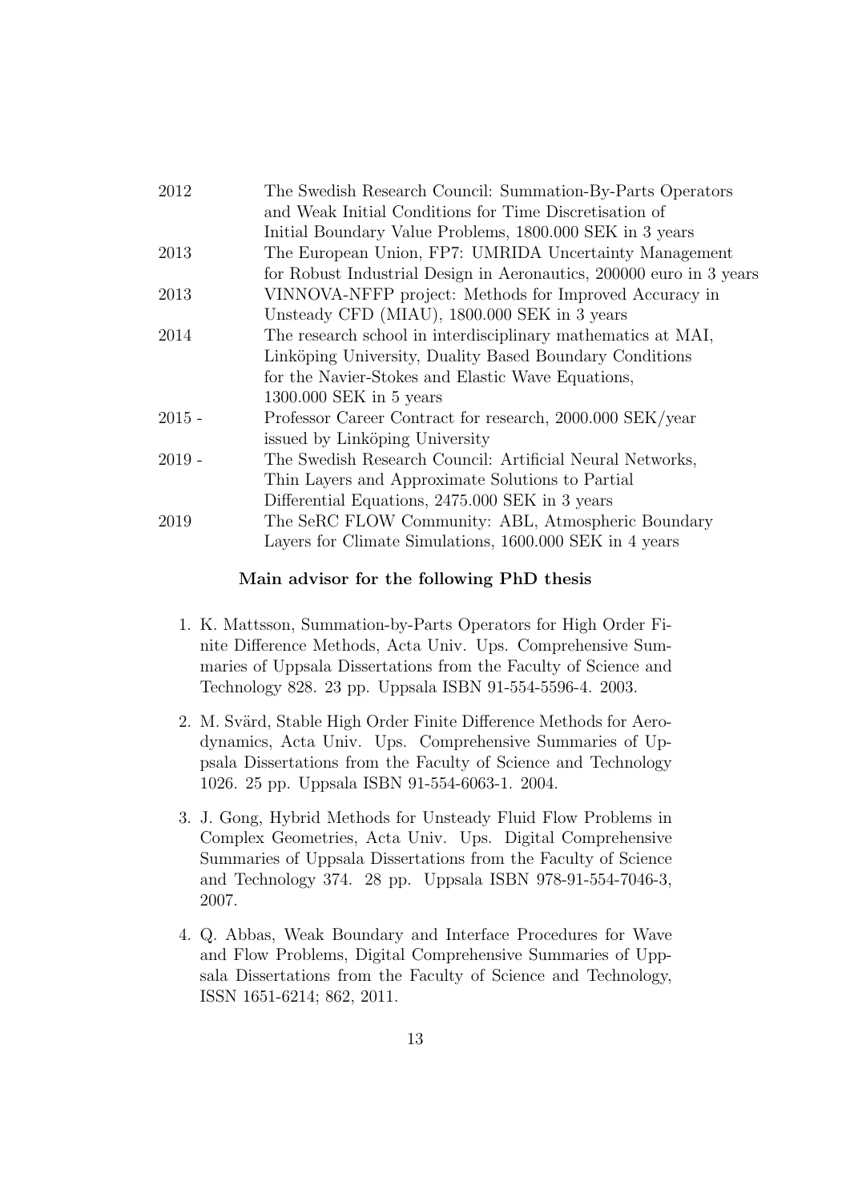| | |
|---|---|
| 2012 | The Swedish Research Council: Summation-By-Parts Operators and Weak Initial Conditions for Time Discretisation of Initial Boundary Value Problems, 1800.000 SEK in 3 years |
| 2013 | The European Union, FP7: UMRIDA Uncertainty Management for Robust Industrial Design in Aeronautics, 200000 euro in 3 years |
| 2013 | VINNOVA-NFFP project: Methods for Improved Accuracy in Unsteady CFD (MIAU), 1800.000 SEK in 3 years |
| 2014 | The research school in interdisciplinary mathematics at MAI, Linköping University, Duality Based Boundary Conditions for the Navier-Stokes and Elastic Wave Equations, 1300.000 SEK in 5 years |
| 2015 - | Professor Career Contract for research, 2000.000 SEK/year issued by Linköping University |
| 2019 - | The Swedish Research Council: Artificial Neural Networks, Thin Layers and Approximate Solutions to Partial Differential Equations, 2475.000 SEK in 3 years |
| 2019 | The SeRC FLOW Community: ABL, Atmospheric Boundary Layers for Climate Simulations, 1600.000 SEK in 4 years |

**Main advisor for the following PhD thesis**

1. K. Mattsson, Summation-by-Parts Operators for High Order Finite Difference Methods, Acta Univ. Ups. Comprehensive Summaries of Uppsala Dissertations from the Faculty of Science and Technology 828. 23 pp. Uppsala ISBN 91-554-5596-4. 2003.

2. M. Svärd, Stable High Order Finite Difference Methods for Aerodynamics, Acta Univ. Ups. Comprehensive Summaries of Uppsala Dissertations from the Faculty of Science and Technology 1026. 25 pp. Uppsala ISBN 91-554-6063-1. 2004.

3. J. Gong, Hybrid Methods for Unsteady Fluid Flow Problems in Complex Geometries, Acta Univ. Ups. Digital Comprehensive Summaries of Uppsala Dissertations from the Faculty of Science and Technology 374. 28 pp. Uppsala ISBN 978-91-554-7046-3, 2007.

4. Q. Abbas, Weak Boundary and Interface Procedures for Wave and Flow Problems, Digital Comprehensive Summaries of Uppsala Dissertations from the Faculty of Science and Technology, ISSN 1651-6214; 862, 2011.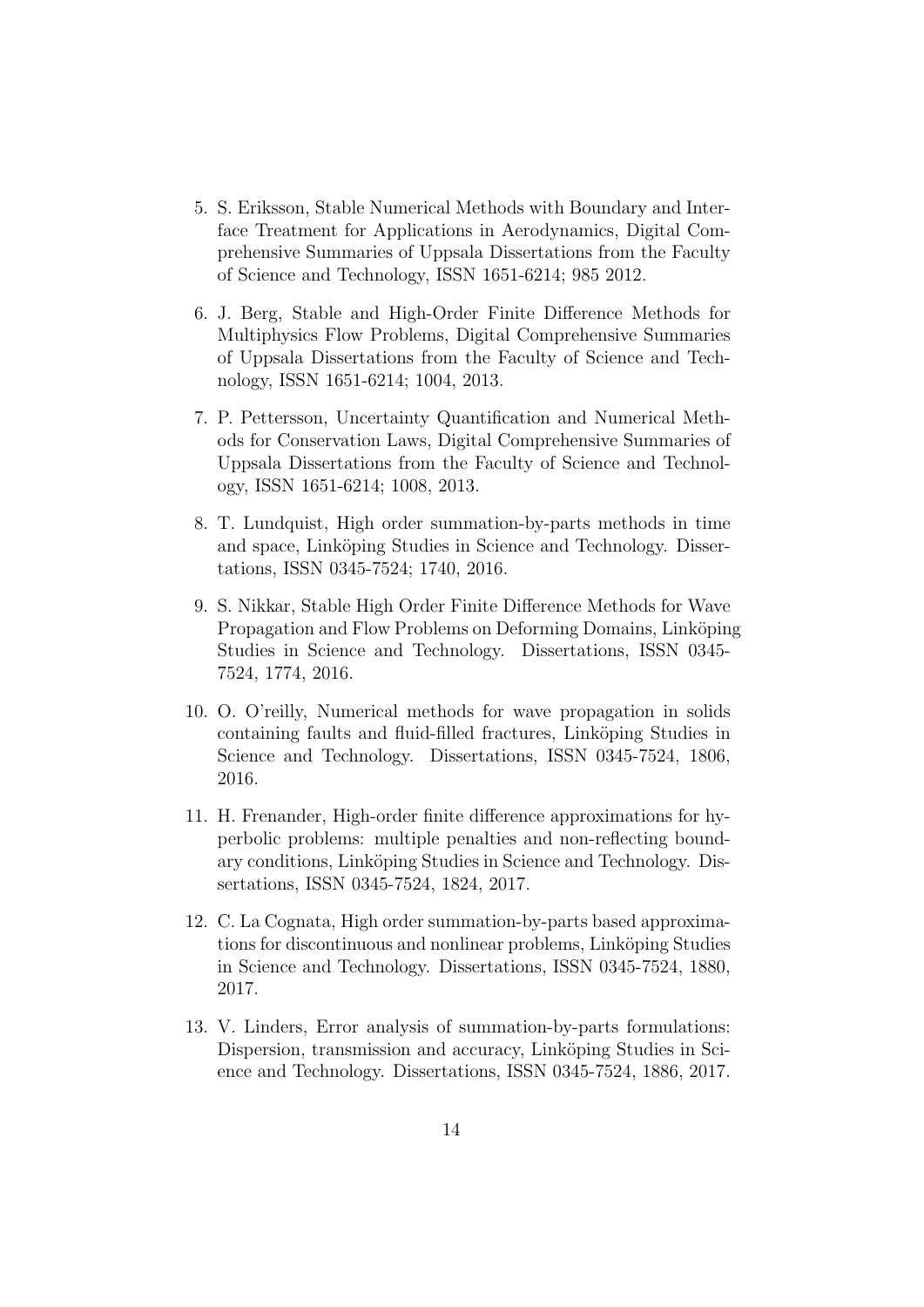5. S. Eriksson, Stable Numerical Methods with Boundary and Interface Treatment for Applications in Aerodynamics, Digital Comprehensive Summaries of Uppsala Dissertations from the Faculty of Science and Technology, ISSN 1651-6214; 985 2012.

6. J. Berg, Stable and High-Order Finite Difference Methods for Multiphysics Flow Problems, Digital Comprehensive Summaries of Uppsala Dissertations from the Faculty of Science and Technology, ISSN 1651-6214; 1004, 2013.

7. P. Pettersson, Uncertainty Quantification and Numerical Methods for Conservation Laws, Digital Comprehensive Summaries of Uppsala Dissertations from the Faculty of Science and Technology, ISSN 1651-6214; 1008, 2013.

8. T. Lundquist, High order summation-by-parts methods in time and space, Linköping Studies in Science and Technology. Dissertations, ISSN 0345-7524; 1740, 2016.

9. S. Nikkar, Stable High Order Finite Difference Methods for Wave Propagation and Flow Problems on Deforming Domains, Linköping Studies in Science and Technology. Dissertations, ISSN 0345-7524, 1774, 2016.

10. O. O'reilly, Numerical methods for wave propagation in solids containing faults and fluid-filled fractures, Linköping Studies in Science and Technology. Dissertations, ISSN 0345-7524, 1806, 2016.

11. H. Frenander, High-order finite difference approximations for hyperbolic problems: multiple penalties and non-reflecting boundary conditions, Linköping Studies in Science and Technology. Dissertations, ISSN 0345-7524, 1824, 2017.

12. C. La Cognata, High order summation-by-parts based approximations for discontinuous and nonlinear problems, Linköping Studies in Science and Technology. Dissertations, ISSN 0345-7524, 1880, 2017.

13. V. Linders, Error analysis of summation-by-parts formulations: Dispersion, transmission and accuracy, Linköping Studies in Science and Technology. Dissertations, ISSN 0345-7524, 1886, 2017.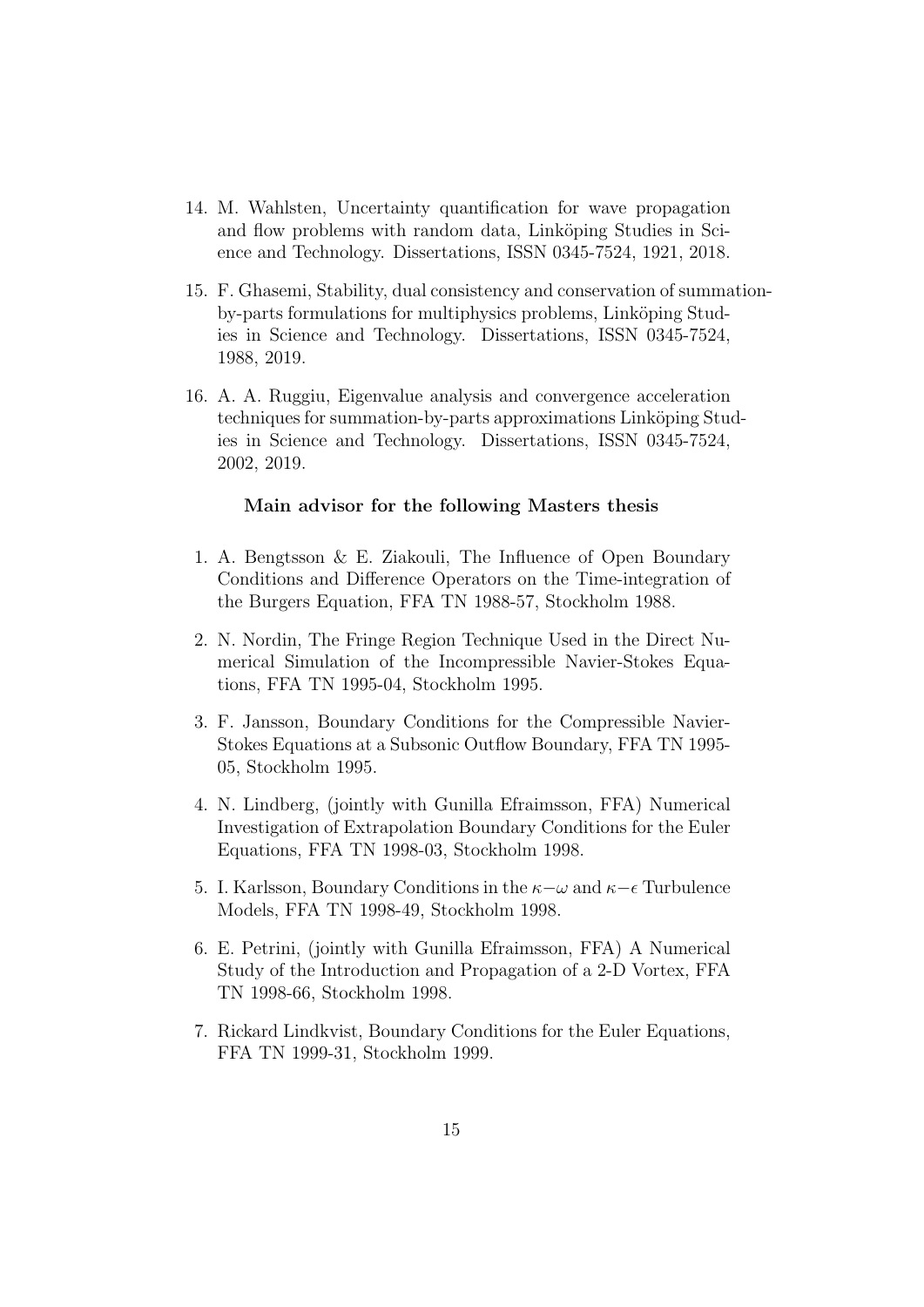14. M. Wahlsten, Uncertainty quantification for wave propagation and flow problems with random data, Linköping Studies in Science and Technology. Dissertations, ISSN 0345-7524, 1921, 2018.

15. F. Ghasemi, Stability, dual consistency and conservation of summation-by-parts formulations for multiphysics problems, Linköping Studies in Science and Technology. Dissertations, ISSN 0345-7524, 1988, 2019.

16. A. A. Ruggiu, Eigenvalue analysis and convergence acceleration techniques for summation-by-parts approximations Linköping Studies in Science and Technology. Dissertations, ISSN 0345-7524, 2002, 2019.

**Main advisor for the following Masters thesis**

1. A. Bengtsson & E. Ziakouli, The Influence of Open Boundary Conditions and Difference Operators on the Time-integration of the Burgers Equation, FFA TN 1988-57, Stockholm 1988.

2. N. Nordin, The Fringe Region Technique Used in the Direct Numerical Simulation of the Incompressible Navier-Stokes Equations, FFA TN 1995-04, Stockholm 1995.

3. F. Jansson, Boundary Conditions for the Compressible Navier-Stokes Equations at a Subsonic Outflow Boundary, FFA TN 1995-05, Stockholm 1995.

4. N. Lindberg, (jointly with Gunilla Efraimsson, FFA) Numerical Investigation of Extrapolation Boundary Conditions for the Euler Equations, FFA TN 1998-03, Stockholm 1998.

5. I. Karlsson, Boundary Conditions in the $\kappa-\omega$ and $\kappa-\epsilon$ Turbulence Models, FFA TN 1998-49, Stockholm 1998.

6. E. Petrini, (jointly with Gunilla Efraimsson, FFA) A Numerical Study of the Introduction and Propagation of a 2-D Vortex, FFA TN 1998-66, Stockholm 1998.

7. Rickard Lindkvist, Boundary Conditions for the Euler Equations, FFA TN 1999-31, Stockholm 1999.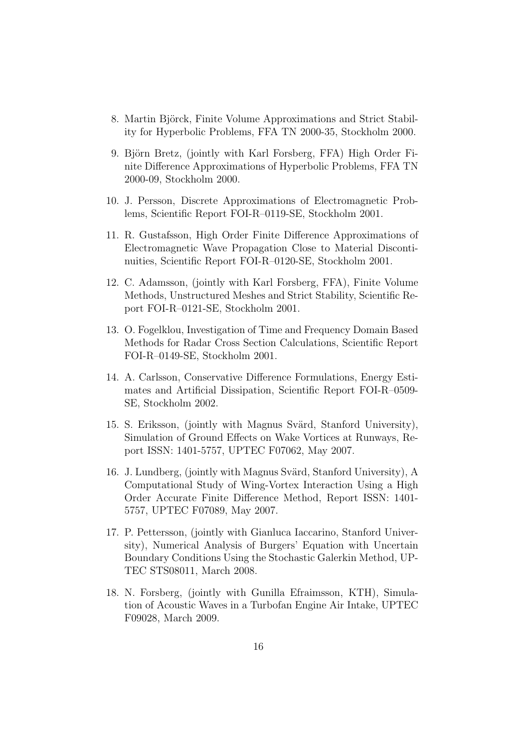8. Martin Björck, Finite Volume Approximations and Strict Stability for Hyperbolic Problems, FFA TN 2000-35, Stockholm 2000.

9. Björn Bretz, (jointly with Karl Forsberg, FFA) High Order Finite Difference Approximations of Hyperbolic Problems, FFA TN 2000-09, Stockholm 2000.

10. J. Persson, Discrete Approximations of Electromagnetic Problems, Scientific Report FOI-R–0119-SE, Stockholm 2001.

11. R. Gustafsson, High Order Finite Difference Approximations of Electromagnetic Wave Propagation Close to Material Discontinuities, Scientific Report FOI-R–0120-SE, Stockholm 2001.

12. C. Adamsson, (jointly with Karl Forsberg, FFA), Finite Volume Methods, Unstructured Meshes and Strict Stability, Scientific Report FOI-R–0121-SE, Stockholm 2001.

13. O. Fogelklou, Investigation of Time and Frequency Domain Based Methods for Radar Cross Section Calculations, Scientific Report FOI-R–0149-SE, Stockholm 2001.

14. A. Carlsson, Conservative Difference Formulations, Energy Estimates and Artificial Dissipation, Scientific Report FOI-R–0509-SE, Stockholm 2002.

15. S. Eriksson, (jointly with Magnus Svärd, Stanford University), Simulation of Ground Effects on Wake Vortices at Runways, Report ISSN: 1401-5757, UPTEC F07062, May 2007.

16. J. Lundberg, (jointly with Magnus Svärd, Stanford University), A Computational Study of Wing-Vortex Interaction Using a High Order Accurate Finite Difference Method, Report ISSN: 1401-5757, UPTEC F07089, May 2007.

17. P. Pettersson, (jointly with Gianluca Iaccarino, Stanford University), Numerical Analysis of Burgers' Equation with Uncertain Boundary Conditions Using the Stochastic Galerkin Method, UPTEC STS08011, March 2008.

18. N. Forsberg, (jointly with Gunilla Efraimsson, KTH), Simulation of Acoustic Waves in a Turbofan Engine Air Intake, UPTEC F09028, March 2009.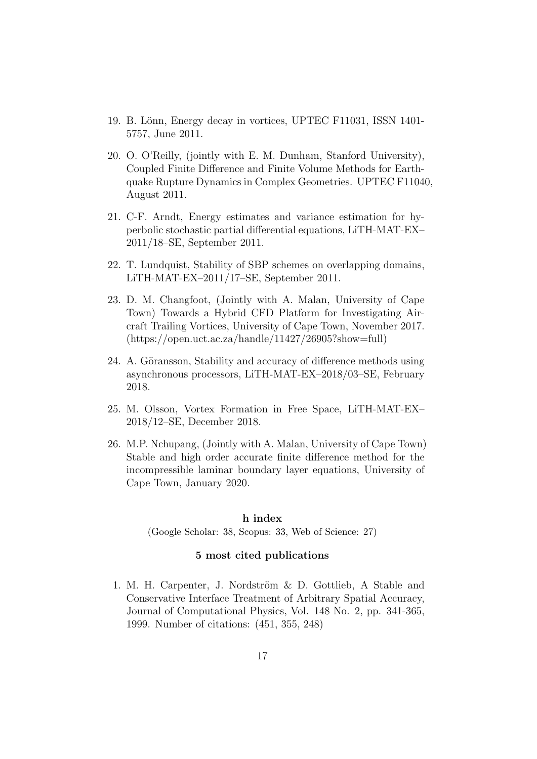19. B. Lönn, Energy decay in vortices, UPTEC F11031, ISSN 1401-5757, June 2011.
20. O. O'Reilly, (jointly with E. M. Dunham, Stanford University), Coupled Finite Difference and Finite Volume Methods for Earthquake Rupture Dynamics in Complex Geometries. UPTEC F11040, August 2011.
21. C-F. Arndt, Energy estimates and variance estimation for hyperbolic stochastic partial differential equations, LiTH-MAT-EX–2011/18–SE, September 2011.
22. T. Lundquist, Stability of SBP schemes on overlapping domains, LiTH-MAT-EX–2011/17–SE, September 2011.
23. D. M. Changfoot, (Jointly with A. Malan, University of Cape Town) Towards a Hybrid CFD Platform for Investigating Aircraft Trailing Vortices, University of Cape Town, November 2017. (https://open.uct.ac.za/handle/11427/26905?show=full)
24. A. Göransson, Stability and accuracy of difference methods using asynchronous processors, LiTH-MAT-EX–2018/03–SE, February 2018.
25. M. Olsson, Vortex Formation in Free Space, LiTH-MAT-EX–2018/12–SE, December 2018.
26. M.P. Nchupang, (Jointly with A. Malan, University of Cape Town) Stable and high order accurate finite difference method for the incompressible laminar boundary layer equations, University of Cape Town, January 2020.

### h index

(Google Scholar: 38, Scopus: 33, Web of Science: 27)

### 5 most cited publications

1. M. H. Carpenter, J. Nordström & D. Gottlieb, A Stable and Conservative Interface Treatment of Arbitrary Spatial Accuracy, Journal of Computational Physics, Vol. 148 No. 2, pp. 341-365, 1999. Number of citations: (451, 355, 248)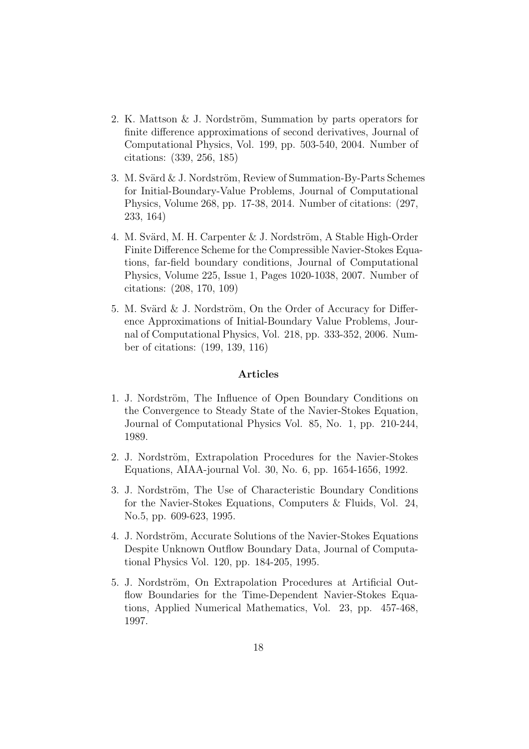2. K. Mattson & J. Nordström, Summation by parts operators for finite difference approximations of second derivatives, Journal of Computational Physics, Vol. 199, pp. 503-540, 2004. Number of citations: (339, 256, 185)

3. M. Svärd & J. Nordström, Review of Summation-By-Parts Schemes for Initial-Boundary-Value Problems, Journal of Computational Physics, Volume 268, pp. 17-38, 2014. Number of citations: (297, 233, 164)

4. M. Svärd, M. H. Carpenter & J. Nordström, A Stable High-Order Finite Difference Scheme for the Compressible Navier-Stokes Equations, far-field boundary conditions, Journal of Computational Physics, Volume 225, Issue 1, Pages 1020-1038, 2007. Number of citations: (208, 170, 109)

5. M. Svärd & J. Nordström, On the Order of Accuracy for Difference Approximations of Initial-Boundary Value Problems, Journal of Computational Physics, Vol. 218, pp. 333-352, 2006. Number of citations: (199, 139, 116)

### Articles

1. J. Nordström, The Influence of Open Boundary Conditions on the Convergence to Steady State of the Navier-Stokes Equation, Journal of Computational Physics Vol. 85, No. 1, pp. 210-244, 1989.

2. J. Nordström, Extrapolation Procedures for the Navier-Stokes Equations, AIAA-journal Vol. 30, No. 6, pp. 1654-1656, 1992.

3. J. Nordström, The Use of Characteristic Boundary Conditions for the Navier-Stokes Equations, Computers & Fluids, Vol. 24, No.5, pp. 609-623, 1995.

4. J. Nordström, Accurate Solutions of the Navier-Stokes Equations Despite Unknown Outflow Boundary Data, Journal of Computational Physics Vol. 120, pp. 184-205, 1995.

5. J. Nordström, On Extrapolation Procedures at Artificial Outflow Boundaries for the Time-Dependent Navier-Stokes Equations, Applied Numerical Mathematics, Vol. 23, pp. 457-468, 1997.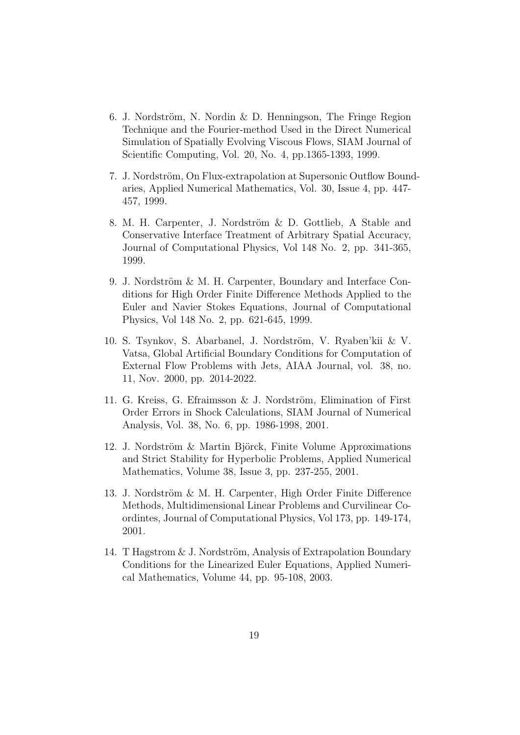6. J. Nordström, N. Nordin & D. Henningson, The Fringe Region Technique and the Fourier-method Used in the Direct Numerical Simulation of Spatially Evolving Viscous Flows, SIAM Journal of Scientific Computing, Vol. 20, No. 4, pp.1365-1393, 1999.

7. J. Nordström, On Flux-extrapolation at Supersonic Outflow Boundaries, Applied Numerical Mathematics, Vol. 30, Issue 4, pp. 447-457, 1999.

8. M. H. Carpenter, J. Nordström & D. Gottlieb, A Stable and Conservative Interface Treatment of Arbitrary Spatial Accuracy, Journal of Computational Physics, Vol 148 No. 2, pp. 341-365, 1999.

9. J. Nordström & M. H. Carpenter, Boundary and Interface Conditions for High Order Finite Difference Methods Applied to the Euler and Navier Stokes Equations, Journal of Computational Physics, Vol 148 No. 2, pp. 621-645, 1999.

10. S. Tsynkov, S. Abarbanel, J. Nordström, V. Ryaben'kii & V. Vatsa, Global Artificial Boundary Conditions for Computation of External Flow Problems with Jets, AIAA Journal, vol. 38, no. 11, Nov. 2000, pp. 2014-2022.

11. G. Kreiss, G. Efraimsson & J. Nordström, Elimination of First Order Errors in Shock Calculations, SIAM Journal of Numerical Analysis, Vol. 38, No. 6, pp. 1986-1998, 2001.

12. J. Nordström & Martin Björck, Finite Volume Approximations and Strict Stability for Hyperbolic Problems, Applied Numerical Mathematics, Volume 38, Issue 3, pp. 237-255, 2001.

13. J. Nordström & M. H. Carpenter, High Order Finite Difference Methods, Multidimensional Linear Problems and Curvilinear Coordintes, Journal of Computational Physics, Vol 173, pp. 149-174, 2001.

14. T Hagstrom & J. Nordström, Analysis of Extrapolation Boundary Conditions for the Linearized Euler Equations, Applied Numerical Mathematics, Volume 44, pp. 95-108, 2003.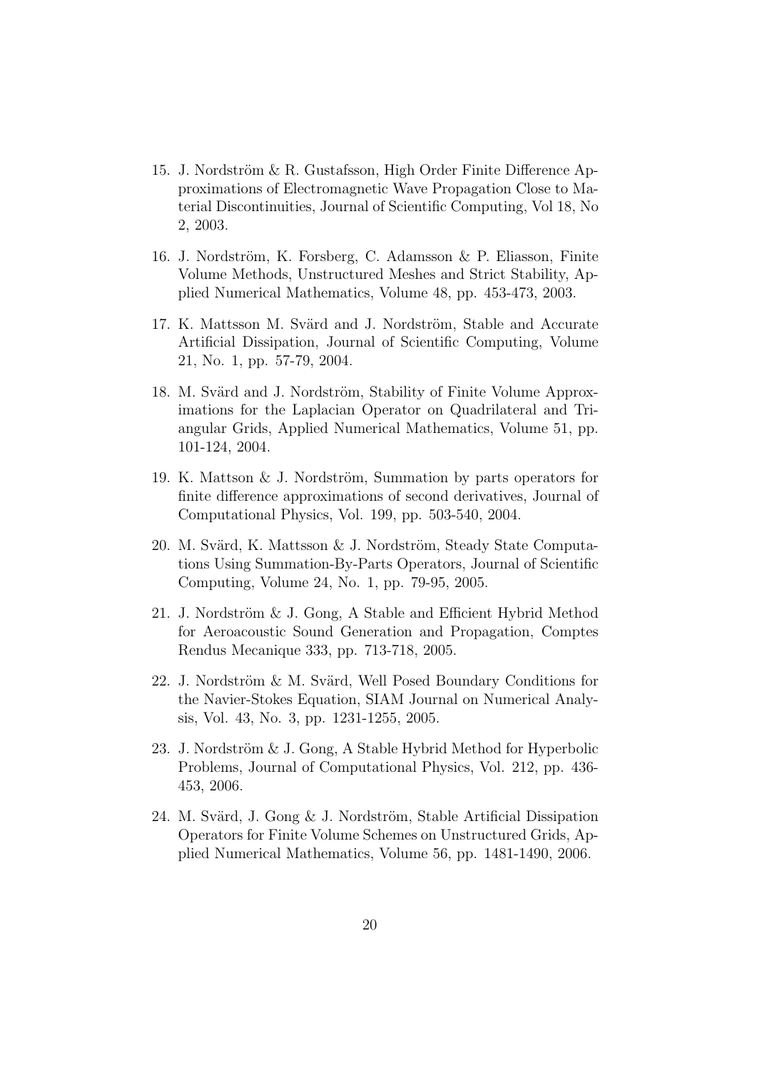15. J. Nordström & R. Gustafsson, High Order Finite Difference Approximations of Electromagnetic Wave Propagation Close to Material Discontinuities, Journal of Scientific Computing, Vol 18, No 2, 2003.

16. J. Nordström, K. Forsberg, C. Adamsson & P. Eliasson, Finite Volume Methods, Unstructured Meshes and Strict Stability, Applied Numerical Mathematics, Volume 48, pp. 453-473, 2003.

17. K. Mattsson M. Svärd and J. Nordström, Stable and Accurate Artificial Dissipation, Journal of Scientific Computing, Volume 21, No. 1, pp. 57-79, 2004.

18. M. Svärd and J. Nordström, Stability of Finite Volume Approximations for the Laplacian Operator on Quadrilateral and Triangular Grids, Applied Numerical Mathematics, Volume 51, pp. 101-124, 2004.

19. K. Mattson & J. Nordström, Summation by parts operators for finite difference approximations of second derivatives, Journal of Computational Physics, Vol. 199, pp. 503-540, 2004.

20. M. Svärd, K. Mattsson & J. Nordström, Steady State Computations Using Summation-By-Parts Operators, Journal of Scientific Computing, Volume 24, No. 1, pp. 79-95, 2005.

21. J. Nordström & J. Gong, A Stable and Efficient Hybrid Method for Aeroacoustic Sound Generation and Propagation, Comptes Rendus Mecanique 333, pp. 713-718, 2005.

22. J. Nordström & M. Svärd, Well Posed Boundary Conditions for the Navier-Stokes Equation, SIAM Journal on Numerical Analysis, Vol. 43, No. 3, pp. 1231-1255, 2005.

23. J. Nordström & J. Gong, A Stable Hybrid Method for Hyperbolic Problems, Journal of Computational Physics, Vol. 212, pp. 436-453, 2006.

24. M. Svärd, J. Gong & J. Nordström, Stable Artificial Dissipation Operators for Finite Volume Schemes on Unstructured Grids, Applied Numerical Mathematics, Volume 56, pp. 1481-1490, 2006.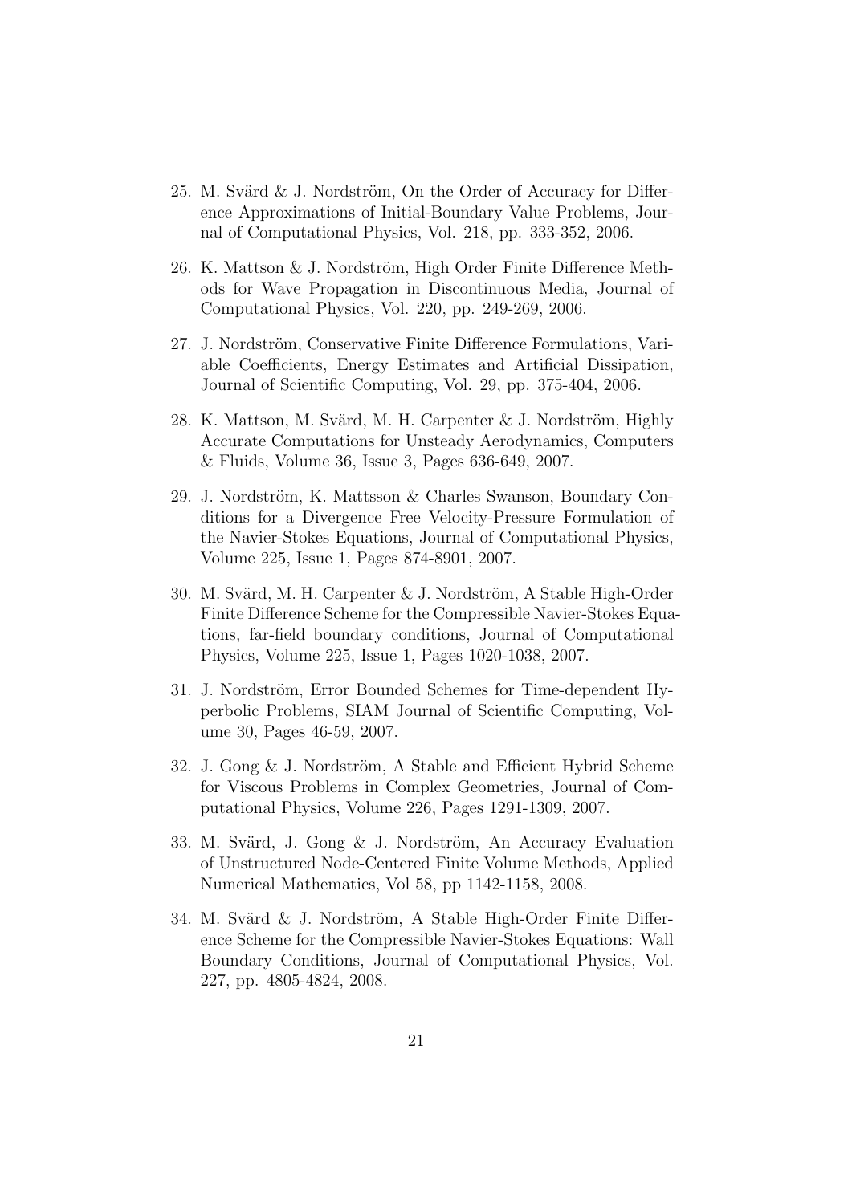25. M. Svärd & J. Nordström, On the Order of Accuracy for Difference Approximations of Initial-Boundary Value Problems, Journal of Computational Physics, Vol. 218, pp. 333-352, 2006.
26. K. Mattson & J. Nordström, High Order Finite Difference Methods for Wave Propagation in Discontinuous Media, Journal of Computational Physics, Vol. 220, pp. 249-269, 2006.
27. J. Nordström, Conservative Finite Difference Formulations, Variable Coefficients, Energy Estimates and Artificial Dissipation, Journal of Scientific Computing, Vol. 29, pp. 375-404, 2006.
28. K. Mattson, M. Svärd, M. H. Carpenter & J. Nordström, Highly Accurate Computations for Unsteady Aerodynamics, Computers & Fluids, Volume 36, Issue 3, Pages 636-649, 2007.
29. J. Nordström, K. Mattsson & Charles Swanson, Boundary Conditions for a Divergence Free Velocity-Pressure Formulation of the Navier-Stokes Equations, Journal of Computational Physics, Volume 225, Issue 1, Pages 874-8901, 2007.
30. M. Svärd, M. H. Carpenter & J. Nordström, A Stable High-Order Finite Difference Scheme for the Compressible Navier-Stokes Equations, far-field boundary conditions, Journal of Computational Physics, Volume 225, Issue 1, Pages 1020-1038, 2007.
31. J. Nordström, Error Bounded Schemes for Time-dependent Hyperbolic Problems, SIAM Journal of Scientific Computing, Volume 30, Pages 46-59, 2007.
32. J. Gong & J. Nordström, A Stable and Efficient Hybrid Scheme for Viscous Problems in Complex Geometries, Journal of Computational Physics, Volume 226, Pages 1291-1309, 2007.
33. M. Svärd, J. Gong & J. Nordström, An Accuracy Evaluation of Unstructured Node-Centered Finite Volume Methods, Applied Numerical Mathematics, Vol 58, pp 1142-1158, 2008.
34. M. Svärd & J. Nordström, A Stable High-Order Finite Difference Scheme for the Compressible Navier-Stokes Equations: Wall Boundary Conditions, Journal of Computational Physics, Vol. 227, pp. 4805-4824, 2008.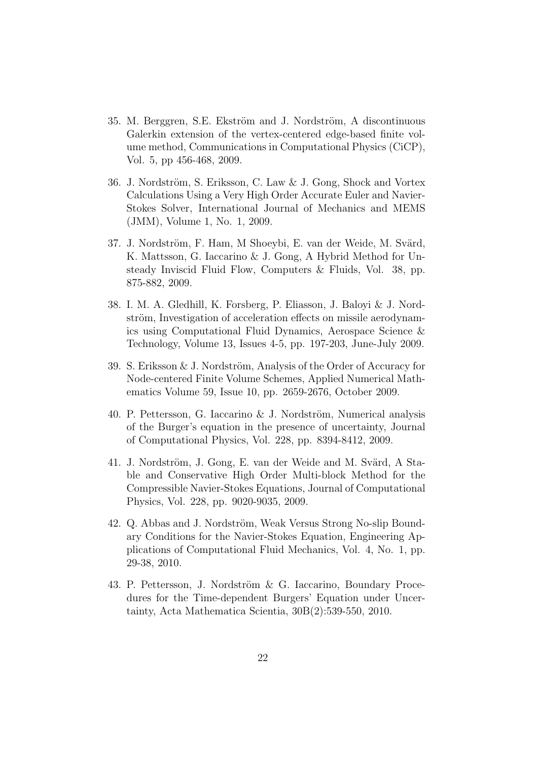35. M. Berggren, S.E. Ekström and J. Nordström, A discontinuous Galerkin extension of the vertex-centered edge-based finite volume method, Communications in Computational Physics (CiCP), Vol. 5, pp 456-468, 2009.

36. J. Nordström, S. Eriksson, C. Law & J. Gong, Shock and Vortex Calculations Using a Very High Order Accurate Euler and Navier-Stokes Solver, International Journal of Mechanics and MEMS (JMM), Volume 1, No. 1, 2009.

37. J. Nordström, F. Ham, M Shoeybi, E. van der Weide, M. Svärd, K. Mattsson, G. Iaccarino & J. Gong, A Hybrid Method for Unsteady Inviscid Fluid Flow, Computers & Fluids, Vol. 38, pp. 875-882, 2009.

38. I. M. A. Gledhill, K. Forsberg, P. Eliasson, J. Baloyi & J. Nordström, Investigation of acceleration effects on missile aerodynamics using Computational Fluid Dynamics, Aerospace Science & Technology, Volume 13, Issues 4-5, pp. 197-203, June-July 2009.

39. S. Eriksson & J. Nordström, Analysis of the Order of Accuracy for Node-centered Finite Volume Schemes, Applied Numerical Mathematics Volume 59, Issue 10, pp. 2659-2676, October 2009.

40. P. Pettersson, G. Iaccarino & J. Nordström, Numerical analysis of the Burger's equation in the presence of uncertainty, Journal of Computational Physics, Vol. 228, pp. 8394-8412, 2009.

41. J. Nordström, J. Gong, E. van der Weide and M. Svärd, A Stable and Conservative High Order Multi-block Method for the Compressible Navier-Stokes Equations, Journal of Computational Physics, Vol. 228, pp. 9020-9035, 2009.

42. Q. Abbas and J. Nordström, Weak Versus Strong No-slip Boundary Conditions for the Navier-Stokes Equation, Engineering Applications of Computational Fluid Mechanics, Vol. 4, No. 1, pp. 29-38, 2010.

43. P. Pettersson, J. Nordström & G. Iaccarino, Boundary Procedures for the Time-dependent Burgers' Equation under Uncertainty, Acta Mathematica Scientia, 30B(2):539-550, 2010.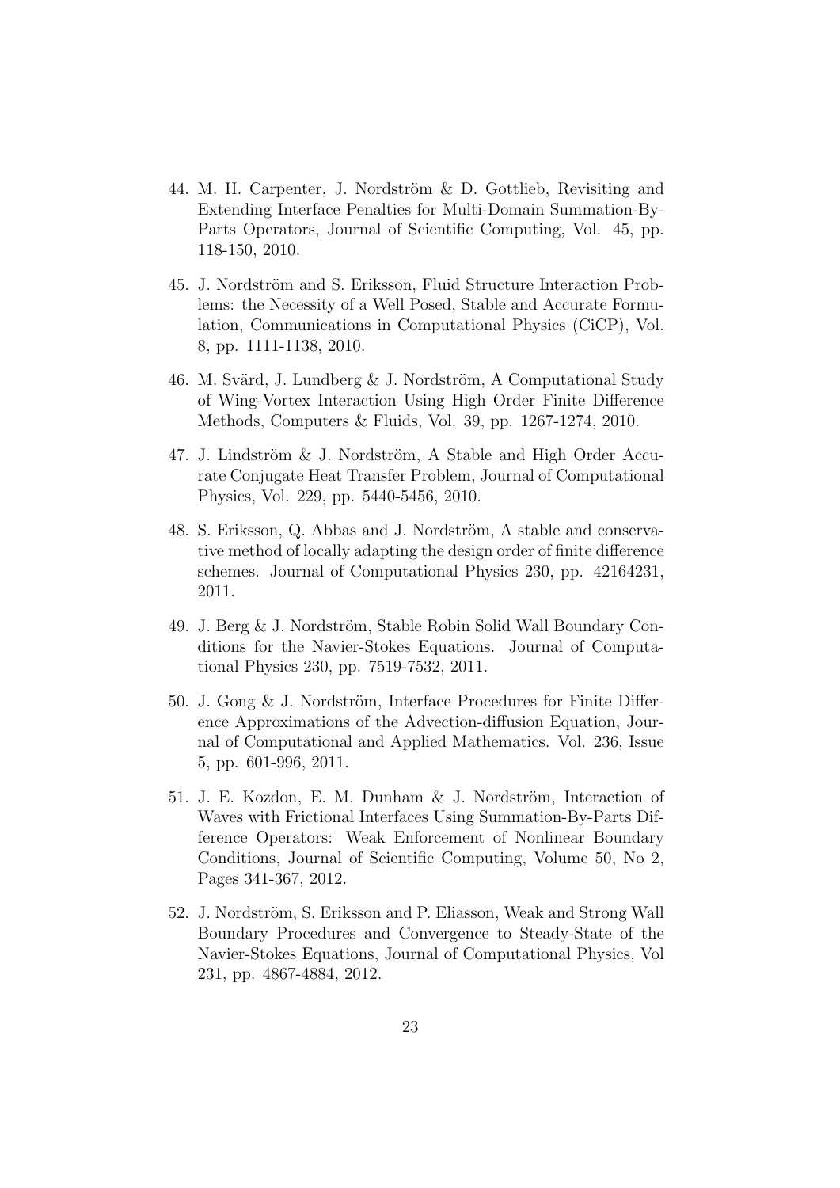44. M. H. Carpenter, J. Nordström & D. Gottlieb, Revisiting and Extending Interface Penalties for Multi-Domain Summation-By-Parts Operators, Journal of Scientific Computing, Vol. 45, pp. 118-150, 2010.

45. J. Nordström and S. Eriksson, Fluid Structure Interaction Problems: the Necessity of a Well Posed, Stable and Accurate Formulation, Communications in Computational Physics (CiCP), Vol. 8, pp. 1111-1138, 2010.

46. M. Svärd, J. Lundberg & J. Nordström, A Computational Study of Wing-Vortex Interaction Using High Order Finite Difference Methods, Computers & Fluids, Vol. 39, pp. 1267-1274, 2010.

47. J. Lindström & J. Nordström, A Stable and High Order Accurate Conjugate Heat Transfer Problem, Journal of Computational Physics, Vol. 229, pp. 5440-5456, 2010.

48. S. Eriksson, Q. Abbas and J. Nordström, A stable and conservative method of locally adapting the design order of finite difference schemes. Journal of Computational Physics 230, pp. 42164231, 2011.

49. J. Berg & J. Nordström, Stable Robin Solid Wall Boundary Conditions for the Navier-Stokes Equations. Journal of Computational Physics 230, pp. 7519-7532, 2011.

50. J. Gong & J. Nordström, Interface Procedures for Finite Difference Approximations of the Advection-diffusion Equation, Journal of Computational and Applied Mathematics. Vol. 236, Issue 5, pp. 601-996, 2011.

51. J. E. Kozdon, E. M. Dunham & J. Nordström, Interaction of Waves with Frictional Interfaces Using Summation-By-Parts Difference Operators: Weak Enforcement of Nonlinear Boundary Conditions, Journal of Scientific Computing, Volume 50, No 2, Pages 341-367, 2012.

52. J. Nordström, S. Eriksson and P. Eliasson, Weak and Strong Wall Boundary Procedures and Convergence to Steady-State of the Navier-Stokes Equations, Journal of Computational Physics, Vol 231, pp. 4867-4884, 2012.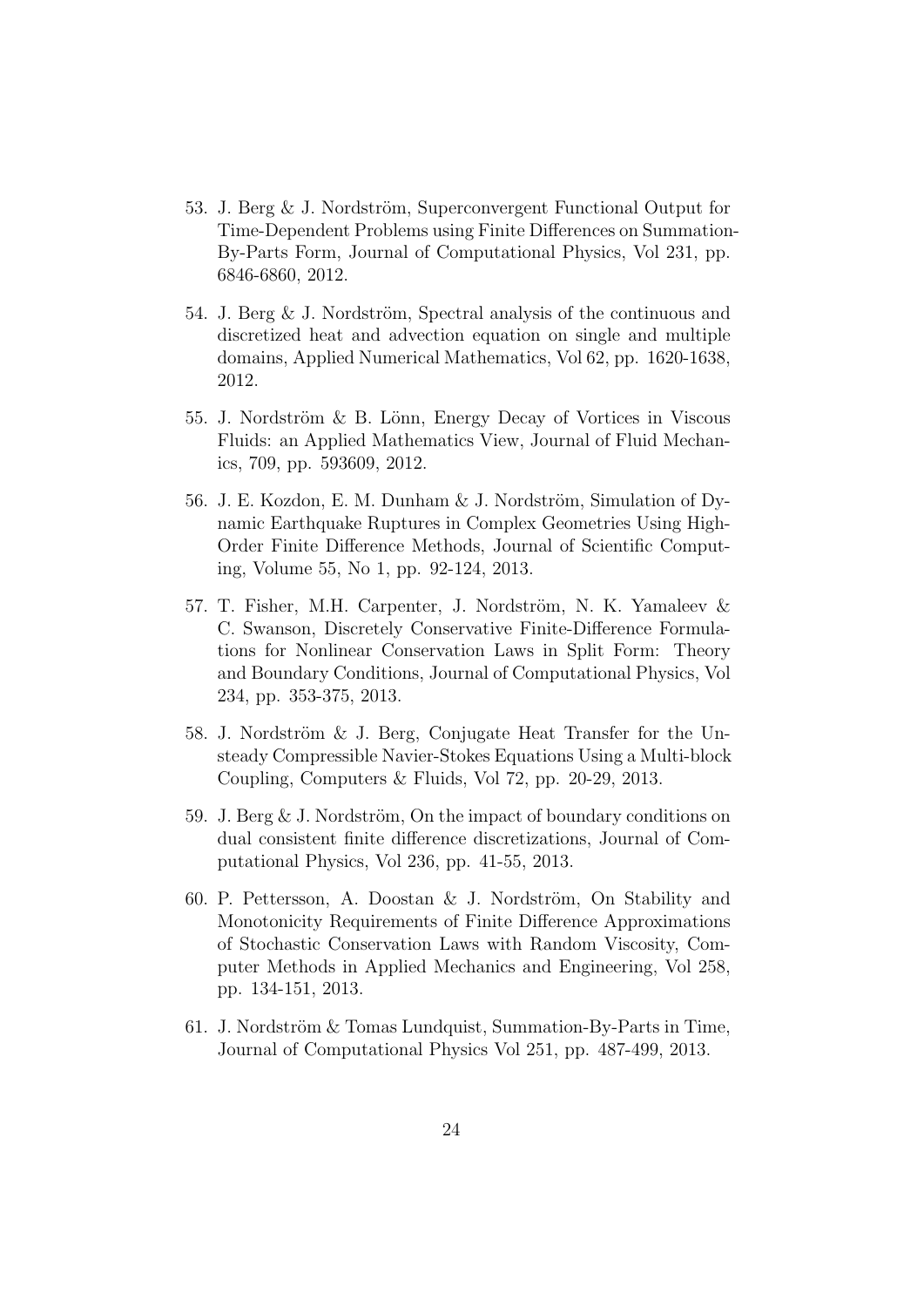53. J. Berg & J. Nordström, Superconvergent Functional Output for Time-Dependent Problems using Finite Differences on Summation-By-Parts Form, Journal of Computational Physics, Vol 231, pp. 6846-6860, 2012.

54. J. Berg & J. Nordström, Spectral analysis of the continuous and discretized heat and advection equation on single and multiple domains, Applied Numerical Mathematics, Vol 62, pp. 1620-1638, 2012.

55. J. Nordström & B. Lönn, Energy Decay of Vortices in Viscous Fluids: an Applied Mathematics View, Journal of Fluid Mechanics, 709, pp. 593609, 2012.

56. J. E. Kozdon, E. M. Dunham & J. Nordström, Simulation of Dynamic Earthquake Ruptures in Complex Geometries Using High-Order Finite Difference Methods, Journal of Scientific Computing, Volume 55, No 1, pp. 92-124, 2013.

57. T. Fisher, M.H. Carpenter, J. Nordström, N. K. Yamaleev & C. Swanson, Discretely Conservative Finite-Difference Formulations for Nonlinear Conservation Laws in Split Form: Theory and Boundary Conditions, Journal of Computational Physics, Vol 234, pp. 353-375, 2013.

58. J. Nordström & J. Berg, Conjugate Heat Transfer for the Unsteady Compressible Navier-Stokes Equations Using a Multi-block Coupling, Computers & Fluids, Vol 72, pp. 20-29, 2013.

59. J. Berg & J. Nordström, On the impact of boundary conditions on dual consistent finite difference discretizations, Journal of Computational Physics, Vol 236, pp. 41-55, 2013.

60. P. Pettersson, A. Doostan & J. Nordström, On Stability and Monotonicity Requirements of Finite Difference Approximations of Stochastic Conservation Laws with Random Viscosity, Computer Methods in Applied Mechanics and Engineering, Vol 258, pp. 134-151, 2013.

61. J. Nordström & Tomas Lundquist, Summation-By-Parts in Time, Journal of Computational Physics Vol 251, pp. 487-499, 2013.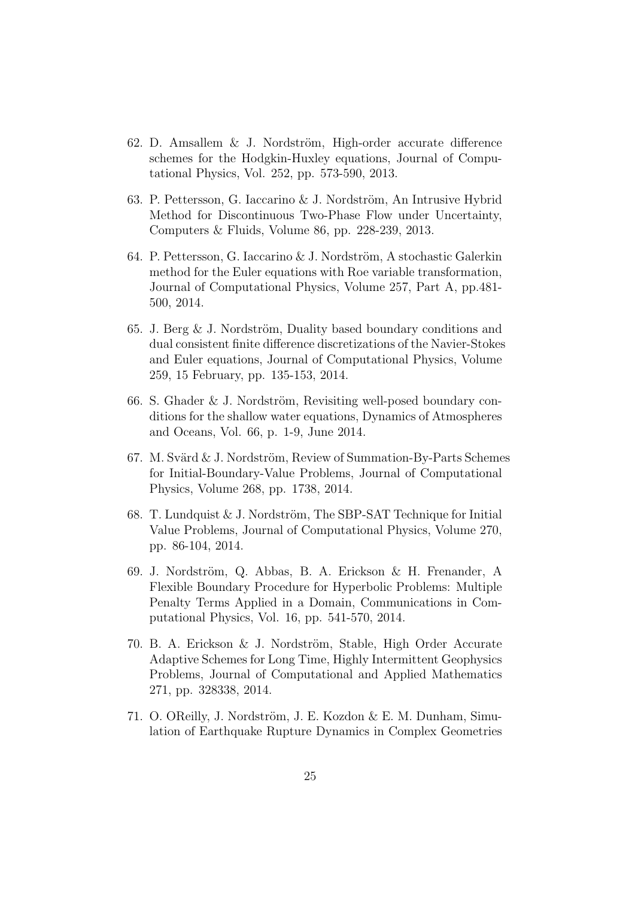62. D. Amsallem & J. Nordström, High-order accurate difference schemes for the Hodgkin-Huxley equations, Journal of Computational Physics, Vol. 252, pp. 573-590, 2013.

63. P. Pettersson, G. Iaccarino & J. Nordström, An Intrusive Hybrid Method for Discontinuous Two-Phase Flow under Uncertainty, Computers & Fluids, Volume 86, pp. 228-239, 2013.

64. P. Pettersson, G. Iaccarino & J. Nordström, A stochastic Galerkin method for the Euler equations with Roe variable transformation, Journal of Computational Physics, Volume 257, Part A, pp.481-500, 2014.

65. J. Berg & J. Nordström, Duality based boundary conditions and dual consistent finite difference discretizations of the Navier-Stokes and Euler equations, Journal of Computational Physics, Volume 259, 15 February, pp. 135-153, 2014.

66. S. Ghader & J. Nordström, Revisiting well-posed boundary conditions for the shallow water equations, Dynamics of Atmospheres and Oceans, Vol. 66, p. 1-9, June 2014.

67. M. Svärd & J. Nordström, Review of Summation-By-Parts Schemes for Initial-Boundary-Value Problems, Journal of Computational Physics, Volume 268, pp. 1738, 2014.

68. T. Lundquist & J. Nordström, The SBP-SAT Technique for Initial Value Problems, Journal of Computational Physics, Volume 270, pp. 86-104, 2014.

69. J. Nordström, Q. Abbas, B. A. Erickson & H. Frenander, A Flexible Boundary Procedure for Hyperbolic Problems: Multiple Penalty Terms Applied in a Domain, Communications in Computational Physics, Vol. 16, pp. 541-570, 2014.

70. B. A. Erickson & J. Nordström, Stable, High Order Accurate Adaptive Schemes for Long Time, Highly Intermittent Geophysics Problems, Journal of Computational and Applied Mathematics 271, pp. 328338, 2014.

71. O. OReilly, J. Nordström, J. E. Kozdon & E. M. Dunham, Simulation of Earthquake Rupture Dynamics in Complex Geometries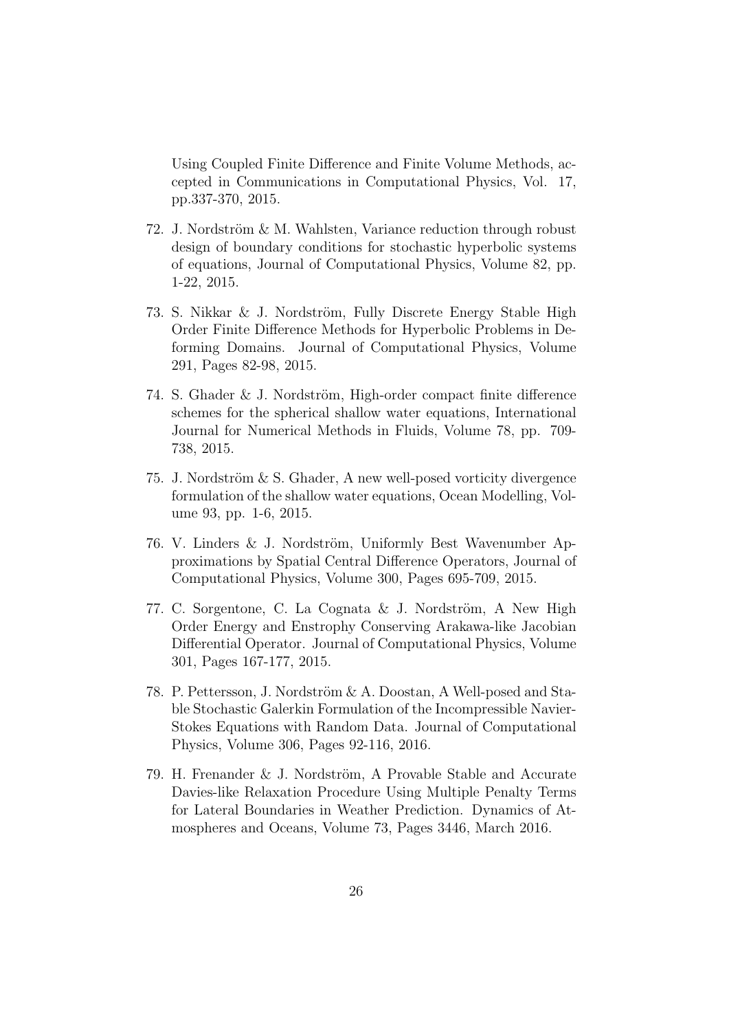Using Coupled Finite Difference and Finite Volume Methods, accepted in Communications in Computational Physics, Vol. 17, pp.337-370, 2015.

72. J. Nordström & M. Wahlsten, Variance reduction through robust design of boundary conditions for stochastic hyperbolic systems of equations, Journal of Computational Physics, Volume 82, pp. 1-22, 2015.

73. S. Nikkar & J. Nordström, Fully Discrete Energy Stable High Order Finite Difference Methods for Hyperbolic Problems in Deforming Domains. Journal of Computational Physics, Volume 291, Pages 82-98, 2015.

74. S. Ghader & J. Nordström, High-order compact finite difference schemes for the spherical shallow water equations, International Journal for Numerical Methods in Fluids, Volume 78, pp. 709-738, 2015.

75. J. Nordström & S. Ghader, A new well-posed vorticity divergence formulation of the shallow water equations, Ocean Modelling, Volume 93, pp. 1-6, 2015.

76. V. Linders & J. Nordström, Uniformly Best Wavenumber Approximations by Spatial Central Difference Operators, Journal of Computational Physics, Volume 300, Pages 695-709, 2015.

77. C. Sorgentone, C. La Cognata & J. Nordström, A New High Order Energy and Enstrophy Conserving Arakawa-like Jacobian Differential Operator. Journal of Computational Physics, Volume 301, Pages 167-177, 2015.

78. P. Pettersson, J. Nordström & A. Doostan, A Well-posed and Stable Stochastic Galerkin Formulation of the Incompressible Navier-Stokes Equations with Random Data. Journal of Computational Physics, Volume 306, Pages 92-116, 2016.

79. H. Frenander & J. Nordström, A Provable Stable and Accurate Davies-like Relaxation Procedure Using Multiple Penalty Terms for Lateral Boundaries in Weather Prediction. Dynamics of Atmospheres and Oceans, Volume 73, Pages 3446, March 2016.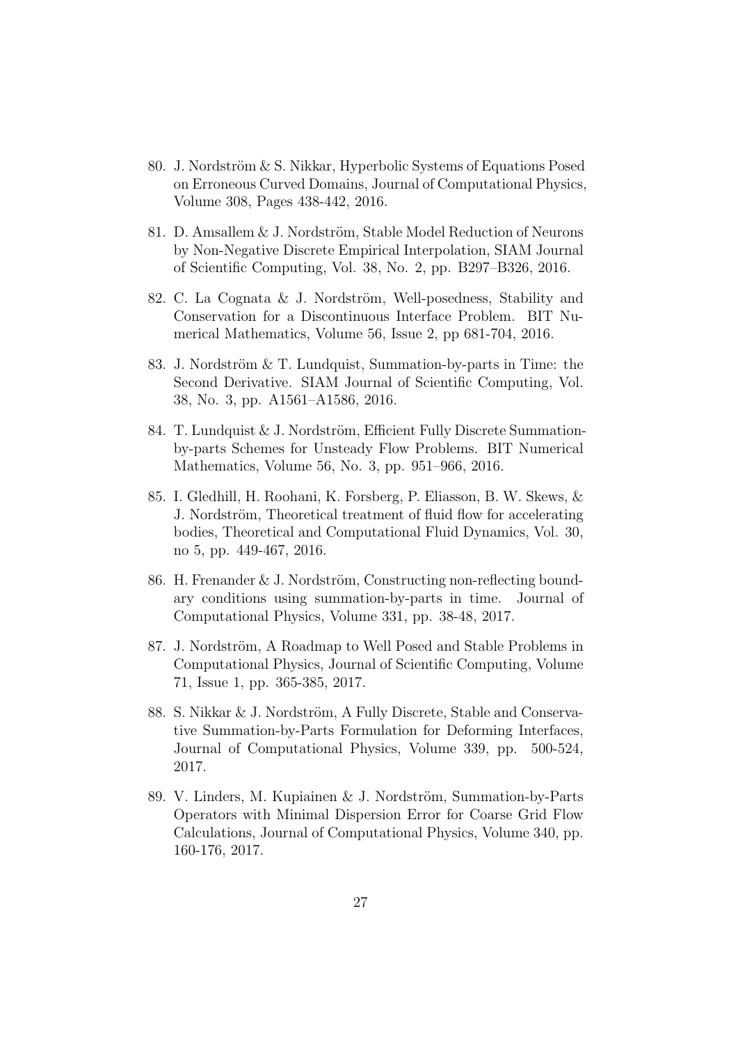80. J. Nordström & S. Nikkar, Hyperbolic Systems of Equations Posed on Erroneous Curved Domains, Journal of Computational Physics, Volume 308, Pages 438-442, 2016.

81. D. Amsallem & J. Nordström, Stable Model Reduction of Neurons by Non-Negative Discrete Empirical Interpolation, SIAM Journal of Scientific Computing, Vol. 38, No. 2, pp. B297–B326, 2016.

82. C. La Cognata & J. Nordström, Well-posedness, Stability and Conservation for a Discontinuous Interface Problem. BIT Numerical Mathematics, Volume 56, Issue 2, pp 681-704, 2016.

83. J. Nordström & T. Lundquist, Summation-by-parts in Time: the Second Derivative. SIAM Journal of Scientific Computing, Vol. 38, No. 3, pp. A1561–A1586, 2016.

84. T. Lundquist & J. Nordström, Efficient Fully Discrete Summation-by-parts Schemes for Unsteady Flow Problems. BIT Numerical Mathematics, Volume 56, No. 3, pp. 951–966, 2016.

85. I. Gledhill, H. Roohani, K. Forsberg, P. Eliasson, B. W. Skews, & J. Nordström, Theoretical treatment of fluid flow for accelerating bodies, Theoretical and Computational Fluid Dynamics, Vol. 30, no 5, pp. 449-467, 2016.

86. H. Frenander & J. Nordström, Constructing non-reflecting boundary conditions using summation-by-parts in time. Journal of Computational Physics, Volume 331, pp. 38-48, 2017.

87. J. Nordström, A Roadmap to Well Posed and Stable Problems in Computational Physics, Journal of Scientific Computing, Volume 71, Issue 1, pp. 365-385, 2017.

88. S. Nikkar & J. Nordström, A Fully Discrete, Stable and Conservative Summation-by-Parts Formulation for Deforming Interfaces, Journal of Computational Physics, Volume 339, pp. 500-524, 2017.

89. V. Linders, M. Kupiainen & J. Nordström, Summation-by-Parts Operators with Minimal Dispersion Error for Coarse Grid Flow Calculations, Journal of Computational Physics, Volume 340, pp. 160-176, 2017.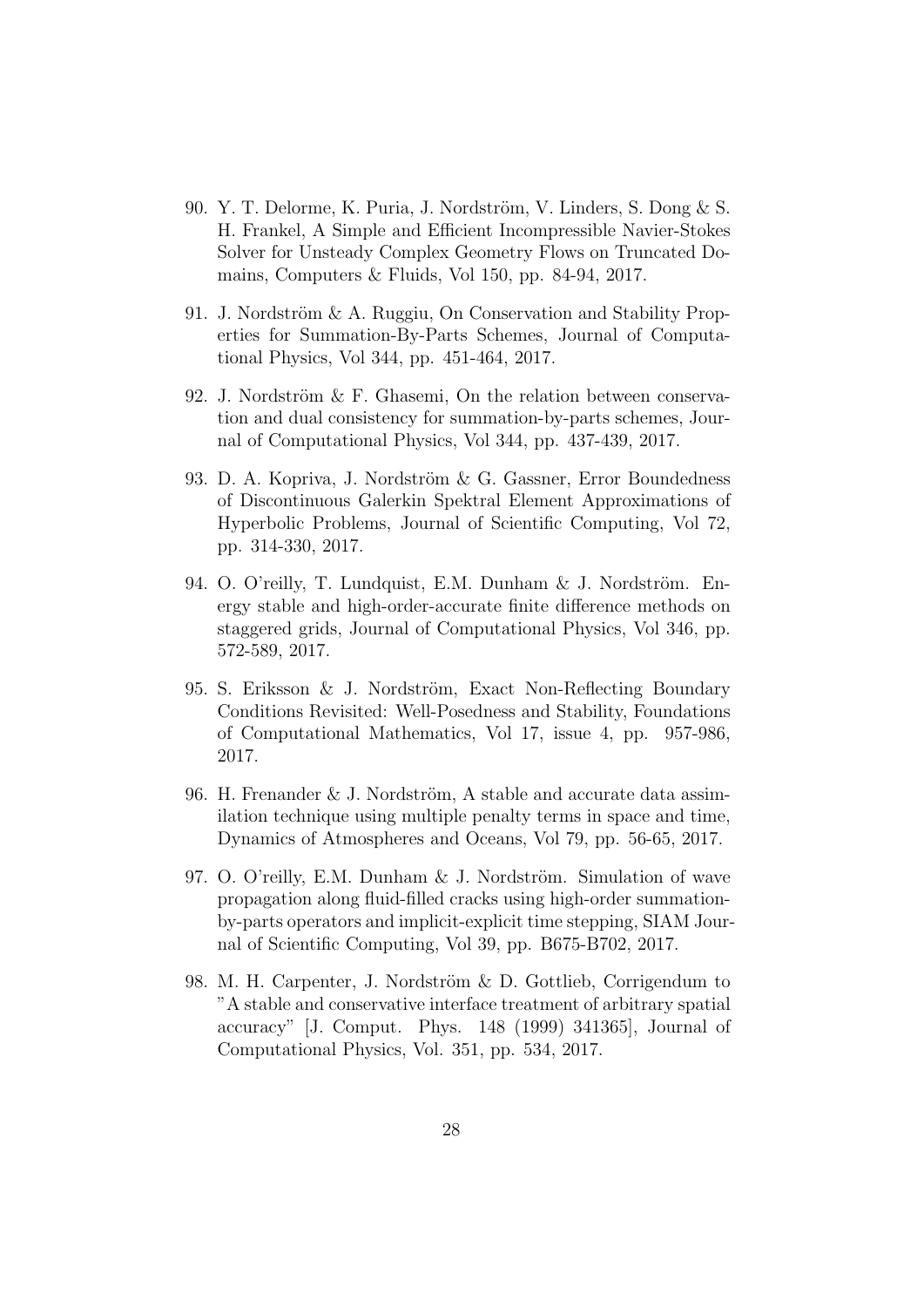90. Y. T. Delorme, K. Puria, J. Nordström, V. Linders, S. Dong & S. H. Frankel, A Simple and Efficient Incompressible Navier-Stokes Solver for Unsteady Complex Geometry Flows on Truncated Domains, Computers & Fluids, Vol 150, pp. 84-94, 2017.

91. J. Nordström & A. Ruggiu, On Conservation and Stability Properties for Summation-By-Parts Schemes, Journal of Computational Physics, Vol 344, pp. 451-464, 2017.

92. J. Nordström & F. Ghasemi, On the relation between conservation and dual consistency for summation-by-parts schemes, Journal of Computational Physics, Vol 344, pp. 437-439, 2017.

93. D. A. Kopriva, J. Nordström & G. Gassner, Error Boundedness of Discontinuous Galerkin Spektral Element Approximations of Hyperbolic Problems, Journal of Scientific Computing, Vol 72, pp. 314-330, 2017.

94. O. O'reilly, T. Lundquist, E.M. Dunham & J. Nordström. Energy stable and high-order-accurate finite difference methods on staggered grids, Journal of Computational Physics, Vol 346, pp. 572-589, 2017.

95. S. Eriksson & J. Nordström, Exact Non-Reflecting Boundary Conditions Revisited: Well-Posedness and Stability, Foundations of Computational Mathematics, Vol 17, issue 4, pp. 957-986, 2017.

96. H. Frenander & J. Nordström, A stable and accurate data assimilation technique using multiple penalty terms in space and time, Dynamics of Atmospheres and Oceans, Vol 79, pp. 56-65, 2017.

97. O. O'reilly, E.M. Dunham & J. Nordström. Simulation of wave propagation along fluid-filled cracks using high-order summation-by-parts operators and implicit-explicit time stepping, SIAM Journal of Scientific Computing, Vol 39, pp. B675-B702, 2017.

98. M. H. Carpenter, J. Nordström & D. Gottlieb, Corrigendum to "A stable and conservative interface treatment of arbitrary spatial accuracy" [J. Comput. Phys. 148 (1999) 341365], Journal of Computational Physics, Vol. 351, pp. 534, 2017.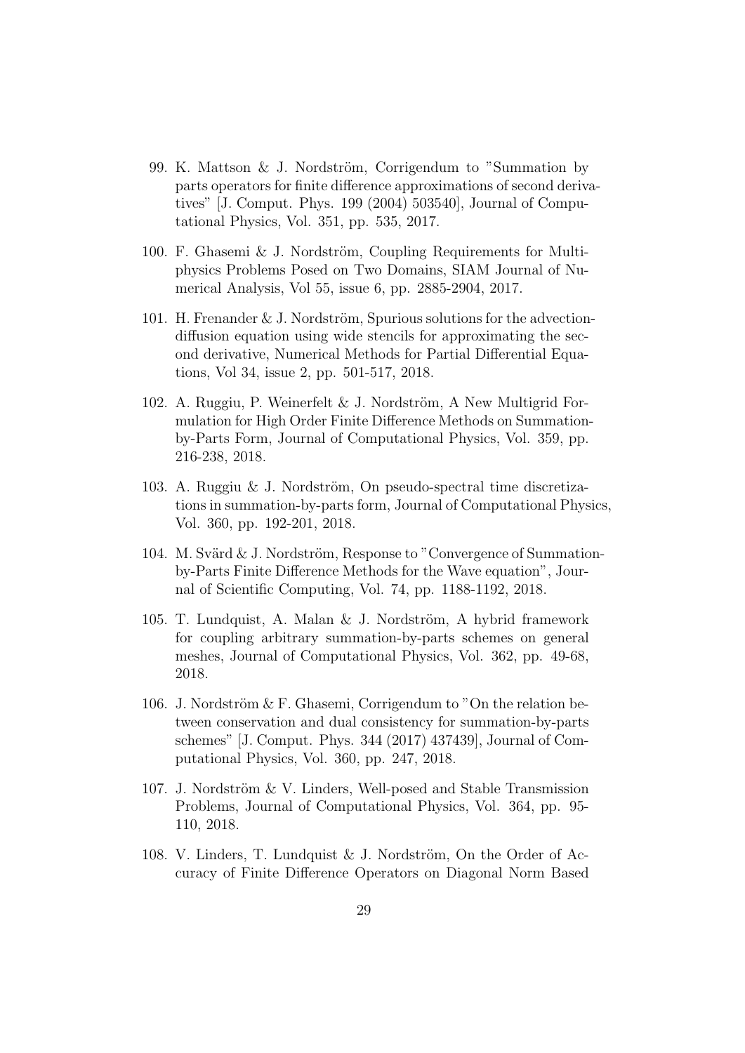99. K. Mattson & J. Nordström, Corrigendum to "Summation by parts operators for finite difference approximations of second derivatives" [J. Comput. Phys. 199 (2004) 503540], Journal of Computational Physics, Vol. 351, pp. 535, 2017.

100. F. Ghasemi & J. Nordström, Coupling Requirements for Multiphysics Problems Posed on Two Domains, SIAM Journal of Numerical Analysis, Vol 55, issue 6, pp. 2885-2904, 2017.

101. H. Frenander & J. Nordström, Spurious solutions for the advection-diffusion equation using wide stencils for approximating the second derivative, Numerical Methods for Partial Differential Equations, Vol 34, issue 2, pp. 501-517, 2018.

102. A. Ruggiu, P. Weinerfelt & J. Nordström, A New Multigrid Formulation for High Order Finite Difference Methods on Summation-by-Parts Form, Journal of Computational Physics, Vol. 359, pp. 216-238, 2018.

103. A. Ruggiu & J. Nordström, On pseudo-spectral time discretizations in summation-by-parts form, Journal of Computational Physics, Vol. 360, pp. 192-201, 2018.

104. M. Svärd & J. Nordström, Response to "Convergence of Summation-by-Parts Finite Difference Methods for the Wave equation", Journal of Scientific Computing, Vol. 74, pp. 1188-1192, 2018.

105. T. Lundquist, A. Malan & J. Nordström, A hybrid framework for coupling arbitrary summation-by-parts schemes on general meshes, Journal of Computational Physics, Vol. 362, pp. 49-68, 2018.

106. J. Nordström & F. Ghasemi, Corrigendum to "On the relation between conservation and dual consistency for summation-by-parts schemes" [J. Comput. Phys. 344 (2017) 437439], Journal of Computational Physics, Vol. 360, pp. 247, 2018.

107. J. Nordström & V. Linders, Well-posed and Stable Transmission Problems, Journal of Computational Physics, Vol. 364, pp. 95-110, 2018.

108. V. Linders, T. Lundquist & J. Nordström, On the Order of Accuracy of Finite Difference Operators on Diagonal Norm Based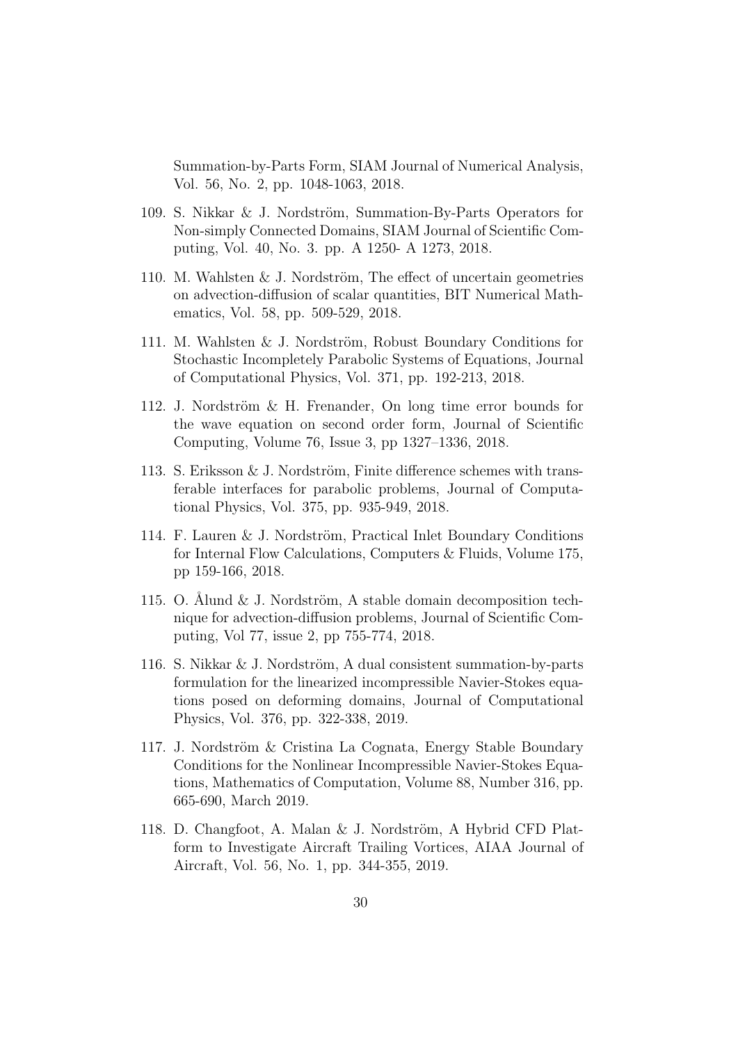Summation-by-Parts Form, SIAM Journal of Numerical Analysis, Vol. 56, No. 2, pp. 1048-1063, 2018.

109. S. Nikkar & J. Nordström, Summation-By-Parts Operators for Non-simply Connected Domains, SIAM Journal of Scientific Computing, Vol. 40, No. 3. pp. A 1250- A 1273, 2018.

110. M. Wahlsten & J. Nordström, The effect of uncertain geometries on advection-diffusion of scalar quantities, BIT Numerical Mathematics, Vol. 58, pp. 509-529, 2018.

111. M. Wahlsten & J. Nordström, Robust Boundary Conditions for Stochastic Incompletely Parabolic Systems of Equations, Journal of Computational Physics, Vol. 371, pp. 192-213, 2018.

112. J. Nordström & H. Frenander, On long time error bounds for the wave equation on second order form, Journal of Scientific Computing, Volume 76, Issue 3, pp 1327–1336, 2018.

113. S. Eriksson & J. Nordström, Finite difference schemes with transferable interfaces for parabolic problems, Journal of Computational Physics, Vol. 375, pp. 935-949, 2018.

114. F. Lauren & J. Nordström, Practical Inlet Boundary Conditions for Internal Flow Calculations, Computers & Fluids, Volume 175, pp 159-166, 2018.

115. O. Ålund & J. Nordström, A stable domain decomposition technique for advection-diffusion problems, Journal of Scientific Computing, Vol 77, issue 2, pp 755-774, 2018.

116. S. Nikkar & J. Nordström, A dual consistent summation-by-parts formulation for the linearized incompressible Navier-Stokes equations posed on deforming domains, Journal of Computational Physics, Vol. 376, pp. 322-338, 2019.

117. J. Nordström & Cristina La Cognata, Energy Stable Boundary Conditions for the Nonlinear Incompressible Navier-Stokes Equations, Mathematics of Computation, Volume 88, Number 316, pp. 665-690, March 2019.

118. D. Changfoot, A. Malan & J. Nordström, A Hybrid CFD Platform to Investigate Aircraft Trailing Vortices, AIAA Journal of Aircraft, Vol. 56, No. 1, pp. 344-355, 2019.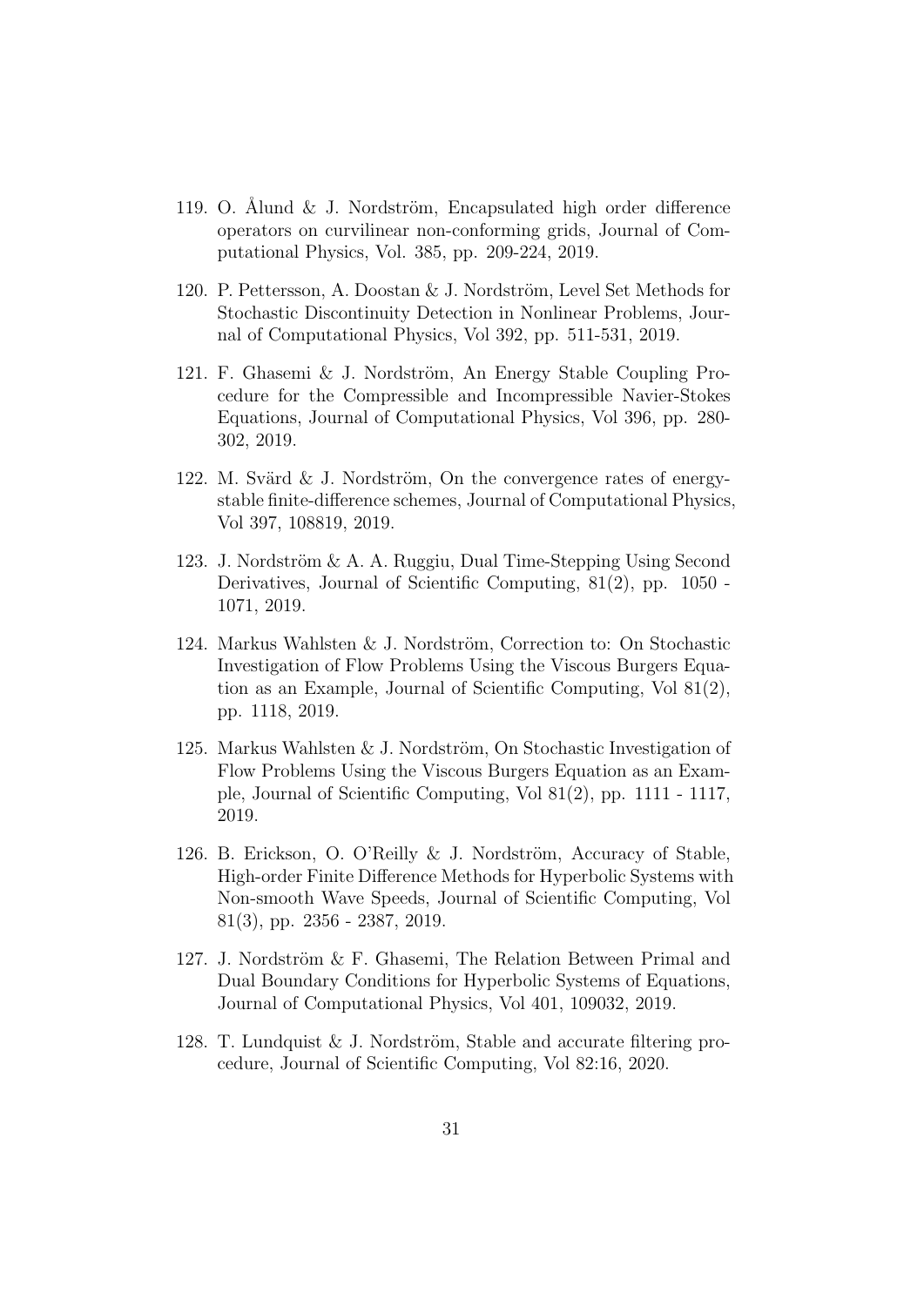119. O. Ålund & J. Nordström, Encapsulated high order difference operators on curvilinear non-conforming grids, Journal of Computational Physics, Vol. 385, pp. 209-224, 2019.

120. P. Pettersson, A. Doostan & J. Nordström, Level Set Methods for Stochastic Discontinuity Detection in Nonlinear Problems, Journal of Computational Physics, Vol 392, pp. 511-531, 2019.

121. F. Ghasemi & J. Nordström, An Energy Stable Coupling Procedure for the Compressible and Incompressible Navier-Stokes Equations, Journal of Computational Physics, Vol 396, pp. 280-302, 2019.

122. M. Svärd & J. Nordström, On the convergence rates of energy-stable finite-difference schemes, Journal of Computational Physics, Vol 397, 108819, 2019.

123. J. Nordström & A. A. Ruggiu, Dual Time-Stepping Using Second Derivatives, Journal of Scientific Computing, 81(2), pp. 1050 - 1071, 2019.

124. Markus Wahlsten & J. Nordström, Correction to: On Stochastic Investigation of Flow Problems Using the Viscous Burgers Equation as an Example, Journal of Scientific Computing, Vol 81(2), pp. 1118, 2019.

125. Markus Wahlsten & J. Nordström, On Stochastic Investigation of Flow Problems Using the Viscous Burgers Equation as an Example, Journal of Scientific Computing, Vol 81(2), pp. 1111 - 1117, 2019.

126. B. Erickson, O. O'Reilly & J. Nordström, Accuracy of Stable, High-order Finite Difference Methods for Hyperbolic Systems with Non-smooth Wave Speeds, Journal of Scientific Computing, Vol 81(3), pp. 2356 - 2387, 2019.

127. J. Nordström & F. Ghasemi, The Relation Between Primal and Dual Boundary Conditions for Hyperbolic Systems of Equations, Journal of Computational Physics, Vol 401, 109032, 2019.

128. T. Lundquist & J. Nordström, Stable and accurate filtering procedure, Journal of Scientific Computing, Vol 82:16, 2020.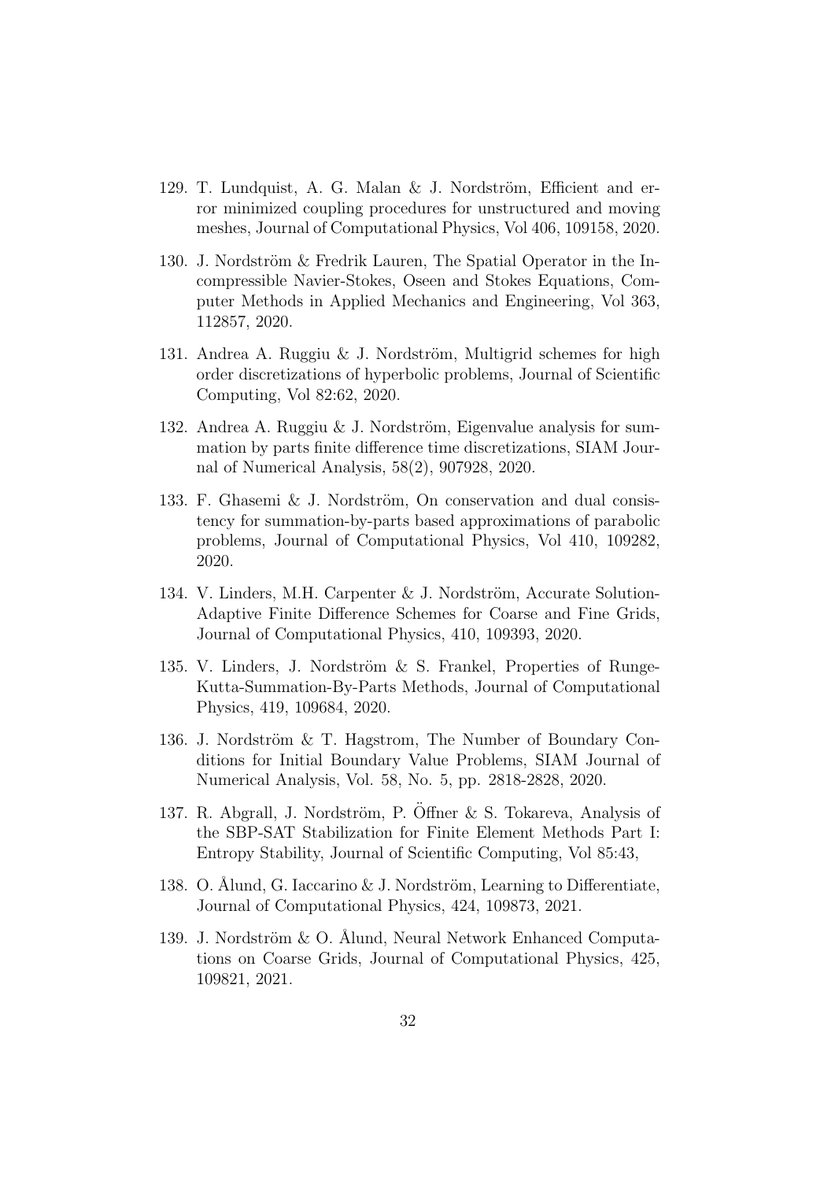129. T. Lundquist, A. G. Malan & J. Nordström, Efficient and error minimized coupling procedures for unstructured and moving meshes, Journal of Computational Physics, Vol 406, 109158, 2020.
130. J. Nordström & Fredrik Lauren, The Spatial Operator in the Incompressible Navier-Stokes, Oseen and Stokes Equations, Computer Methods in Applied Mechanics and Engineering, Vol 363, 112857, 2020.
131. Andrea A. Ruggiu & J. Nordström, Multigrid schemes for high order discretizations of hyperbolic problems, Journal of Scientific Computing, Vol 82:62, 2020.
132. Andrea A. Ruggiu & J. Nordström, Eigenvalue analysis for summation by parts finite difference time discretizations, SIAM Journal of Numerical Analysis, 58(2), 907928, 2020.
133. F. Ghasemi & J. Nordström, On conservation and dual consistency for summation-by-parts based approximations of parabolic problems, Journal of Computational Physics, Vol 410, 109282, 2020.
134. V. Linders, M.H. Carpenter & J. Nordström, Accurate Solution-Adaptive Finite Difference Schemes for Coarse and Fine Grids, Journal of Computational Physics, 410, 109393, 2020.
135. V. Linders, J. Nordström & S. Frankel, Properties of Runge-Kutta-Summation-By-Parts Methods, Journal of Computational Physics, 419, 109684, 2020.
136. J. Nordström & T. Hagstrom, The Number of Boundary Conditions for Initial Boundary Value Problems, SIAM Journal of Numerical Analysis, Vol. 58, No. 5, pp. 2818-2828, 2020.
137. R. Abgrall, J. Nordström, P. Öffner & S. Tokareva, Analysis of the SBP-SAT Stabilization for Finite Element Methods Part I: Entropy Stability, Journal of Scientific Computing, Vol 85:43,
138. O. Ålund, G. Iaccarino & J. Nordström, Learning to Differentiate, Journal of Computational Physics, 424, 109873, 2021.
139. J. Nordström & O. Ålund, Neural Network Enhanced Computations on Coarse Grids, Journal of Computational Physics, 425, 109821, 2021.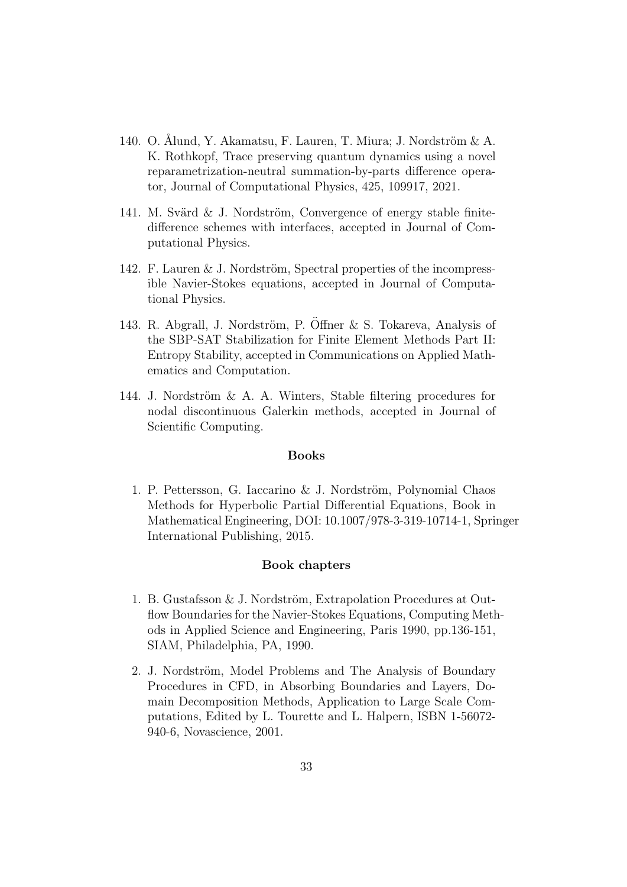140. O. Ålund, Y. Akamatsu, F. Lauren, T. Miura; J. Nordström & A. K. Rothkopf, Trace preserving quantum dynamics using a novel reparametrization-neutral summation-by-parts difference operator, Journal of Computational Physics, 425, 109917, 2021.

141. M. Svärd & J. Nordström, Convergence of energy stable finite-difference schemes with interfaces, accepted in Journal of Computational Physics.

142. F. Lauren & J. Nordström, Spectral properties of the incompressible Navier-Stokes equations, accepted in Journal of Computational Physics.

143. R. Abgrall, J. Nordström, P. Öffner & S. Tokareva, Analysis of the SBP-SAT Stabilization for Finite Element Methods Part II: Entropy Stability, accepted in Communications on Applied Mathematics and Computation.

144. J. Nordström & A. A. Winters, Stable filtering procedures for nodal discontinuous Galerkin methods, accepted in Journal of Scientific Computing.

### Books

1. P. Pettersson, G. Iaccarino & J. Nordström, Polynomial Chaos Methods for Hyperbolic Partial Differential Equations, Book in Mathematical Engineering, DOI: 10.1007/978-3-319-10714-1, Springer International Publishing, 2015.

### Book chapters

1. B. Gustafsson & J. Nordström, Extrapolation Procedures at Outflow Boundaries for the Navier-Stokes Equations, Computing Methods in Applied Science and Engineering, Paris 1990, pp.136-151, SIAM, Philadelphia, PA, 1990.

2. J. Nordström, Model Problems and The Analysis of Boundary Procedures in CFD, in Absorbing Boundaries and Layers, Domain Decomposition Methods, Application to Large Scale Computations, Edited by L. Tourette and L. Halpern, ISBN 1-56072-940-6, Novascience, 2001.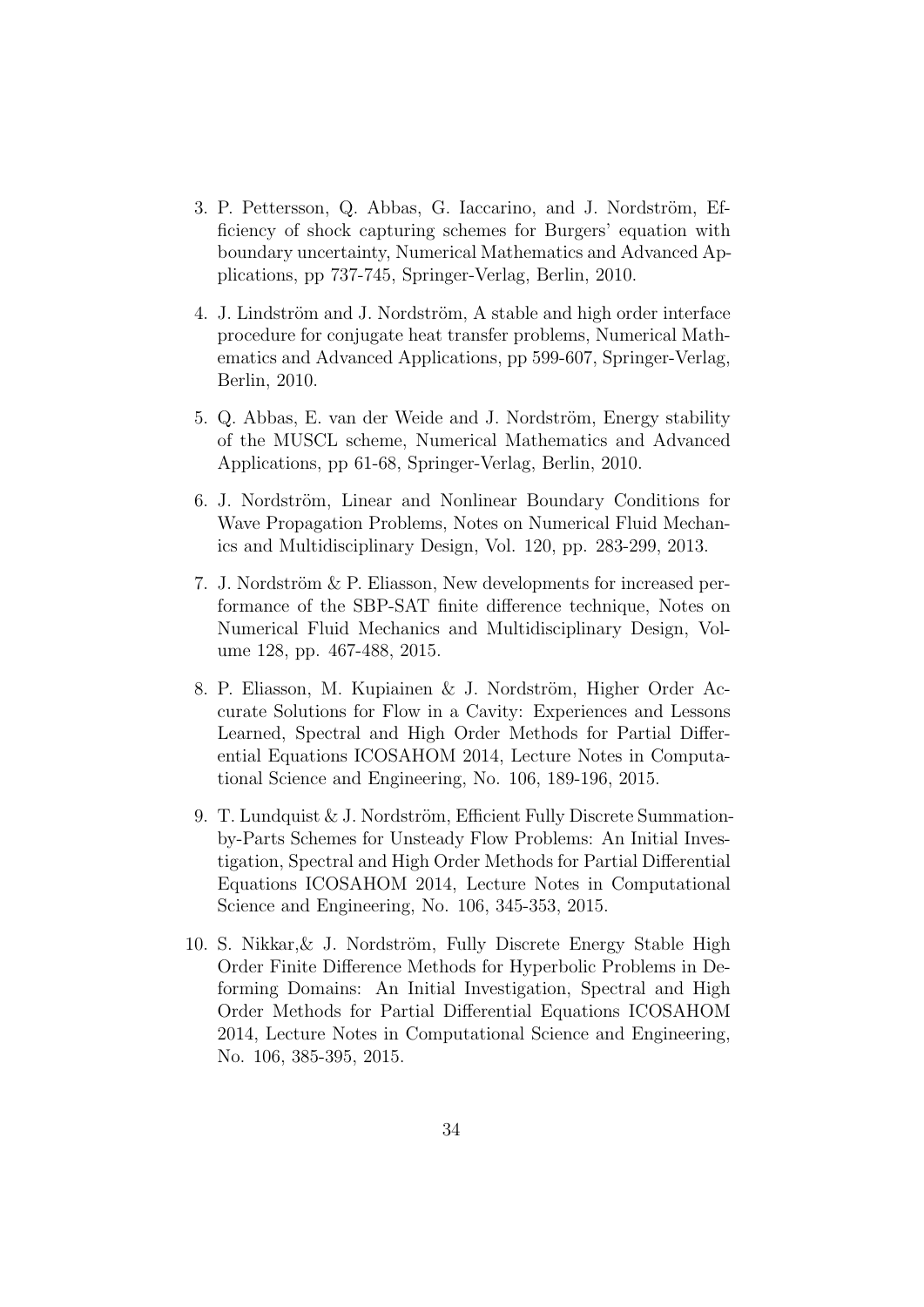3. P. Pettersson, Q. Abbas, G. Iaccarino, and J. Nordström, Efficiency of shock capturing schemes for Burgers' equation with boundary uncertainty, Numerical Mathematics and Advanced Applications, pp 737-745, Springer-Verlag, Berlin, 2010.

4. J. Lindström and J. Nordström, A stable and high order interface procedure for conjugate heat transfer problems, Numerical Mathematics and Advanced Applications, pp 599-607, Springer-Verlag, Berlin, 2010.

5. Q. Abbas, E. van der Weide and J. Nordström, Energy stability of the MUSCL scheme, Numerical Mathematics and Advanced Applications, pp 61-68, Springer-Verlag, Berlin, 2010.

6. J. Nordström, Linear and Nonlinear Boundary Conditions for Wave Propagation Problems, Notes on Numerical Fluid Mechanics and Multidisciplinary Design, Vol. 120, pp. 283-299, 2013.

7. J. Nordström & P. Eliasson, New developments for increased performance of the SBP-SAT finite difference technique, Notes on Numerical Fluid Mechanics and Multidisciplinary Design, Volume 128, pp. 467-488, 2015.

8. P. Eliasson, M. Kupiainen & J. Nordström, Higher Order Accurate Solutions for Flow in a Cavity: Experiences and Lessons Learned, Spectral and High Order Methods for Partial Differential Equations ICOSAHOM 2014, Lecture Notes in Computational Science and Engineering, No. 106, 189-196, 2015.

9. T. Lundquist & J. Nordström, Efficient Fully Discrete Summation-by-Parts Schemes for Unsteady Flow Problems: An Initial Investigation, Spectral and High Order Methods for Partial Differential Equations ICOSAHOM 2014, Lecture Notes in Computational Science and Engineering, No. 106, 345-353, 2015.

10. S. Nikkar,& J. Nordström, Fully Discrete Energy Stable High Order Finite Difference Methods for Hyperbolic Problems in Deforming Domains: An Initial Investigation, Spectral and High Order Methods for Partial Differential Equations ICOSAHOM 2014, Lecture Notes in Computational Science and Engineering, No. 106, 385-395, 2015.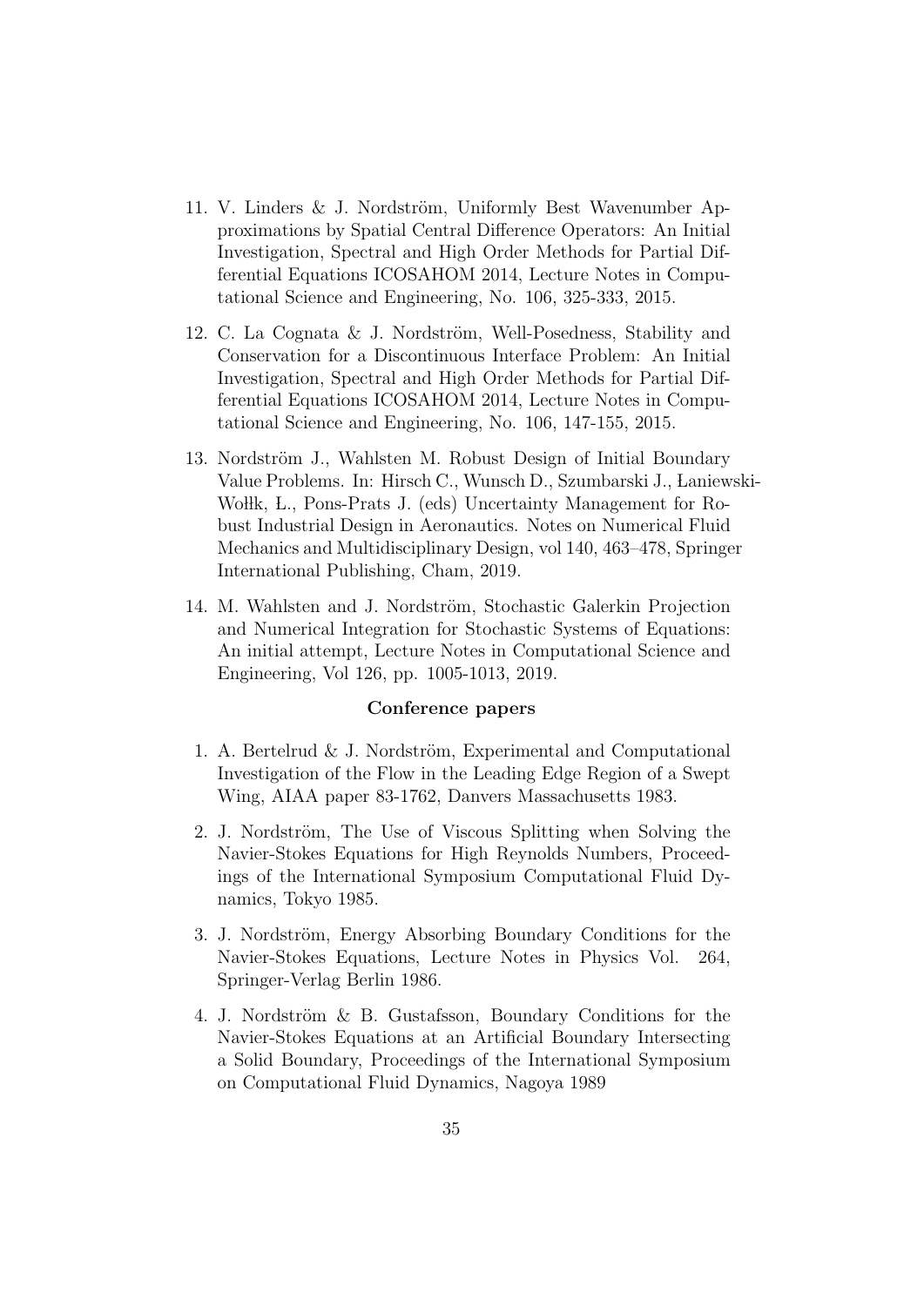11. V. Linders & J. Nordström, Uniformly Best Wavenumber Approximations by Spatial Central Difference Operators: An Initial Investigation, Spectral and High Order Methods for Partial Differential Equations ICOSAHOM 2014, Lecture Notes in Computational Science and Engineering, No. 106, 325-333, 2015.

12. C. La Cognata & J. Nordström, Well-Posedness, Stability and Conservation for a Discontinuous Interface Problem: An Initial Investigation, Spectral and High Order Methods for Partial Differential Equations ICOSAHOM 2014, Lecture Notes in Computational Science and Engineering, No. 106, 147-155, 2015.

13. Nordström J., Wahlsten M. Robust Design of Initial Boundary Value Problems. In: Hirsch C., Wunsch D., Szumbarski J., Łaniewski-Wołłk, Ł., Pons-Prats J. (eds) Uncertainty Management for Robust Industrial Design in Aeronautics. Notes on Numerical Fluid Mechanics and Multidisciplinary Design, vol 140, 463–478, Springer International Publishing, Cham, 2019.

14. M. Wahlsten and J. Nordström, Stochastic Galerkin Projection and Numerical Integration for Stochastic Systems of Equations: An initial attempt, Lecture Notes in Computational Science and Engineering, Vol 126, pp. 1005-1013, 2019.

**Conference papers**

1. A. Bertelrud & J. Nordström, Experimental and Computational Investigation of the Flow in the Leading Edge Region of a Swept Wing, AIAA paper 83-1762, Danvers Massachusetts 1983.

2. J. Nordström, The Use of Viscous Splitting when Solving the Navier-Stokes Equations for High Reynolds Numbers, Proceedings of the International Symposium Computational Fluid Dynamics, Tokyo 1985.

3. J. Nordström, Energy Absorbing Boundary Conditions for the Navier-Stokes Equations, Lecture Notes in Physics Vol. 264, Springer-Verlag Berlin 1986.

4. J. Nordström & B. Gustafsson, Boundary Conditions for the Navier-Stokes Equations at an Artificial Boundary Intersecting a Solid Boundary, Proceedings of the International Symposium on Computational Fluid Dynamics, Nagoya 1989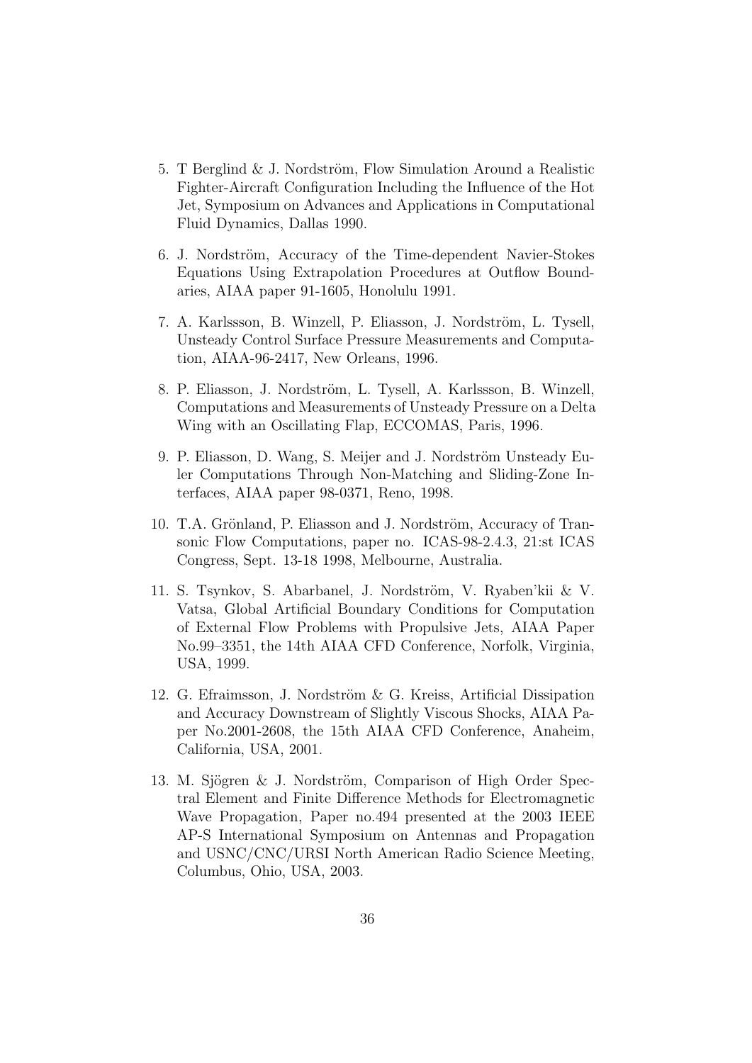5. T Berglind & J. Nordström, Flow Simulation Around a Realistic Fighter-Aircraft Configuration Including the Influence of the Hot Jet, Symposium on Advances and Applications in Computational Fluid Dynamics, Dallas 1990.

6. J. Nordström, Accuracy of the Time-dependent Navier-Stokes Equations Using Extrapolation Procedures at Outflow Boundaries, AIAA paper 91-1605, Honolulu 1991.

7. A. Karlssson, B. Winzell, P. Eliasson, J. Nordström, L. Tysell, Unsteady Control Surface Pressure Measurements and Computation, AIAA-96-2417, New Orleans, 1996.

8. P. Eliasson, J. Nordström, L. Tysell, A. Karlssson, B. Winzell, Computations and Measurements of Unsteady Pressure on a Delta Wing with an Oscillating Flap, ECCOMAS, Paris, 1996.

9. P. Eliasson, D. Wang, S. Meijer and J. Nordström Unsteady Euler Computations Through Non-Matching and Sliding-Zone Interfaces, AIAA paper 98-0371, Reno, 1998.

10. T.A. Grönland, P. Eliasson and J. Nordström, Accuracy of Transonic Flow Computations, paper no. ICAS-98-2.4.3, 21:st ICAS Congress, Sept. 13-18 1998, Melbourne, Australia.

11. S. Tsynkov, S. Abarbanel, J. Nordström, V. Ryaben'kii & V. Vatsa, Global Artificial Boundary Conditions for Computation of External Flow Problems with Propulsive Jets, AIAA Paper No.99–3351, the 14th AIAA CFD Conference, Norfolk, Virginia, USA, 1999.

12. G. Efraimsson, J. Nordström & G. Kreiss, Artificial Dissipation and Accuracy Downstream of Slightly Viscous Shocks, AIAA Paper No.2001-2608, the 15th AIAA CFD Conference, Anaheim, California, USA, 2001.

13. M. Sjögren & J. Nordström, Comparison of High Order Spectral Element and Finite Difference Methods for Electromagnetic Wave Propagation, Paper no.494 presented at the 2003 IEEE AP-S International Symposium on Antennas and Propagation and USNC/CNC/URSI North American Radio Science Meeting, Columbus, Ohio, USA, 2003.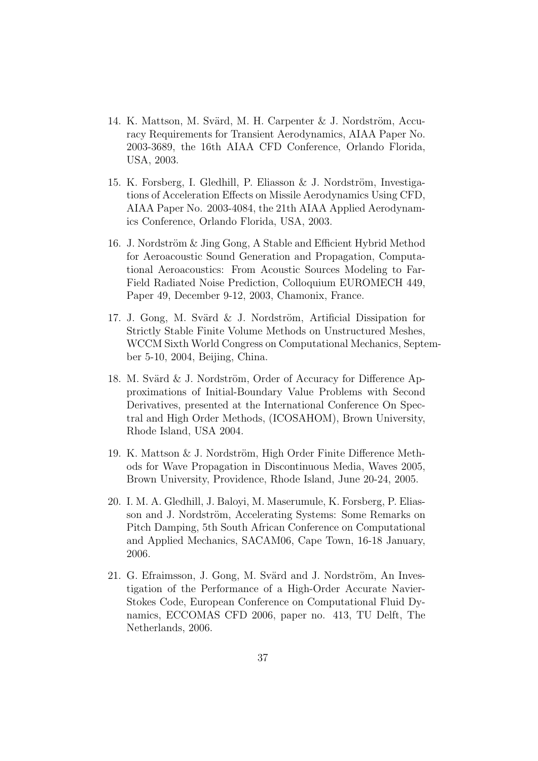14. K. Mattson, M. Svärd, M. H. Carpenter & J. Nordström, Accuracy Requirements for Transient Aerodynamics, AIAA Paper No. 2003-3689, the 16th AIAA CFD Conference, Orlando Florida, USA, 2003.

15. K. Forsberg, I. Gledhill, P. Eliasson & J. Nordström, Investigations of Acceleration Effects on Missile Aerodynamics Using CFD, AIAA Paper No. 2003-4084, the 21th AIAA Applied Aerodynamics Conference, Orlando Florida, USA, 2003.

16. J. Nordström & Jing Gong, A Stable and Efficient Hybrid Method for Aeroacoustic Sound Generation and Propagation, Computational Aeroacoustics: From Acoustic Sources Modeling to Far-Field Radiated Noise Prediction, Colloquium EUROMECH 449, Paper 49, December 9-12, 2003, Chamonix, France.

17. J. Gong, M. Svärd & J. Nordström, Artificial Dissipation for Strictly Stable Finite Volume Methods on Unstructured Meshes, WCCM Sixth World Congress on Computational Mechanics, September 5-10, 2004, Beijing, China.

18. M. Svärd & J. Nordström, Order of Accuracy for Difference Approximations of Initial-Boundary Value Problems with Second Derivatives, presented at the International Conference On Spectral and High Order Methods, (ICOSAHOM), Brown University, Rhode Island, USA 2004.

19. K. Mattson & J. Nordström, High Order Finite Difference Methods for Wave Propagation in Discontinuous Media, Waves 2005, Brown University, Providence, Rhode Island, June 20-24, 2005.

20. I. M. A. Gledhill, J. Baloyi, M. Maserumule, K. Forsberg, P. Eliasson and J. Nordström, Accelerating Systems: Some Remarks on Pitch Damping, 5th South African Conference on Computational and Applied Mechanics, SACAM06, Cape Town, 16-18 January, 2006.

21. G. Efraimsson, J. Gong, M. Svärd and J. Nordström, An Investigation of the Performance of a High-Order Accurate Navier-Stokes Code, European Conference on Computational Fluid Dynamics, ECCOMAS CFD 2006, paper no. 413, TU Delft, The Netherlands, 2006.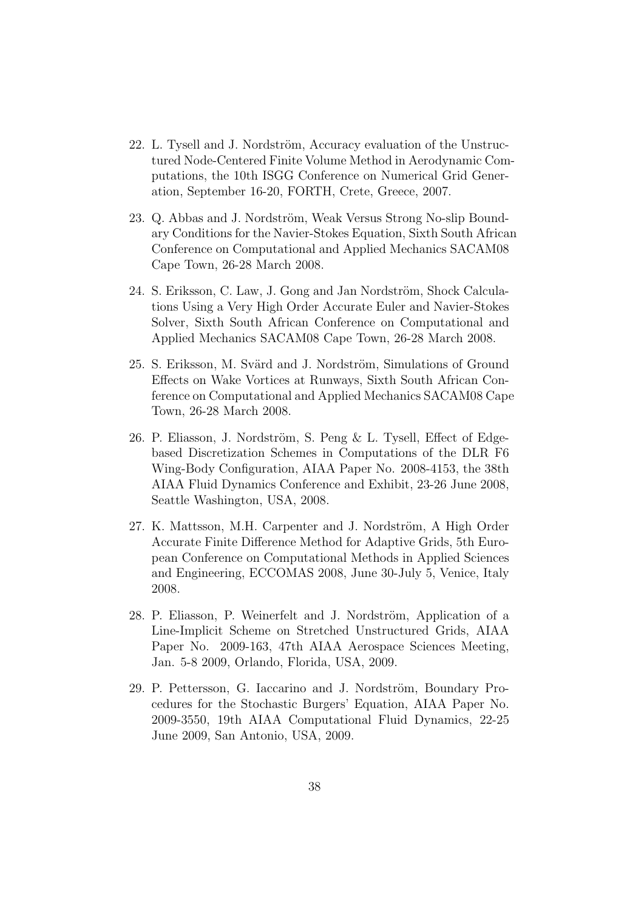22. L. Tysell and J. Nordström, Accuracy evaluation of the Unstructured Node-Centered Finite Volume Method in Aerodynamic Computations, the 10th ISGG Conference on Numerical Grid Generation, September 16-20, FORTH, Crete, Greece, 2007.

23. Q. Abbas and J. Nordström, Weak Versus Strong No-slip Boundary Conditions for the Navier-Stokes Equation, Sixth South African Conference on Computational and Applied Mechanics SACAM08 Cape Town, 26-28 March 2008.

24. S. Eriksson, C. Law, J. Gong and Jan Nordström, Shock Calculations Using a Very High Order Accurate Euler and Navier-Stokes Solver, Sixth South African Conference on Computational and Applied Mechanics SACAM08 Cape Town, 26-28 March 2008.

25. S. Eriksson, M. Svärd and J. Nordström, Simulations of Ground Effects on Wake Vortices at Runways, Sixth South African Conference on Computational and Applied Mechanics SACAM08 Cape Town, 26-28 March 2008.

26. P. Eliasson, J. Nordström, S. Peng & L. Tysell, Effect of Edge-based Discretization Schemes in Computations of the DLR F6 Wing-Body Configuration, AIAA Paper No. 2008-4153, the 38th AIAA Fluid Dynamics Conference and Exhibit, 23-26 June 2008, Seattle Washington, USA, 2008.

27. K. Mattsson, M.H. Carpenter and J. Nordström, A High Order Accurate Finite Difference Method for Adaptive Grids, 5th European Conference on Computational Methods in Applied Sciences and Engineering, ECCOMAS 2008, June 30-July 5, Venice, Italy 2008.

28. P. Eliasson, P. Weinerfelt and J. Nordström, Application of a Line-Implicit Scheme on Stretched Unstructured Grids, AIAA Paper No. 2009-163, 47th AIAA Aerospace Sciences Meeting, Jan. 5-8 2009, Orlando, Florida, USA, 2009.

29. P. Pettersson, G. Iaccarino and J. Nordström, Boundary Procedures for the Stochastic Burgers' Equation, AIAA Paper No. 2009-3550, 19th AIAA Computational Fluid Dynamics, 22-25 June 2009, San Antonio, USA, 2009.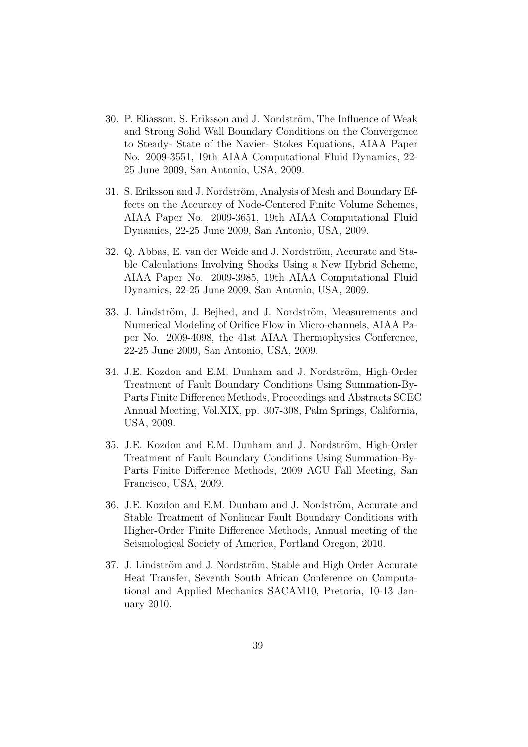30. P. Eliasson, S. Eriksson and J. Nordström, The Influence of Weak and Strong Solid Wall Boundary Conditions on the Convergence to Steady- State of the Navier- Stokes Equations, AIAA Paper No. 2009-3551, 19th AIAA Computational Fluid Dynamics, 22-25 June 2009, San Antonio, USA, 2009.

31. S. Eriksson and J. Nordström, Analysis of Mesh and Boundary Effects on the Accuracy of Node-Centered Finite Volume Schemes, AIAA Paper No. 2009-3651, 19th AIAA Computational Fluid Dynamics, 22-25 June 2009, San Antonio, USA, 2009.

32. Q. Abbas, E. van der Weide and J. Nordström, Accurate and Stable Calculations Involving Shocks Using a New Hybrid Scheme, AIAA Paper No. 2009-3985, 19th AIAA Computational Fluid Dynamics, 22-25 June 2009, San Antonio, USA, 2009.

33. J. Lindström, J. Bejhed, and J. Nordström, Measurements and Numerical Modeling of Orifice Flow in Micro-channels, AIAA Paper No. 2009-4098, the 41st AIAA Thermophysics Conference, 22-25 June 2009, San Antonio, USA, 2009.

34. J.E. Kozdon and E.M. Dunham and J. Nordström, High-Order Treatment of Fault Boundary Conditions Using Summation-By-Parts Finite Difference Methods, Proceedings and Abstracts SCEC Annual Meeting, Vol.XIX, pp. 307-308, Palm Springs, California, USA, 2009.

35. J.E. Kozdon and E.M. Dunham and J. Nordström, High-Order Treatment of Fault Boundary Conditions Using Summation-By-Parts Finite Difference Methods, 2009 AGU Fall Meeting, San Francisco, USA, 2009.

36. J.E. Kozdon and E.M. Dunham and J. Nordström, Accurate and Stable Treatment of Nonlinear Fault Boundary Conditions with Higher-Order Finite Difference Methods, Annual meeting of the Seismological Society of America, Portland Oregon, 2010.

37. J. Lindström and J. Nordström, Stable and High Order Accurate Heat Transfer, Seventh South African Conference on Computational and Applied Mechanics SACAM10, Pretoria, 10-13 January 2010.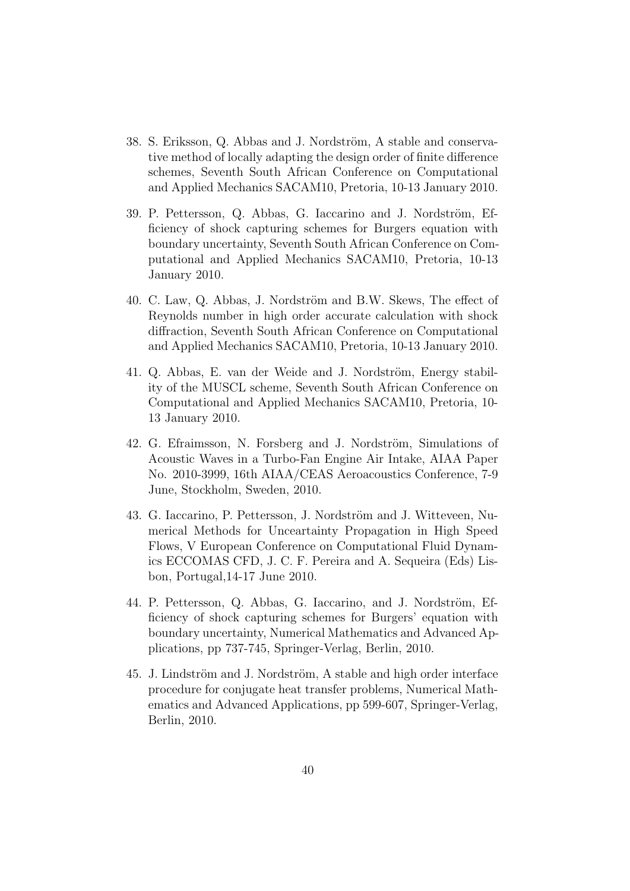38. S. Eriksson, Q. Abbas and J. Nordström, A stable and conservative method of locally adapting the design order of finite difference schemes, Seventh South African Conference on Computational and Applied Mechanics SACAM10, Pretoria, 10-13 January 2010.

39. P. Pettersson, Q. Abbas, G. Iaccarino and J. Nordström, Efficiency of shock capturing schemes for Burgers equation with boundary uncertainty, Seventh South African Conference on Computational and Applied Mechanics SACAM10, Pretoria, 10-13 January 2010.

40. C. Law, Q. Abbas, J. Nordström and B.W. Skews, The effect of Reynolds number in high order accurate calculation with shock diffraction, Seventh South African Conference on Computational and Applied Mechanics SACAM10, Pretoria, 10-13 January 2010.

41. Q. Abbas, E. van der Weide and J. Nordström, Energy stability of the MUSCL scheme, Seventh South African Conference on Computational and Applied Mechanics SACAM10, Pretoria, 10-13 January 2010.

42. G. Efraimsson, N. Forsberg and J. Nordström, Simulations of Acoustic Waves in a Turbo-Fan Engine Air Intake, AIAA Paper No. 2010-3999, 16th AIAA/CEAS Aeroacoustics Conference, 7-9 June, Stockholm, Sweden, 2010.

43. G. Iaccarino, P. Pettersson, J. Nordström and J. Witteveen, Numerical Methods for Unceartainty Propagation in High Speed Flows, V European Conference on Computational Fluid Dynamics ECCOMAS CFD, J. C. F. Pereira and A. Sequeira (Eds) Lisbon, Portugal,14-17 June 2010.

44. P. Pettersson, Q. Abbas, G. Iaccarino, and J. Nordström, Efficiency of shock capturing schemes for Burgers' equation with boundary uncertainty, Numerical Mathematics and Advanced Applications, pp 737-745, Springer-Verlag, Berlin, 2010.

45. J. Lindström and J. Nordström, A stable and high order interface procedure for conjugate heat transfer problems, Numerical Mathematics and Advanced Applications, pp 599-607, Springer-Verlag, Berlin, 2010.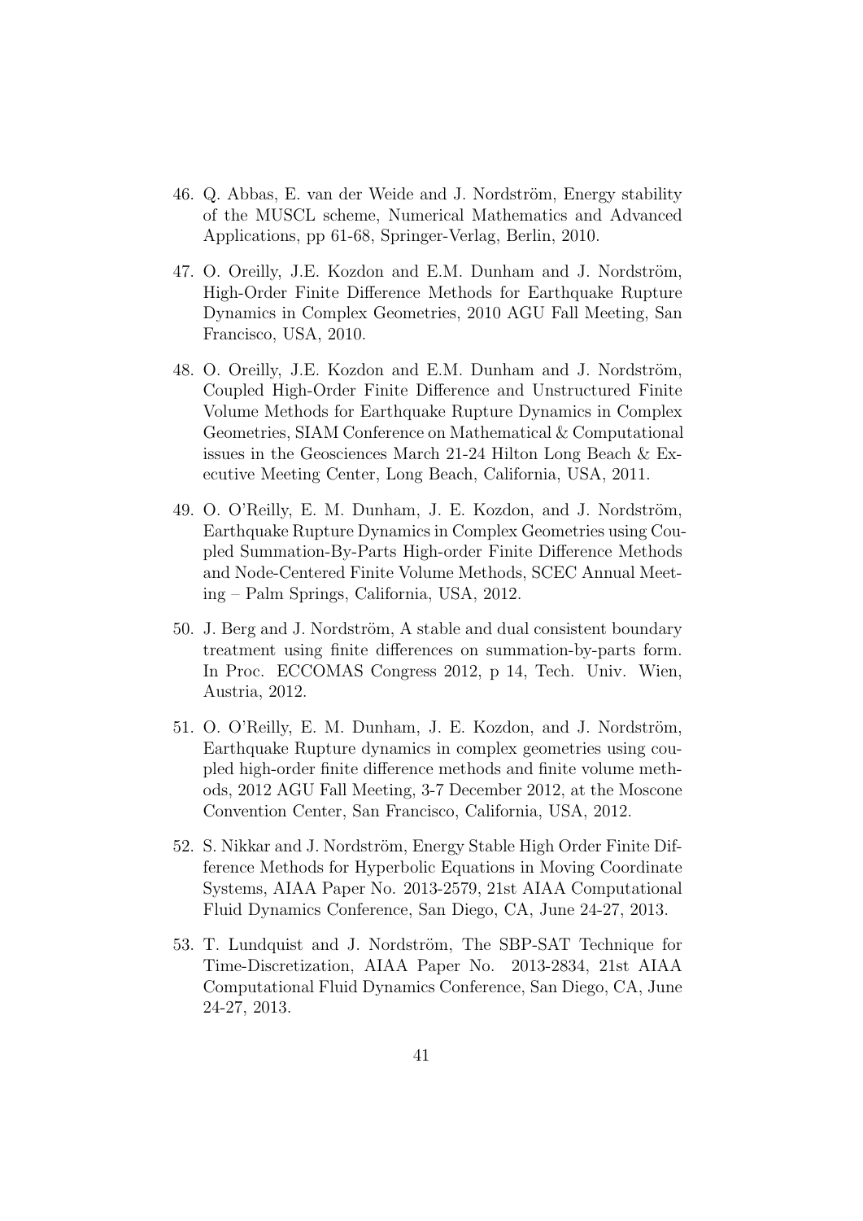46. Q. Abbas, E. van der Weide and J. Nordström, Energy stability of the MUSCL scheme, Numerical Mathematics and Advanced Applications, pp 61-68, Springer-Verlag, Berlin, 2010.

47. O. Oreilly, J.E. Kozdon and E.M. Dunham and J. Nordström, High-Order Finite Difference Methods for Earthquake Rupture Dynamics in Complex Geometries, 2010 AGU Fall Meeting, San Francisco, USA, 2010.

48. O. Oreilly, J.E. Kozdon and E.M. Dunham and J. Nordström, Coupled High-Order Finite Difference and Unstructured Finite Volume Methods for Earthquake Rupture Dynamics in Complex Geometries, SIAM Conference on Mathematical & Computational issues in the Geosciences March 21-24 Hilton Long Beach & Executive Meeting Center, Long Beach, California, USA, 2011.

49. O. O'Reilly, E. M. Dunham, J. E. Kozdon, and J. Nordström, Earthquake Rupture Dynamics in Complex Geometries using Coupled Summation-By-Parts High-order Finite Difference Methods and Node-Centered Finite Volume Methods, SCEC Annual Meeting – Palm Springs, California, USA, 2012.

50. J. Berg and J. Nordström, A stable and dual consistent boundary treatment using finite differences on summation-by-parts form. In Proc. ECCOMAS Congress 2012, p 14, Tech. Univ. Wien, Austria, 2012.

51. O. O'Reilly, E. M. Dunham, J. E. Kozdon, and J. Nordström, Earthquake Rupture dynamics in complex geometries using coupled high-order finite difference methods and finite volume methods, 2012 AGU Fall Meeting, 3-7 December 2012, at the Moscone Convention Center, San Francisco, California, USA, 2012.

52. S. Nikkar and J. Nordström, Energy Stable High Order Finite Difference Methods for Hyperbolic Equations in Moving Coordinate Systems, AIAA Paper No. 2013-2579, 21st AIAA Computational Fluid Dynamics Conference, San Diego, CA, June 24-27, 2013.

53. T. Lundquist and J. Nordström, The SBP-SAT Technique for Time-Discretization, AIAA Paper No. 2013-2834, 21st AIAA Computational Fluid Dynamics Conference, San Diego, CA, June 24-27, 2013.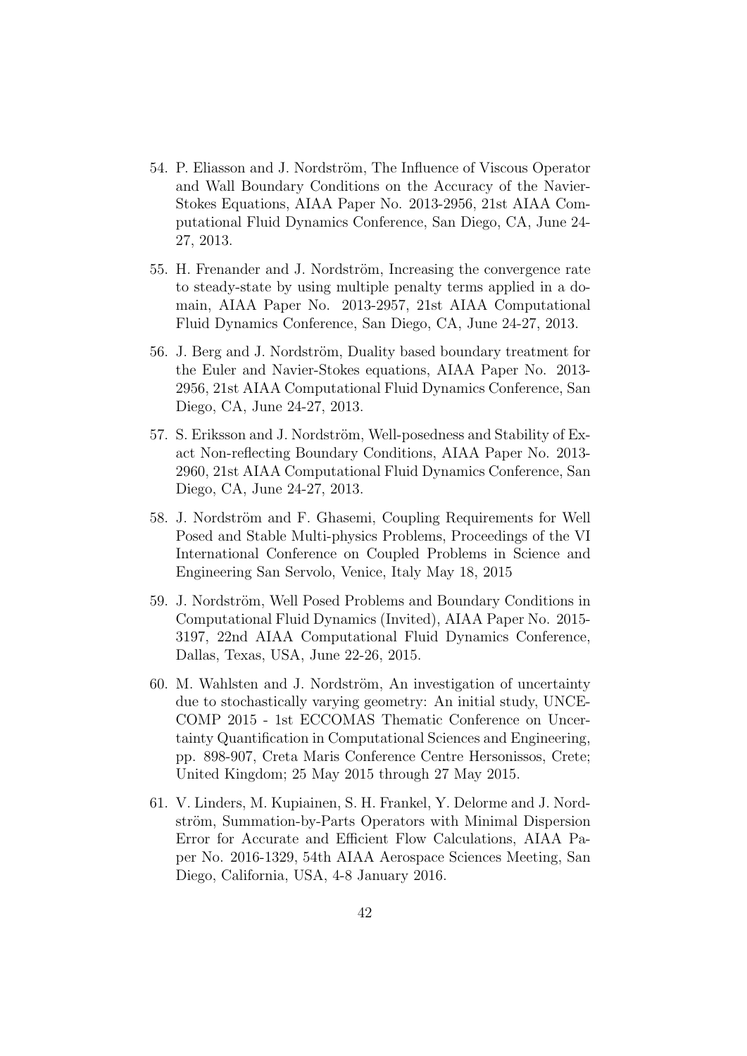54. P. Eliasson and J. Nordström, The Influence of Viscous Operator and Wall Boundary Conditions on the Accuracy of the Navier-Stokes Equations, AIAA Paper No. 2013-2956, 21st AIAA Computational Fluid Dynamics Conference, San Diego, CA, June 24-27, 2013.

55. H. Frenander and J. Nordström, Increasing the convergence rate to steady-state by using multiple penalty terms applied in a domain, AIAA Paper No. 2013-2957, 21st AIAA Computational Fluid Dynamics Conference, San Diego, CA, June 24-27, 2013.

56. J. Berg and J. Nordström, Duality based boundary treatment for the Euler and Navier-Stokes equations, AIAA Paper No. 2013-2956, 21st AIAA Computational Fluid Dynamics Conference, San Diego, CA, June 24-27, 2013.

57. S. Eriksson and J. Nordström, Well-posedness and Stability of Exact Non-reflecting Boundary Conditions, AIAA Paper No. 2013-2960, 21st AIAA Computational Fluid Dynamics Conference, San Diego, CA, June 24-27, 2013.

58. J. Nordström and F. Ghasemi, Coupling Requirements for Well Posed and Stable Multi-physics Problems, Proceedings of the VI International Conference on Coupled Problems in Science and Engineering San Servolo, Venice, Italy May 18, 2015

59. J. Nordström, Well Posed Problems and Boundary Conditions in Computational Fluid Dynamics (Invited), AIAA Paper No. 2015-3197, 22nd AIAA Computational Fluid Dynamics Conference, Dallas, Texas, USA, June 22-26, 2015.

60. M. Wahlsten and J. Nordström, An investigation of uncertainty due to stochastically varying geometry: An initial study, UNCECOMP 2015 - 1st ECCOMAS Thematic Conference on Uncertainty Quantification in Computational Sciences and Engineering, pp. 898-907, Creta Maris Conference Centre Hersonissos, Crete; United Kingdom; 25 May 2015 through 27 May 2015.

61. V. Linders, M. Kupiainen, S. H. Frankel, Y. Delorme and J. Nordström, Summation-by-Parts Operators with Minimal Dispersion Error for Accurate and Efficient Flow Calculations, AIAA Paper No. 2016-1329, 54th AIAA Aerospace Sciences Meeting, San Diego, California, USA, 4-8 January 2016.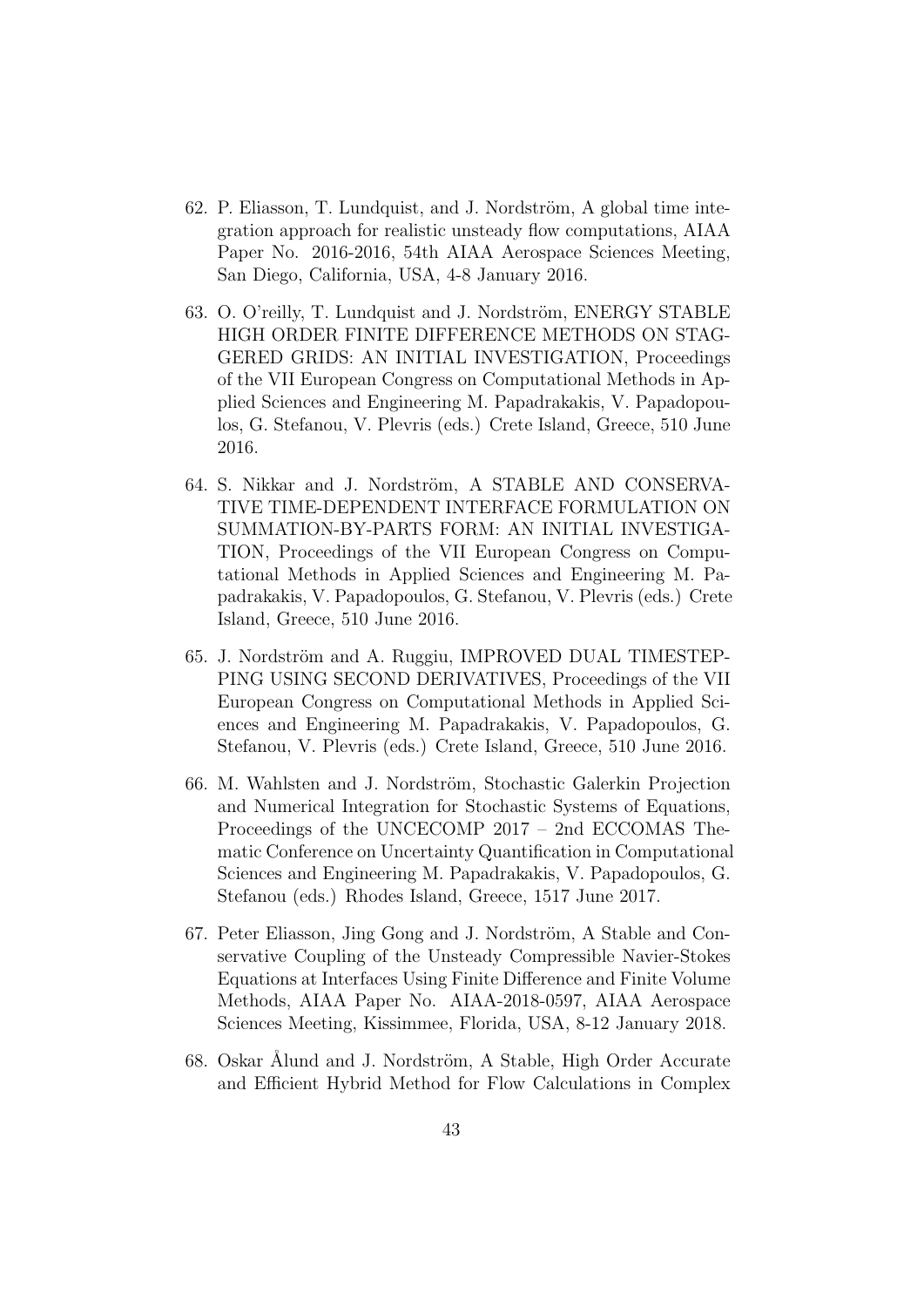62. P. Eliasson, T. Lundquist, and J. Nordström, A global time integration approach for realistic unsteady flow computations, AIAA Paper No. 2016-2016, 54th AIAA Aerospace Sciences Meeting, San Diego, California, USA, 4-8 January 2016.

63. O. O'reilly, T. Lundquist and J. Nordström, ENERGY STABLE HIGH ORDER FINITE DIFFERENCE METHODS ON STAGGERED GRIDS: AN INITIAL INVESTIGATION, Proceedings of the VII European Congress on Computational Methods in Applied Sciences and Engineering M. Papadrakakis, V. Papadopoulos, G. Stefanou, V. Plevris (eds.) Crete Island, Greece, 510 June 2016.

64. S. Nikkar and J. Nordström, A STABLE AND CONSERVATIVE TIME-DEPENDENT INTERFACE FORMULATION ON SUMMATION-BY-PARTS FORM: AN INITIAL INVESTIGATION, Proceedings of the VII European Congress on Computational Methods in Applied Sciences and Engineering M. Papadrakakis, V. Papadopoulos, G. Stefanou, V. Plevris (eds.) Crete Island, Greece, 510 June 2016.

65. J. Nordström and A. Ruggiu, IMPROVED DUAL TIMESTEPPING USING SECOND DERIVATIVES, Proceedings of the VII European Congress on Computational Methods in Applied Sciences and Engineering M. Papadrakakis, V. Papadopoulos, G. Stefanou, V. Plevris (eds.) Crete Island, Greece, 510 June 2016.

66. M. Wahlsten and J. Nordström, Stochastic Galerkin Projection and Numerical Integration for Stochastic Systems of Equations, Proceedings of the UNCECOMP 2017 – 2nd ECCOMAS Thematic Conference on Uncertainty Quantification in Computational Sciences and Engineering M. Papadrakakis, V. Papadopoulos, G. Stefanou (eds.) Rhodes Island, Greece, 1517 June 2017.

67. Peter Eliasson, Jing Gong and J. Nordström, A Stable and Conservative Coupling of the Unsteady Compressible Navier-Stokes Equations at Interfaces Using Finite Difference and Finite Volume Methods, AIAA Paper No. AIAA-2018-0597, AIAA Aerospace Sciences Meeting, Kissimmee, Florida, USA, 8-12 January 2018.

68. Oskar Ålund and J. Nordström, A Stable, High Order Accurate and Efficient Hybrid Method for Flow Calculations in Complex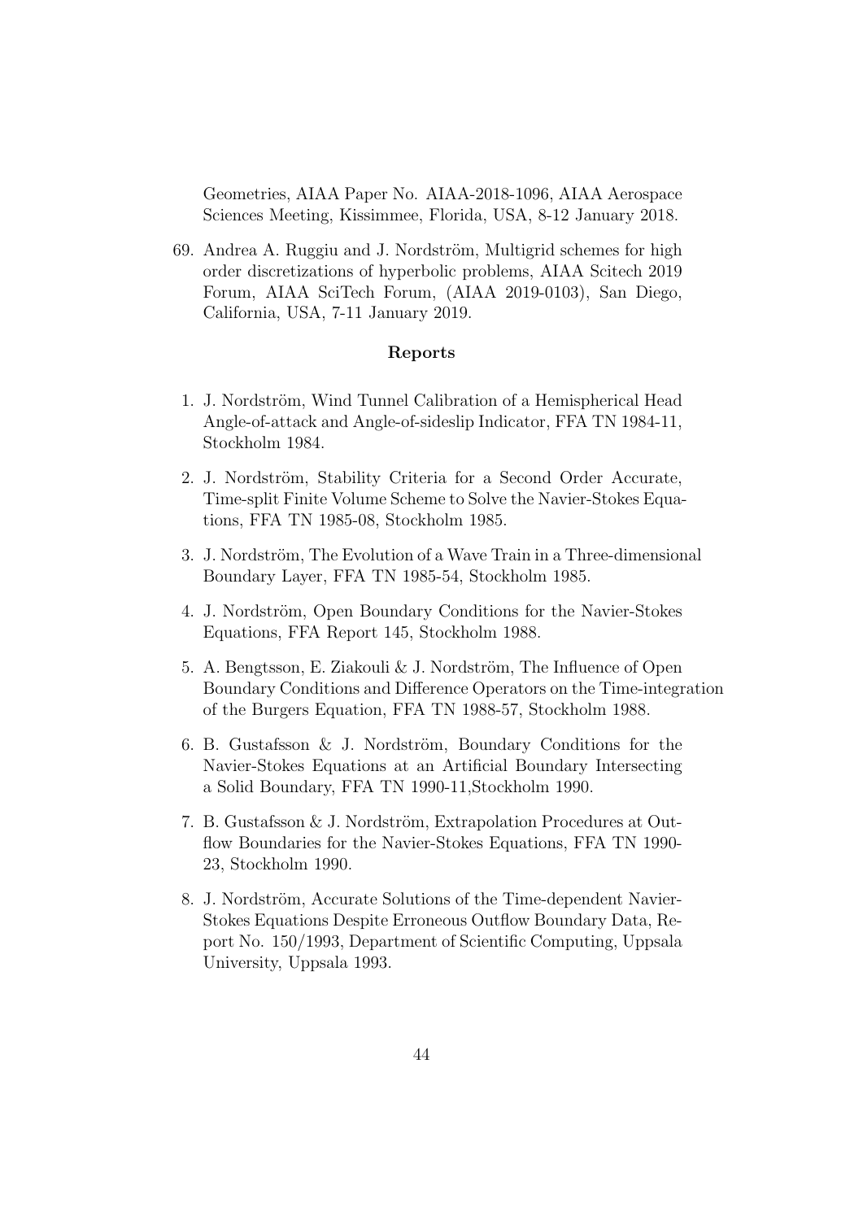Geometries, AIAA Paper No. AIAA-2018-1096, AIAA Aerospace Sciences Meeting, Kissimmee, Florida, USA, 8-12 January 2018.

69. Andrea A. Ruggiu and J. Nordström, Multigrid schemes for high order discretizations of hyperbolic problems, AIAA Scitech 2019 Forum, AIAA SciTech Forum, (AIAA 2019-0103), San Diego, California, USA, 7-11 January 2019.

### Reports

1. J. Nordström, Wind Tunnel Calibration of a Hemispherical Head Angle-of-attack and Angle-of-sideslip Indicator, FFA TN 1984-11, Stockholm 1984.
2. J. Nordström, Stability Criteria for a Second Order Accurate, Time-split Finite Volume Scheme to Solve the Navier-Stokes Equations, FFA TN 1985-08, Stockholm 1985.
3. J. Nordström, The Evolution of a Wave Train in a Three-dimensional Boundary Layer, FFA TN 1985-54, Stockholm 1985.
4. J. Nordström, Open Boundary Conditions for the Navier-Stokes Equations, FFA Report 145, Stockholm 1988.
5. A. Bengtsson, E. Ziakouli & J. Nordström, The Influence of Open Boundary Conditions and Difference Operators on the Time-integration of the Burgers Equation, FFA TN 1988-57, Stockholm 1988.
6. B. Gustafsson & J. Nordström, Boundary Conditions for the Navier-Stokes Equations at an Artificial Boundary Intersecting a Solid Boundary, FFA TN 1990-11,Stockholm 1990.
7. B. Gustafsson & J. Nordström, Extrapolation Procedures at Outflow Boundaries for the Navier-Stokes Equations, FFA TN 1990-23, Stockholm 1990.
8. J. Nordström, Accurate Solutions of the Time-dependent Navier-Stokes Equations Despite Erroneous Outflow Boundary Data, Report No. 150/1993, Department of Scientific Computing, Uppsala University, Uppsala 1993.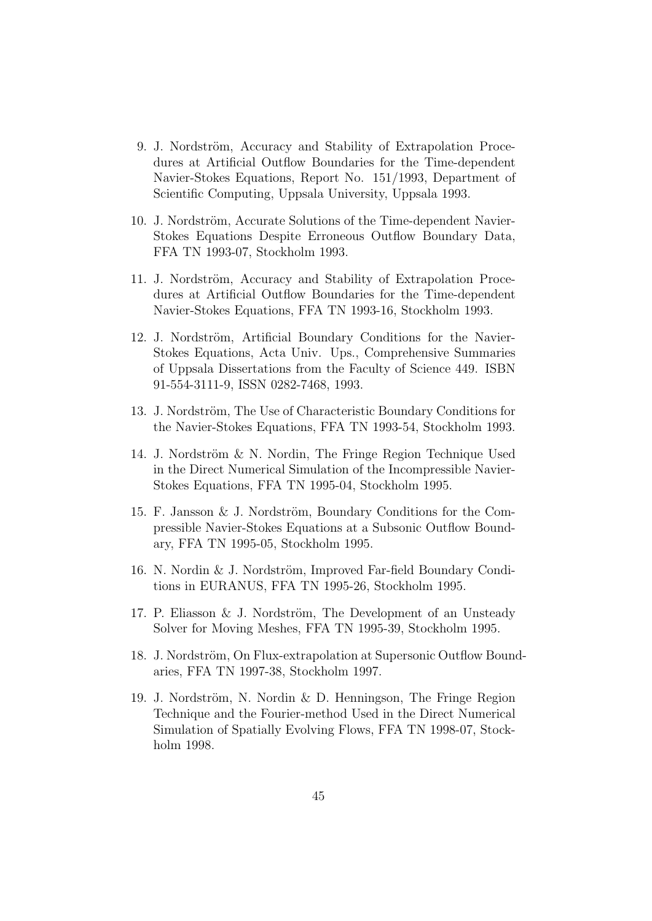9. J. Nordström, Accuracy and Stability of Extrapolation Procedures at Artificial Outflow Boundaries for the Time-dependent Navier-Stokes Equations, Report No. 151/1993, Department of Scientific Computing, Uppsala University, Uppsala 1993.
10. J. Nordström, Accurate Solutions of the Time-dependent Navier-Stokes Equations Despite Erroneous Outflow Boundary Data, FFA TN 1993-07, Stockholm 1993.
11. J. Nordström, Accuracy and Stability of Extrapolation Procedures at Artificial Outflow Boundaries for the Time-dependent Navier-Stokes Equations, FFA TN 1993-16, Stockholm 1993.
12. J. Nordström, Artificial Boundary Conditions for the Navier-Stokes Equations, Acta Univ. Ups., Comprehensive Summaries of Uppsala Dissertations from the Faculty of Science 449. ISBN 91-554-3111-9, ISSN 0282-7468, 1993.
13. J. Nordström, The Use of Characteristic Boundary Conditions for the Navier-Stokes Equations, FFA TN 1993-54, Stockholm 1993.
14. J. Nordström & N. Nordin, The Fringe Region Technique Used in the Direct Numerical Simulation of the Incompressible Navier-Stokes Equations, FFA TN 1995-04, Stockholm 1995.
15. F. Jansson & J. Nordström, Boundary Conditions for the Compressible Navier-Stokes Equations at a Subsonic Outflow Boundary, FFA TN 1995-05, Stockholm 1995.
16. N. Nordin & J. Nordström, Improved Far-field Boundary Conditions in EURANUS, FFA TN 1995-26, Stockholm 1995.
17. P. Eliasson & J. Nordström, The Development of an Unsteady Solver for Moving Meshes, FFA TN 1995-39, Stockholm 1995.
18. J. Nordström, On Flux-extrapolation at Supersonic Outflow Boundaries, FFA TN 1997-38, Stockholm 1997.
19. J. Nordström, N. Nordin & D. Henningson, The Fringe Region Technique and the Fourier-method Used in the Direct Numerical Simulation of Spatially Evolving Flows, FFA TN 1998-07, Stockholm 1998.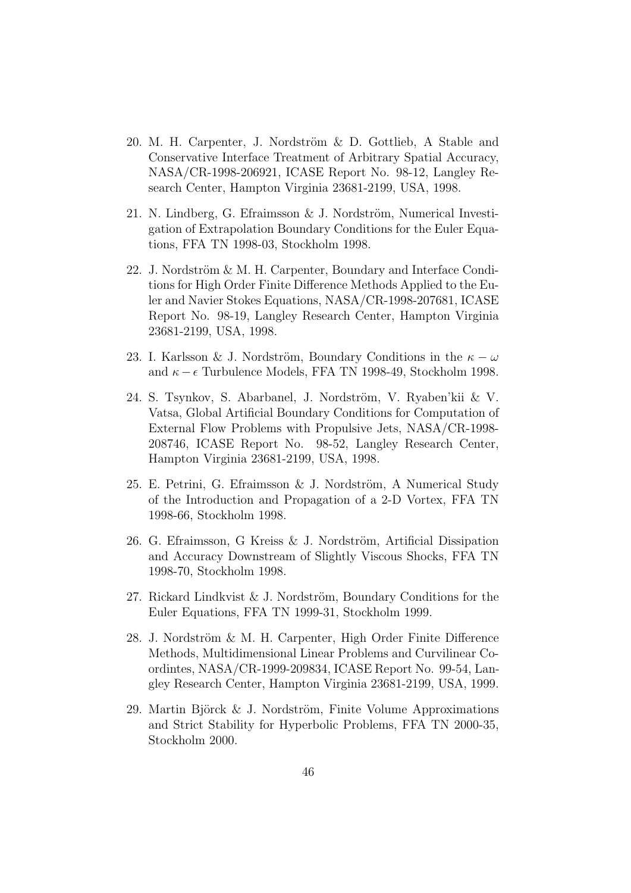20. M. H. Carpenter, J. Nordström & D. Gottlieb, A Stable and Conservative Interface Treatment of Arbitrary Spatial Accuracy, NASA/CR-1998-206921, ICASE Report No. 98-12, Langley Research Center, Hampton Virginia 23681-2199, USA, 1998.

21. N. Lindberg, G. Efraimsson & J. Nordström, Numerical Investigation of Extrapolation Boundary Conditions for the Euler Equations, FFA TN 1998-03, Stockholm 1998.

22. J. Nordström & M. H. Carpenter, Boundary and Interface Conditions for High Order Finite Difference Methods Applied to the Euler and Navier Stokes Equations, NASA/CR-1998-207681, ICASE Report No. 98-19, Langley Research Center, Hampton Virginia 23681-2199, USA, 1998.

23. I. Karlsson & J. Nordström, Boundary Conditions in the $\kappa - \omega$ and $\kappa - \epsilon$ Turbulence Models, FFA TN 1998-49, Stockholm 1998.

24. S. Tsynkov, S. Abarbanel, J. Nordström, V. Ryaben'kii & V. Vatsa, Global Artificial Boundary Conditions for Computation of External Flow Problems with Propulsive Jets, NASA/CR-1998-208746, ICASE Report No. 98-52, Langley Research Center, Hampton Virginia 23681-2199, USA, 1998.

25. E. Petrini, G. Efraimsson & J. Nordström, A Numerical Study of the Introduction and Propagation of a 2-D Vortex, FFA TN 1998-66, Stockholm 1998.

26. G. Efraimsson, G Kreiss & J. Nordström, Artificial Dissipation and Accuracy Downstream of Slightly Viscous Shocks, FFA TN 1998-70, Stockholm 1998.

27. Rickard Lindkvist & J. Nordström, Boundary Conditions for the Euler Equations, FFA TN 1999-31, Stockholm 1999.

28. J. Nordström & M. H. Carpenter, High Order Finite Difference Methods, Multidimensional Linear Problems and Curvilinear Coordintes, NASA/CR-1999-209834, ICASE Report No. 99-54, Langley Research Center, Hampton Virginia 23681-2199, USA, 1999.

29. Martin Björck & J. Nordström, Finite Volume Approximations and Strict Stability for Hyperbolic Problems, FFA TN 2000-35, Stockholm 2000.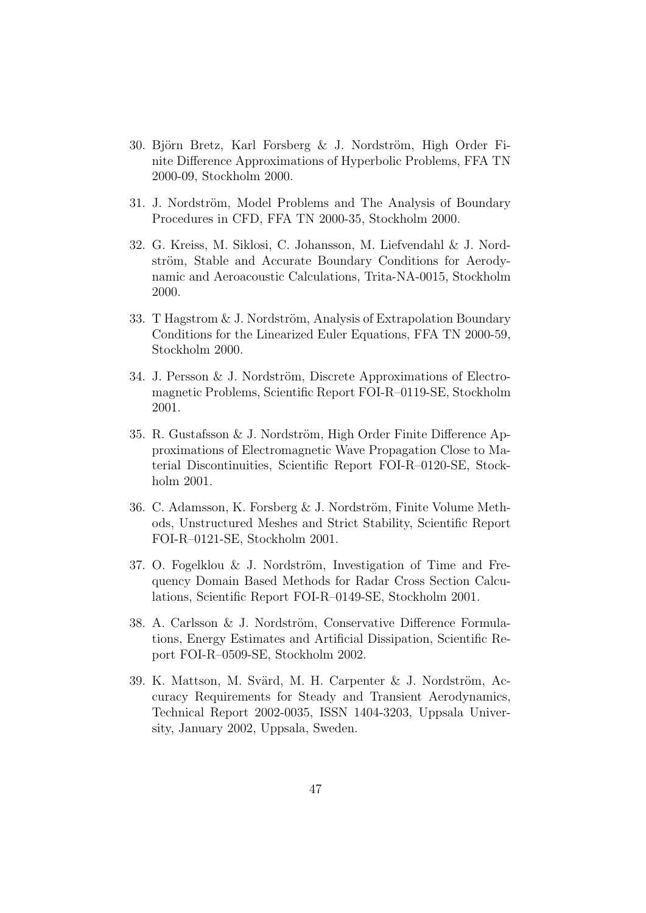30. Björn Bretz, Karl Forsberg & J. Nordström, High Order Finite Difference Approximations of Hyperbolic Problems, FFA TN 2000-09, Stockholm 2000.

31. J. Nordström, Model Problems and The Analysis of Boundary Procedures in CFD, FFA TN 2000-35, Stockholm 2000.

32. G. Kreiss, M. Siklosi, C. Johansson, M. Liefvendahl & J. Nordström, Stable and Accurate Boundary Conditions for Aerodynamic and Aeroacoustic Calculations, Trita-NA-0015, Stockholm 2000.

33. T Hagstrom & J. Nordström, Analysis of Extrapolation Boundary Conditions for the Linearized Euler Equations, FFA TN 2000-59, Stockholm 2000.

34. J. Persson & J. Nordström, Discrete Approximations of Electromagnetic Problems, Scientific Report FOI-R–0119-SE, Stockholm 2001.

35. R. Gustafsson & J. Nordström, High Order Finite Difference Approximations of Electromagnetic Wave Propagation Close to Material Discontinuities, Scientific Report FOI-R–0120-SE, Stockholm 2001.

36. C. Adamsson, K. Forsberg & J. Nordström, Finite Volume Methods, Unstructured Meshes and Strict Stability, Scientific Report FOI-R–0121-SE, Stockholm 2001.

37. O. Fogelklou & J. Nordström, Investigation of Time and Frequency Domain Based Methods for Radar Cross Section Calculations, Scientific Report FOI-R–0149-SE, Stockholm 2001.

38. A. Carlsson & J. Nordström, Conservative Difference Formulations, Energy Estimates and Artificial Dissipation, Scientific Report FOI-R–0509-SE, Stockholm 2002.

39. K. Mattson, M. Svärd, M. H. Carpenter & J. Nordström, Accuracy Requirements for Steady and Transient Aerodynamics, Technical Report 2002-0035, ISSN 1404-3203, Uppsala University, January 2002, Uppsala, Sweden.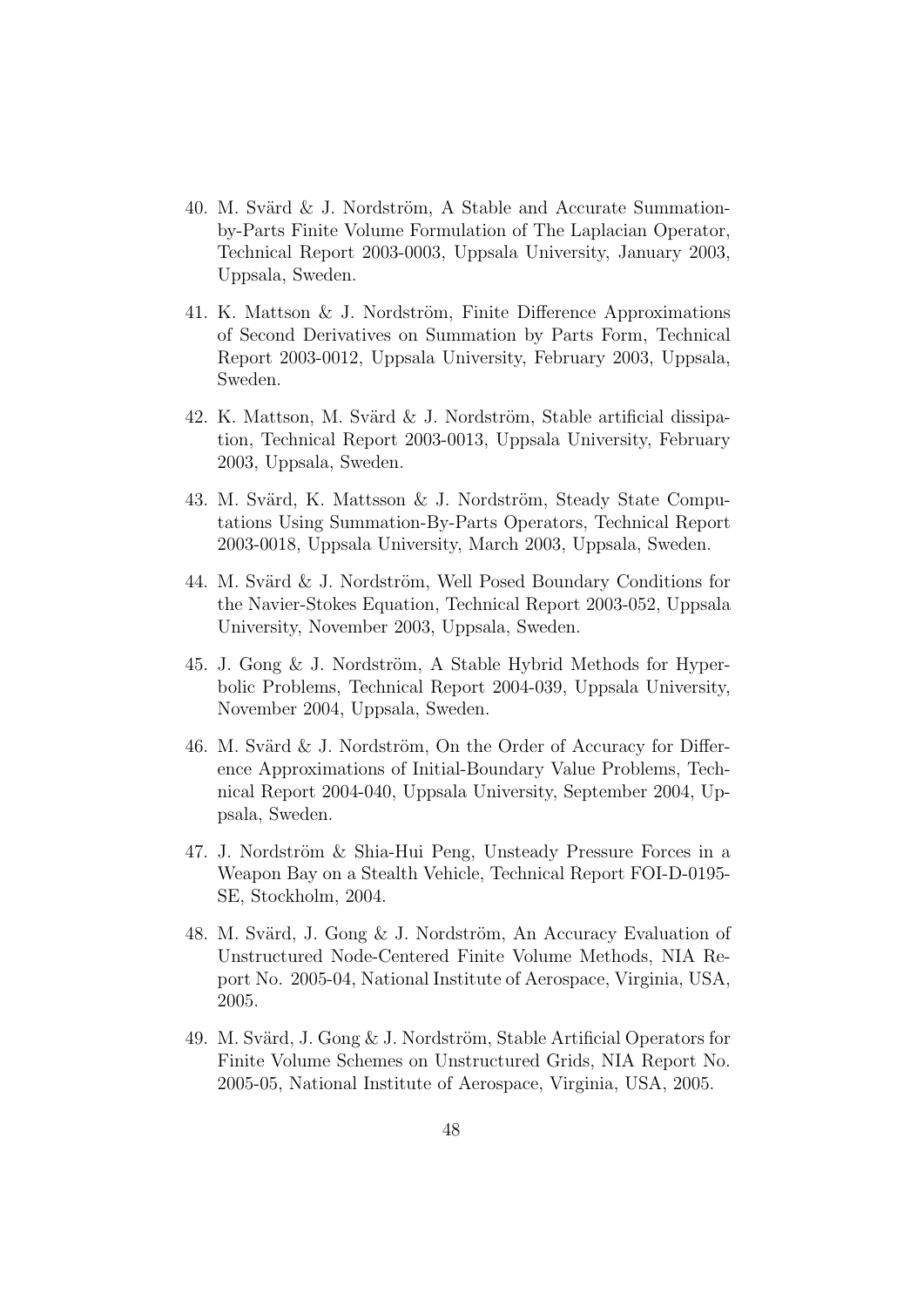40. M. Svärd & J. Nordström, A Stable and Accurate Summation-by-Parts Finite Volume Formulation of The Laplacian Operator, Technical Report 2003-0003, Uppsala University, January 2003, Uppsala, Sweden.

41. K. Mattson & J. Nordström, Finite Difference Approximations of Second Derivatives on Summation by Parts Form, Technical Report 2003-0012, Uppsala University, February 2003, Uppsala, Sweden.

42. K. Mattson, M. Svärd & J. Nordström, Stable artificial dissipation, Technical Report 2003-0013, Uppsala University, February 2003, Uppsala, Sweden.

43. M. Svärd, K. Mattsson & J. Nordström, Steady State Computations Using Summation-By-Parts Operators, Technical Report 2003-0018, Uppsala University, March 2003, Uppsala, Sweden.

44. M. Svärd & J. Nordström, Well Posed Boundary Conditions for the Navier-Stokes Equation, Technical Report 2003-052, Uppsala University, November 2003, Uppsala, Sweden.

45. J. Gong & J. Nordström, A Stable Hybrid Methods for Hyperbolic Problems, Technical Report 2004-039, Uppsala University, November 2004, Uppsala, Sweden.

46. M. Svärd & J. Nordström, On the Order of Accuracy for Difference Approximations of Initial-Boundary Value Problems, Technical Report 2004-040, Uppsala University, September 2004, Uppsala, Sweden.

47. J. Nordström & Shia-Hui Peng, Unsteady Pressure Forces in a Weapon Bay on a Stealth Vehicle, Technical Report FOI-D-0195-SE, Stockholm, 2004.

48. M. Svärd, J. Gong & J. Nordström, An Accuracy Evaluation of Unstructured Node-Centered Finite Volume Methods, NIA Report No. 2005-04, National Institute of Aerospace, Virginia, USA, 2005.

49. M. Svärd, J. Gong & J. Nordström, Stable Artificial Operators for Finite Volume Schemes on Unstructured Grids, NIA Report No. 2005-05, National Institute of Aerospace, Virginia, USA, 2005.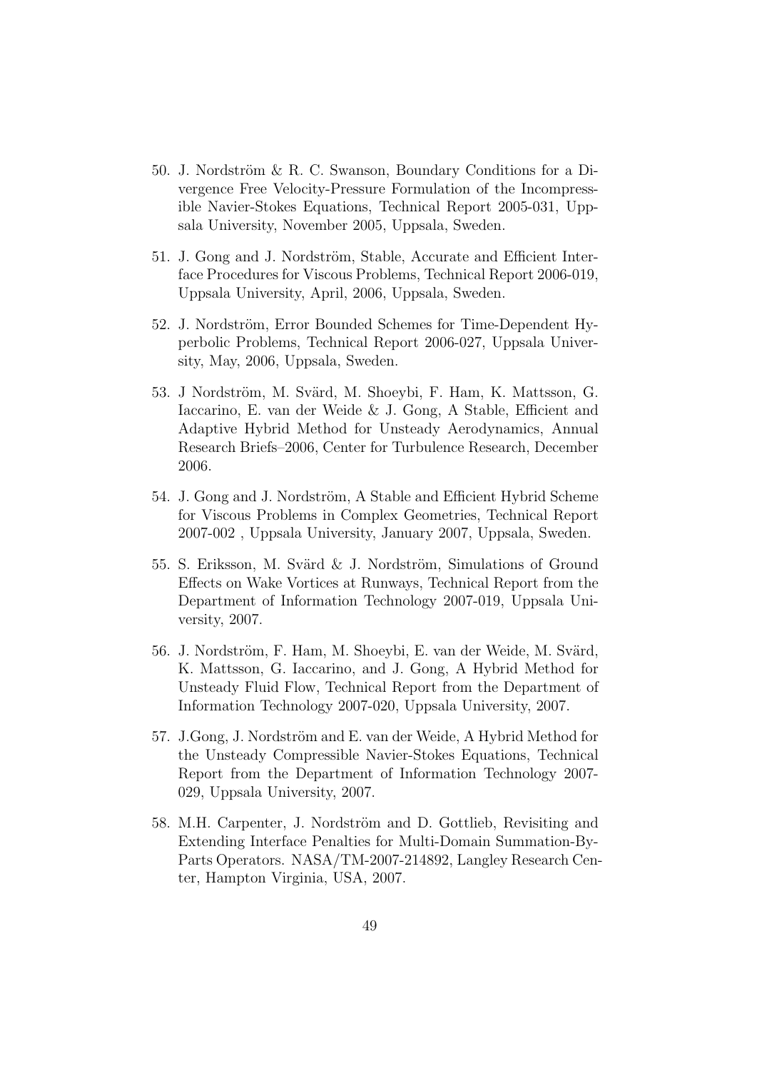50. J. Nordström & R. C. Swanson, Boundary Conditions for a Divergence Free Velocity-Pressure Formulation of the Incompressible Navier-Stokes Equations, Technical Report 2005-031, Uppsala University, November 2005, Uppsala, Sweden.

51. J. Gong and J. Nordström, Stable, Accurate and Efficient Interface Procedures for Viscous Problems, Technical Report 2006-019, Uppsala University, April, 2006, Uppsala, Sweden.

52. J. Nordström, Error Bounded Schemes for Time-Dependent Hyperbolic Problems, Technical Report 2006-027, Uppsala University, May, 2006, Uppsala, Sweden.

53. J Nordström, M. Svärd, M. Shoeybi, F. Ham, K. Mattsson, G. Iaccarino, E. van der Weide & J. Gong, A Stable, Efficient and Adaptive Hybrid Method for Unsteady Aerodynamics, Annual Research Briefs–2006, Center for Turbulence Research, December 2006.

54. J. Gong and J. Nordström, A Stable and Efficient Hybrid Scheme for Viscous Problems in Complex Geometries, Technical Report 2007-002 , Uppsala University, January 2007, Uppsala, Sweden.

55. S. Eriksson, M. Svärd & J. Nordström, Simulations of Ground Effects on Wake Vortices at Runways, Technical Report from the Department of Information Technology 2007-019, Uppsala University, 2007.

56. J. Nordström, F. Ham, M. Shoeybi, E. van der Weide, M. Svärd, K. Mattsson, G. Iaccarino, and J. Gong, A Hybrid Method for Unsteady Fluid Flow, Technical Report from the Department of Information Technology 2007-020, Uppsala University, 2007.

57. J.Gong, J. Nordström and E. van der Weide, A Hybrid Method for the Unsteady Compressible Navier-Stokes Equations, Technical Report from the Department of Information Technology 2007-029, Uppsala University, 2007.

58. M.H. Carpenter, J. Nordström and D. Gottlieb, Revisiting and Extending Interface Penalties for Multi-Domain Summation-By-Parts Operators. NASA/TM-2007-214892, Langley Research Center, Hampton Virginia, USA, 2007.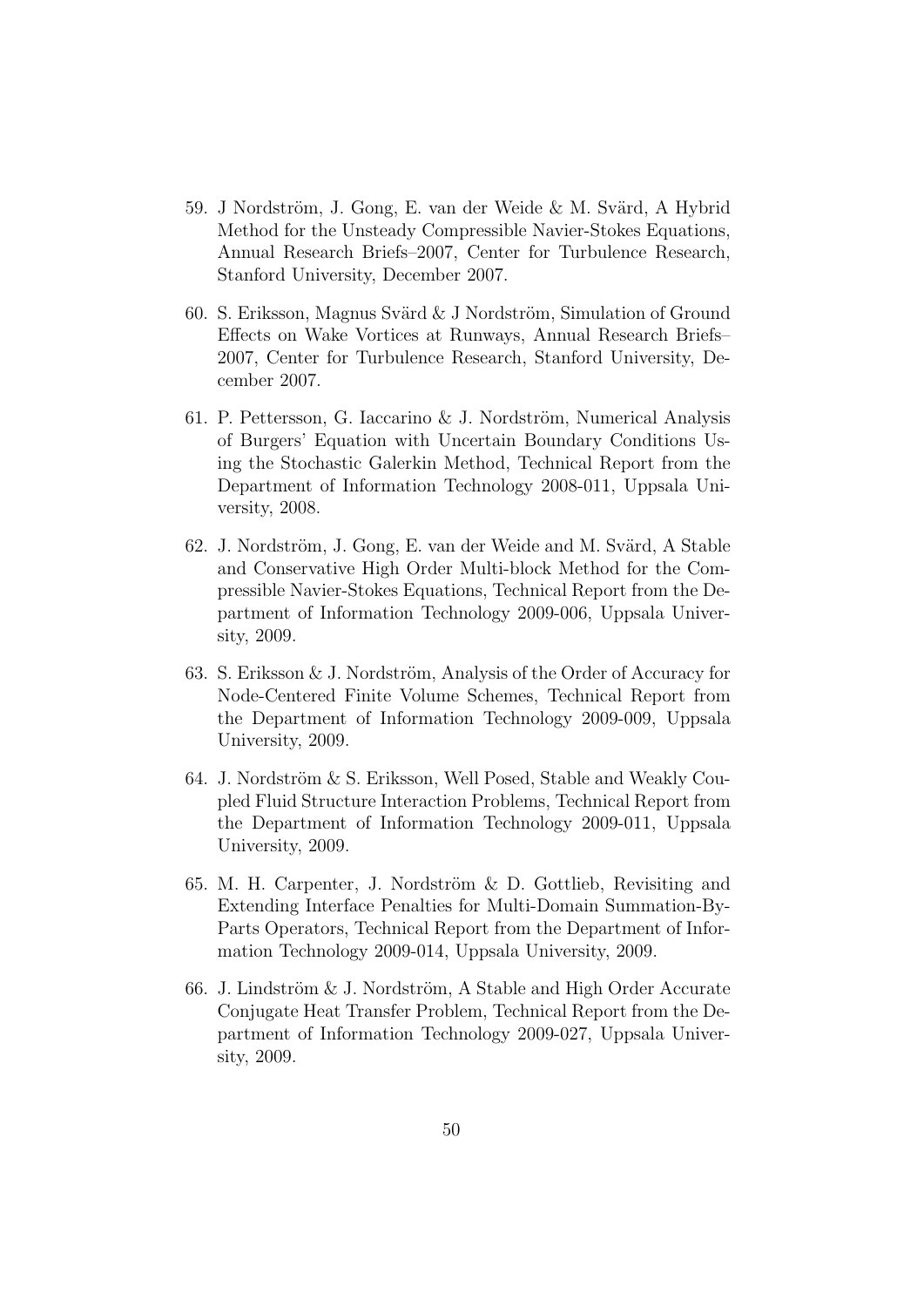59. J Nordström, J. Gong, E. van der Weide & M. Svärd, A Hybrid Method for the Unsteady Compressible Navier-Stokes Equations, Annual Research Briefs–2007, Center for Turbulence Research, Stanford University, December 2007.

60. S. Eriksson, Magnus Svärd & J Nordström, Simulation of Ground Effects on Wake Vortices at Runways, Annual Research Briefs–2007, Center for Turbulence Research, Stanford University, December 2007.

61. P. Pettersson, G. Iaccarino & J. Nordström, Numerical Analysis of Burgers' Equation with Uncertain Boundary Conditions Using the Stochastic Galerkin Method, Technical Report from the Department of Information Technology 2008-011, Uppsala University, 2008.

62. J. Nordström, J. Gong, E. van der Weide and M. Svärd, A Stable and Conservative High Order Multi-block Method for the Compressible Navier-Stokes Equations, Technical Report from the Department of Information Technology 2009-006, Uppsala University, 2009.

63. S. Eriksson & J. Nordström, Analysis of the Order of Accuracy for Node-Centered Finite Volume Schemes, Technical Report from the Department of Information Technology 2009-009, Uppsala University, 2009.

64. J. Nordström & S. Eriksson, Well Posed, Stable and Weakly Coupled Fluid Structure Interaction Problems, Technical Report from the Department of Information Technology 2009-011, Uppsala University, 2009.

65. M. H. Carpenter, J. Nordström & D. Gottlieb, Revisiting and Extending Interface Penalties for Multi-Domain Summation-By-Parts Operators, Technical Report from the Department of Information Technology 2009-014, Uppsala University, 2009.

66. J. Lindström & J. Nordström, A Stable and High Order Accurate Conjugate Heat Transfer Problem, Technical Report from the Department of Information Technology 2009-027, Uppsala University, 2009.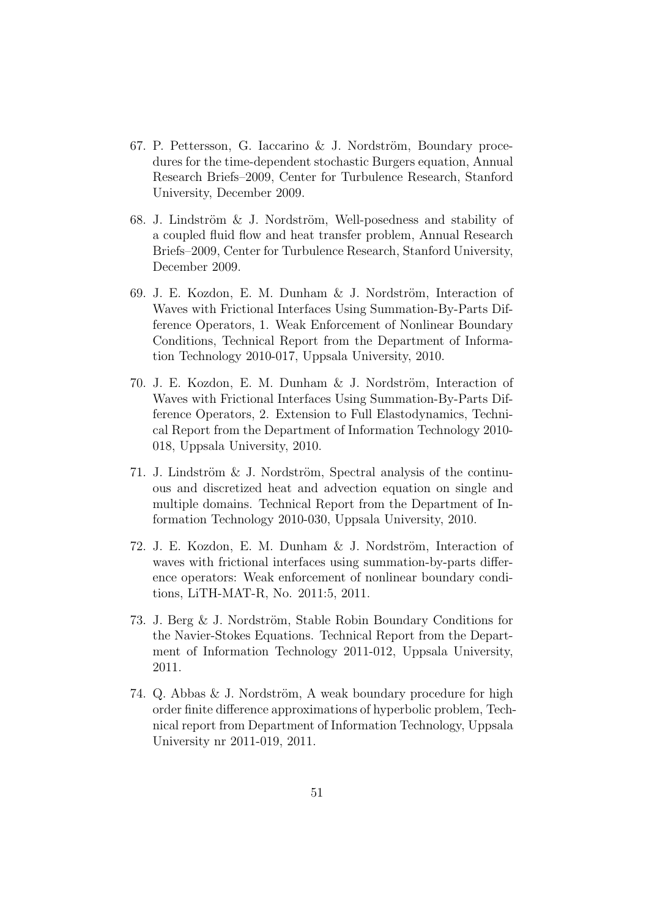67. P. Pettersson, G. Iaccarino & J. Nordström, Boundary procedures for the time-dependent stochastic Burgers equation, Annual Research Briefs–2009, Center for Turbulence Research, Stanford University, December 2009.

68. J. Lindström & J. Nordström, Well-posedness and stability of a coupled fluid flow and heat transfer problem, Annual Research Briefs–2009, Center for Turbulence Research, Stanford University, December 2009.

69. J. E. Kozdon, E. M. Dunham & J. Nordström, Interaction of Waves with Frictional Interfaces Using Summation-By-Parts Difference Operators, 1. Weak Enforcement of Nonlinear Boundary Conditions, Technical Report from the Department of Information Technology 2010-017, Uppsala University, 2010.

70. J. E. Kozdon, E. M. Dunham & J. Nordström, Interaction of Waves with Frictional Interfaces Using Summation-By-Parts Difference Operators, 2. Extension to Full Elastodynamics, Technical Report from the Department of Information Technology 2010-018, Uppsala University, 2010.

71. J. Lindström & J. Nordström, Spectral analysis of the continuous and discretized heat and advection equation on single and multiple domains. Technical Report from the Department of Information Technology 2010-030, Uppsala University, 2010.

72. J. E. Kozdon, E. M. Dunham & J. Nordström, Interaction of waves with frictional interfaces using summation-by-parts difference operators: Weak enforcement of nonlinear boundary conditions, LiTH-MAT-R, No. 2011:5, 2011.

73. J. Berg & J. Nordström, Stable Robin Boundary Conditions for the Navier-Stokes Equations. Technical Report from the Department of Information Technology 2011-012, Uppsala University, 2011.

74. Q. Abbas & J. Nordström, A weak boundary procedure for high order finite difference approximations of hyperbolic problem, Technical report from Department of Information Technology, Uppsala University nr 2011-019, 2011.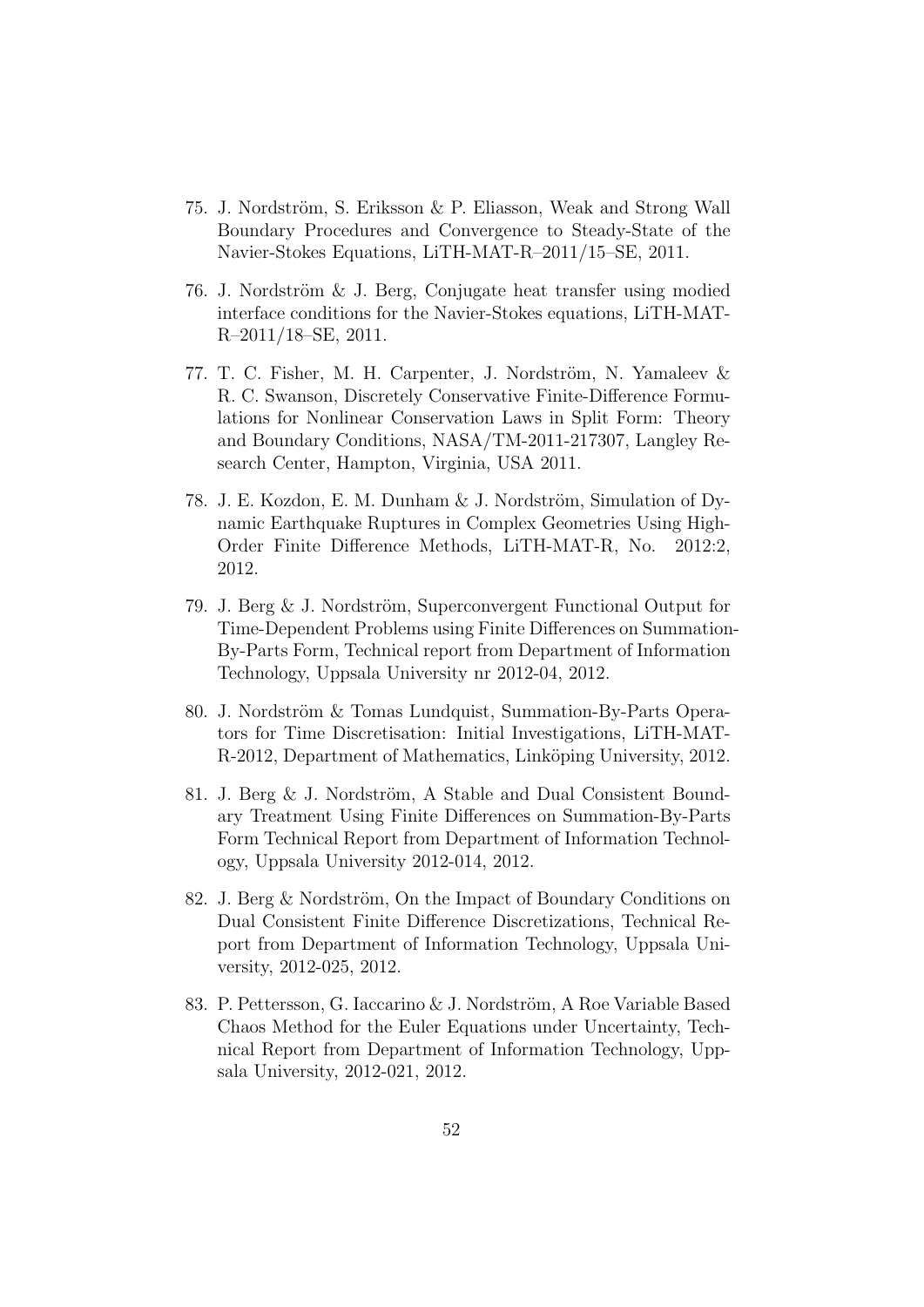75. J. Nordström, S. Eriksson & P. Eliasson, Weak and Strong Wall Boundary Procedures and Convergence to Steady-State of the Navier-Stokes Equations, LiTH-MAT-R–2011/15–SE, 2011.

76. J. Nordström & J. Berg, Conjugate heat transfer using modied interface conditions for the Navier-Stokes equations, LiTH-MAT-R–2011/18–SE, 2011.

77. T. C. Fisher, M. H. Carpenter, J. Nordström, N. Yamaleev & R. C. Swanson, Discretely Conservative Finite-Difference Formulations for Nonlinear Conservation Laws in Split Form: Theory and Boundary Conditions, NASA/TM-2011-217307, Langley Research Center, Hampton, Virginia, USA 2011.

78. J. E. Kozdon, E. M. Dunham & J. Nordström, Simulation of Dynamic Earthquake Ruptures in Complex Geometries Using High-Order Finite Difference Methods, LiTH-MAT-R, No. 2012:2, 2012.

79. J. Berg & J. Nordström, Superconvergent Functional Output for Time-Dependent Problems using Finite Differences on Summation-By-Parts Form, Technical report from Department of Information Technology, Uppsala University nr 2012-04, 2012.

80. J. Nordström & Tomas Lundquist, Summation-By-Parts Operators for Time Discretisation: Initial Investigations, LiTH-MAT-R-2012, Department of Mathematics, Linköping University, 2012.

81. J. Berg & J. Nordström, A Stable and Dual Consistent Boundary Treatment Using Finite Differences on Summation-By-Parts Form Technical Report from Department of Information Technology, Uppsala University 2012-014, 2012.

82. J. Berg & Nordström, On the Impact of Boundary Conditions on Dual Consistent Finite Difference Discretizations, Technical Report from Department of Information Technology, Uppsala University, 2012-025, 2012.

83. P. Pettersson, G. Iaccarino & J. Nordström, A Roe Variable Based Chaos Method for the Euler Equations under Uncertainty, Technical Report from Department of Information Technology, Uppsala University, 2012-021, 2012.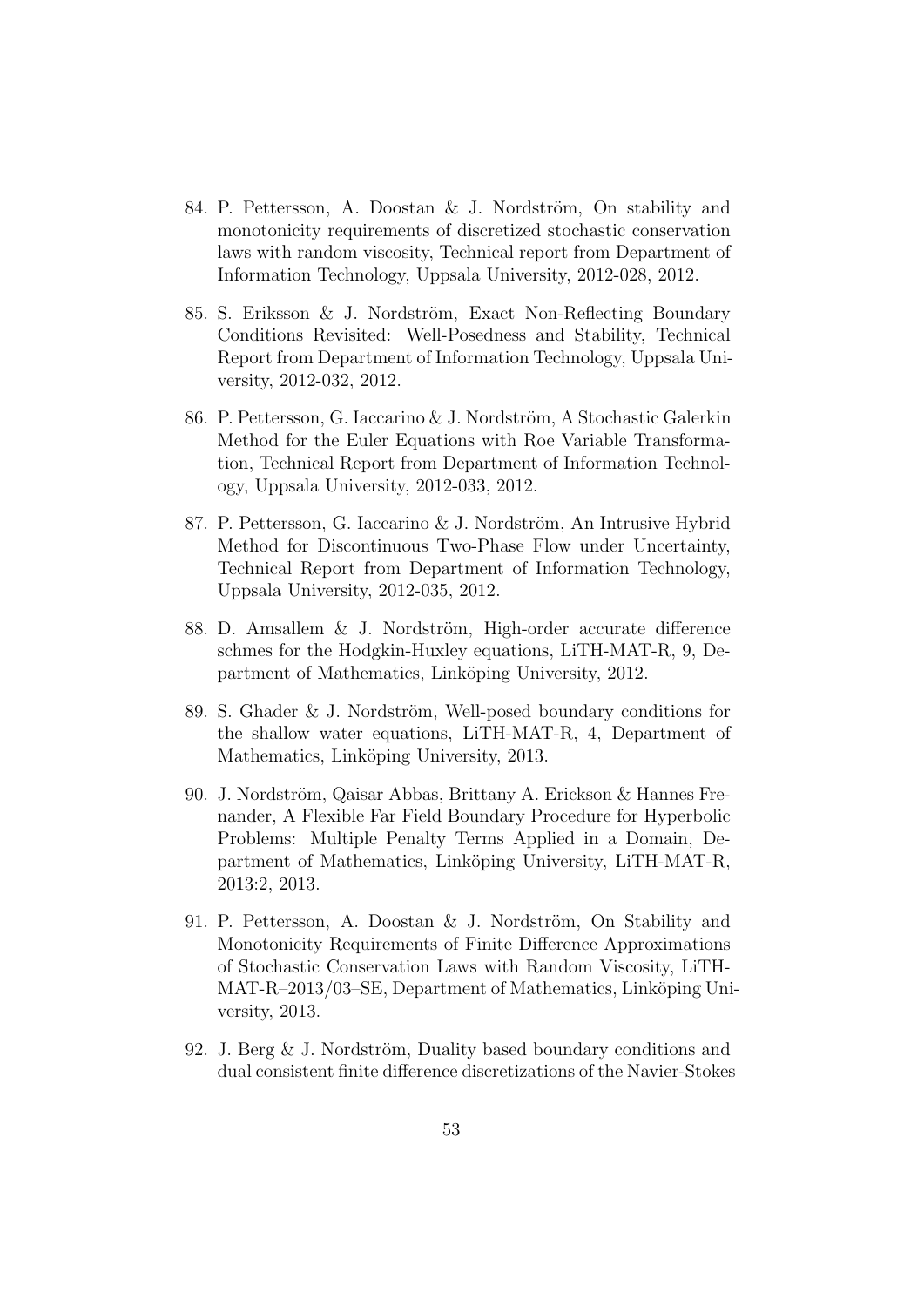84. P. Pettersson, A. Doostan & J. Nordström, On stability and monotonicity requirements of discretized stochastic conservation laws with random viscosity, Technical report from Department of Information Technology, Uppsala University, 2012-028, 2012.

85. S. Eriksson & J. Nordström, Exact Non-Reflecting Boundary Conditions Revisited: Well-Posedness and Stability, Technical Report from Department of Information Technology, Uppsala University, 2012-032, 2012.

86. P. Pettersson, G. Iaccarino & J. Nordström, A Stochastic Galerkin Method for the Euler Equations with Roe Variable Transformation, Technical Report from Department of Information Technology, Uppsala University, 2012-033, 2012.

87. P. Pettersson, G. Iaccarino & J. Nordström, An Intrusive Hybrid Method for Discontinuous Two-Phase Flow under Uncertainty, Technical Report from Department of Information Technology, Uppsala University, 2012-035, 2012.

88. D. Amsallem & J. Nordström, High-order accurate difference schmes for the Hodgkin-Huxley equations, LiTH-MAT-R, 9, Department of Mathematics, Linköping University, 2012.

89. S. Ghader & J. Nordström, Well-posed boundary conditions for the shallow water equations, LiTH-MAT-R, 4, Department of Mathematics, Linköping University, 2013.

90. J. Nordström, Qaisar Abbas, Brittany A. Erickson & Hannes Frenander, A Flexible Far Field Boundary Procedure for Hyperbolic Problems: Multiple Penalty Terms Applied in a Domain, Department of Mathematics, Linköping University, LiTH-MAT-R, 2013:2, 2013.

91. P. Pettersson, A. Doostan & J. Nordström, On Stability and Monotonicity Requirements of Finite Difference Approximations of Stochastic Conservation Laws with Random Viscosity, LiTH-MAT-R–2013/03–SE, Department of Mathematics, Linköping University, 2013.

92. J. Berg & J. Nordström, Duality based boundary conditions and dual consistent finite difference discretizations of the Navier-Stokes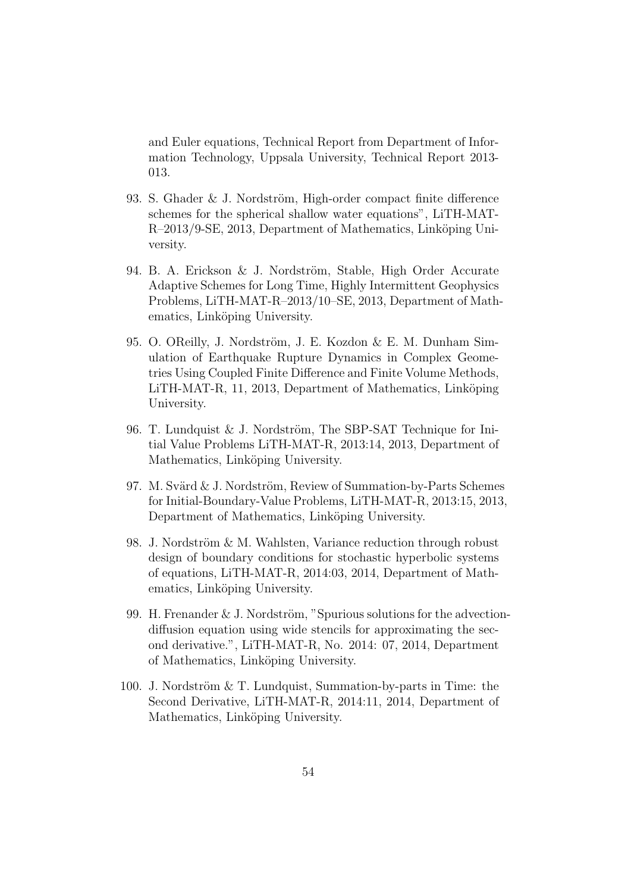and Euler equations, Technical Report from Department of Information Technology, Uppsala University, Technical Report 2013-013.

93. S. Ghader & J. Nordström, High-order compact finite difference schemes for the spherical shallow water equations", LiTH-MAT-R–2013/9-SE, 2013, Department of Mathematics, Linköping University.

94. B. A. Erickson & J. Nordström, Stable, High Order Accurate Adaptive Schemes for Long Time, Highly Intermittent Geophysics Problems, LiTH-MAT-R–2013/10–SE, 2013, Department of Mathematics, Linköping University.

95. O. OReilly, J. Nordström, J. E. Kozdon & E. M. Dunham Simulation of Earthquake Rupture Dynamics in Complex Geometries Using Coupled Finite Difference and Finite Volume Methods, LiTH-MAT-R, 11, 2013, Department of Mathematics, Linköping University.

96. T. Lundquist & J. Nordström, The SBP-SAT Technique for Initial Value Problems LiTH-MAT-R, 2013:14, 2013, Department of Mathematics, Linköping University.

97. M. Svärd & J. Nordström, Review of Summation-by-Parts Schemes for Initial-Boundary-Value Problems, LiTH-MAT-R, 2013:15, 2013, Department of Mathematics, Linköping University.

98. J. Nordström & M. Wahlsten, Variance reduction through robust design of boundary conditions for stochastic hyperbolic systems of equations, LiTH-MAT-R, 2014:03, 2014, Department of Mathematics, Linköping University.

99. H. Frenander & J. Nordström, "Spurious solutions for the advection-diffusion equation using wide stencils for approximating the second derivative.", LiTH-MAT-R, No. 2014: 07, 2014, Department of Mathematics, Linköping University.

100. J. Nordström & T. Lundquist, Summation-by-parts in Time: the Second Derivative, LiTH-MAT-R, 2014:11, 2014, Department of Mathematics, Linköping University.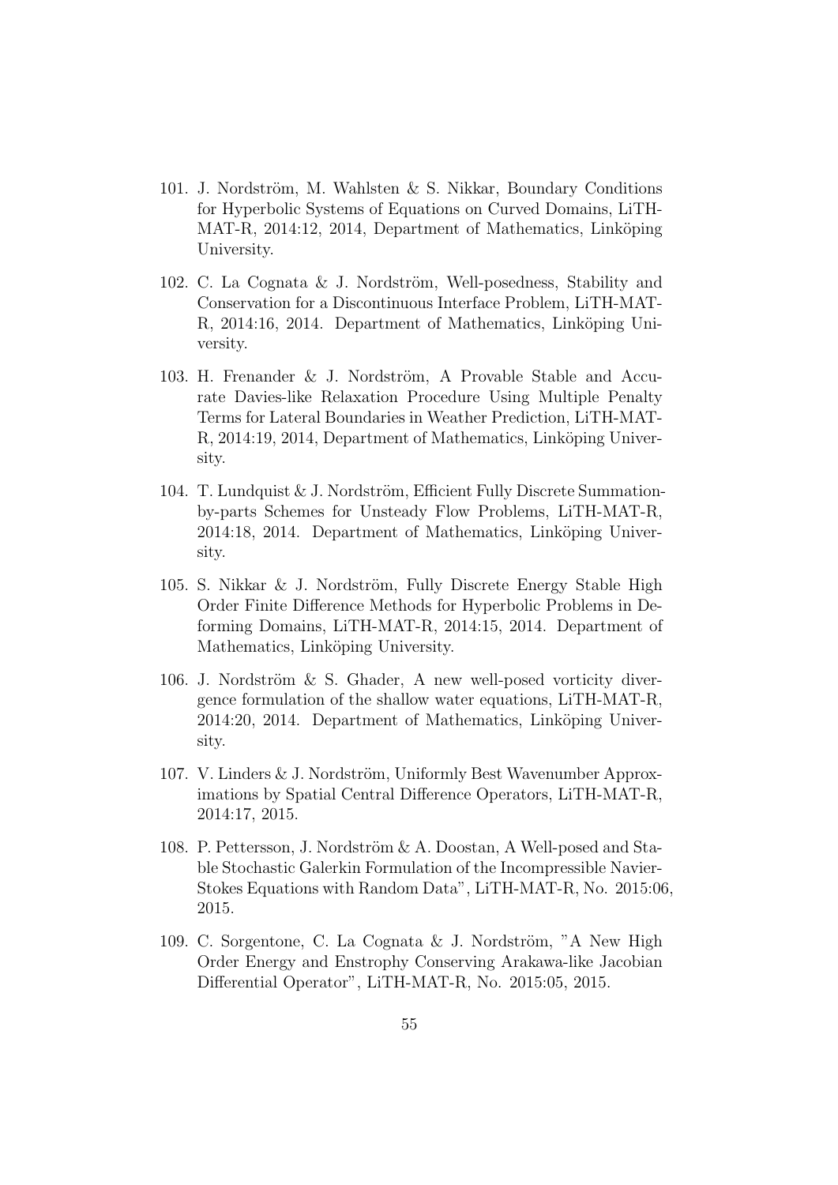101. J. Nordström, M. Wahlsten & S. Nikkar, Boundary Conditions for Hyperbolic Systems of Equations on Curved Domains, LiTH-MAT-R, 2014:12, 2014, Department of Mathematics, Linköping University.

102. C. La Cognata & J. Nordström, Well-posedness, Stability and Conservation for a Discontinuous Interface Problem, LiTH-MAT-R, 2014:16, 2014. Department of Mathematics, Linköping University.

103. H. Frenander & J. Nordström, A Provable Stable and Accurate Davies-like Relaxation Procedure Using Multiple Penalty Terms for Lateral Boundaries in Weather Prediction, LiTH-MAT-R, 2014:19, 2014, Department of Mathematics, Linköping University.

104. T. Lundquist & J. Nordström, Efficient Fully Discrete Summation-by-parts Schemes for Unsteady Flow Problems, LiTH-MAT-R, 2014:18, 2014. Department of Mathematics, Linköping University.

105. S. Nikkar & J. Nordström, Fully Discrete Energy Stable High Order Finite Difference Methods for Hyperbolic Problems in Deforming Domains, LiTH-MAT-R, 2014:15, 2014. Department of Mathematics, Linköping University.

106. J. Nordström & S. Ghader, A new well-posed vorticity divergence formulation of the shallow water equations, LiTH-MAT-R, 2014:20, 2014. Department of Mathematics, Linköping University.

107. V. Linders & J. Nordström, Uniformly Best Wavenumber Approximations by Spatial Central Difference Operators, LiTH-MAT-R, 2014:17, 2015.

108. P. Pettersson, J. Nordström & A. Doostan, A Well-posed and Stable Stochastic Galerkin Formulation of the Incompressible Navier-Stokes Equations with Random Data", LiTH-MAT-R, No. 2015:06, 2015.

109. C. Sorgentone, C. La Cognata & J. Nordström, "A New High Order Energy and Enstrophy Conserving Arakawa-like Jacobian Differential Operator", LiTH-MAT-R, No. 2015:05, 2015.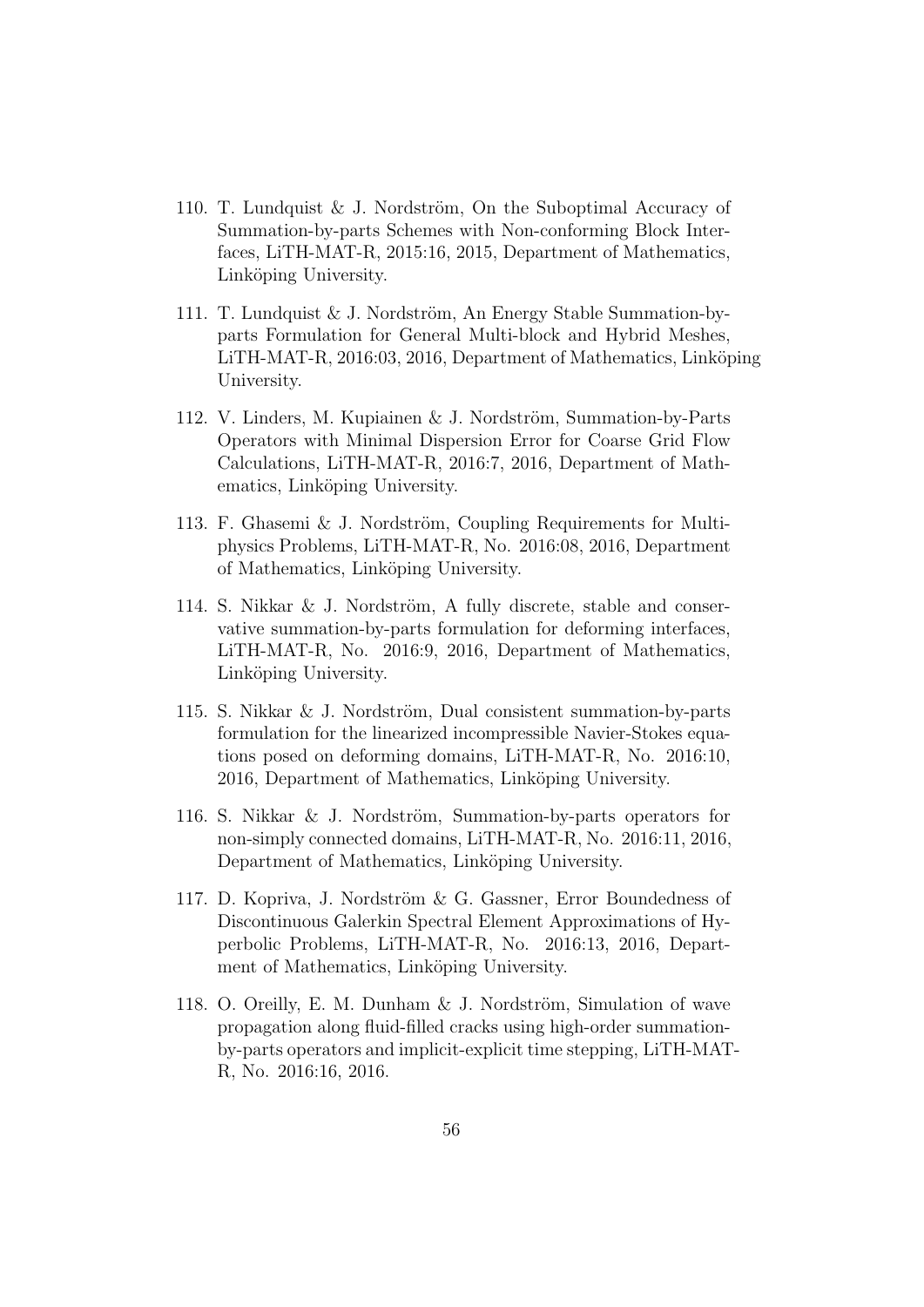110. T. Lundquist & J. Nordström, On the Suboptimal Accuracy of Summation-by-parts Schemes with Non-conforming Block Interfaces, LiTH-MAT-R, 2015:16, 2015, Department of Mathematics, Linköping University.

111. T. Lundquist & J. Nordström, An Energy Stable Summation-by-parts Formulation for General Multi-block and Hybrid Meshes, LiTH-MAT-R, 2016:03, 2016, Department of Mathematics, Linköping University.

112. V. Linders, M. Kupiainen & J. Nordström, Summation-by-Parts Operators with Minimal Dispersion Error for Coarse Grid Flow Calculations, LiTH-MAT-R, 2016:7, 2016, Department of Mathematics, Linköping University.

113. F. Ghasemi & J. Nordström, Coupling Requirements for Multiphysics Problems, LiTH-MAT-R, No. 2016:08, 2016, Department of Mathematics, Linköping University.

114. S. Nikkar & J. Nordström, A fully discrete, stable and conservative summation-by-parts formulation for deforming interfaces, LiTH-MAT-R, No. 2016:9, 2016, Department of Mathematics, Linköping University.

115. S. Nikkar & J. Nordström, Dual consistent summation-by-parts formulation for the linearized incompressible Navier-Stokes equations posed on deforming domains, LiTH-MAT-R, No. 2016:10, 2016, Department of Mathematics, Linköping University.

116. S. Nikkar & J. Nordström, Summation-by-parts operators for non-simply connected domains, LiTH-MAT-R, No. 2016:11, 2016, Department of Mathematics, Linköping University.

117. D. Kopriva, J. Nordström & G. Gassner, Error Boundedness of Discontinuous Galerkin Spectral Element Approximations of Hyperbolic Problems, LiTH-MAT-R, No. 2016:13, 2016, Department of Mathematics, Linköping University.

118. O. Oreilly, E. M. Dunham & J. Nordström, Simulation of wave propagation along fluid-filled cracks using high-order summation-by-parts operators and implicit-explicit time stepping, LiTH-MAT-R, No. 2016:16, 2016.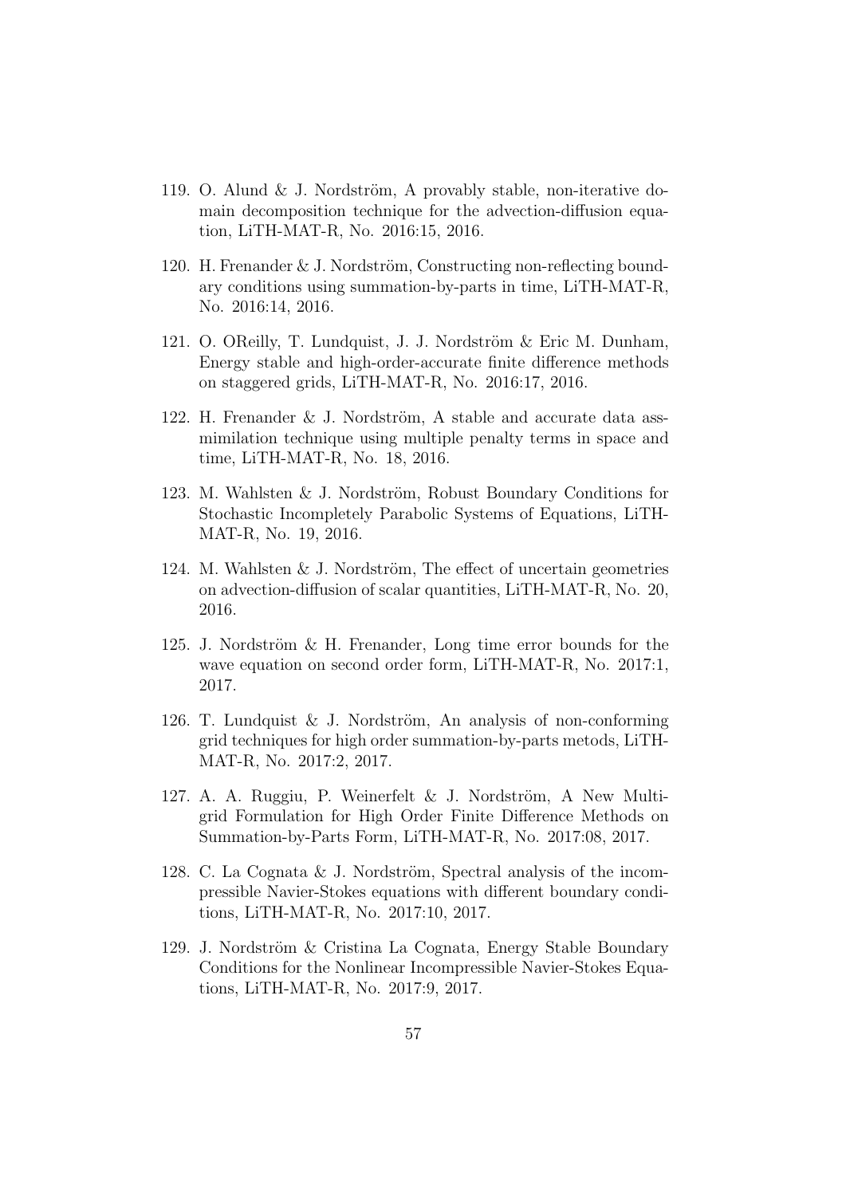119. O. Alund & J. Nordström, A provably stable, non-iterative domain decomposition technique for the advection-diffusion equation, LiTH-MAT-R, No. 2016:15, 2016.

120. H. Frenander & J. Nordström, Constructing non-reflecting boundary conditions using summation-by-parts in time, LiTH-MAT-R, No. 2016:14, 2016.

121. O. OReilly, T. Lundquist, J. J. Nordström & Eric M. Dunham, Energy stable and high-order-accurate finite difference methods on staggered grids, LiTH-MAT-R, No. 2016:17, 2016.

122. H. Frenander & J. Nordström, A stable and accurate data assmimilation technique using multiple penalty terms in space and time, LiTH-MAT-R, No. 18, 2016.

123. M. Wahlsten & J. Nordström, Robust Boundary Conditions for Stochastic Incompletely Parabolic Systems of Equations, LiTH-MAT-R, No. 19, 2016.

124. M. Wahlsten & J. Nordström, The effect of uncertain geometries on advection-diffusion of scalar quantities, LiTH-MAT-R, No. 20, 2016.

125. J. Nordström & H. Frenander, Long time error bounds for the wave equation on second order form, LiTH-MAT-R, No. 2017:1, 2017.

126. T. Lundquist & J. Nordström, An analysis of non-conforming grid techniques for high order summation-by-parts metods, LiTH-MAT-R, No. 2017:2, 2017.

127. A. A. Ruggiu, P. Weinerfelt & J. Nordström, A New Multigrid Formulation for High Order Finite Difference Methods on Summation-by-Parts Form, LiTH-MAT-R, No. 2017:08, 2017.

128. C. La Cognata & J. Nordström, Spectral analysis of the incompressible Navier-Stokes equations with different boundary conditions, LiTH-MAT-R, No. 2017:10, 2017.

129. J. Nordström & Cristina La Cognata, Energy Stable Boundary Conditions for the Nonlinear Incompressible Navier-Stokes Equations, LiTH-MAT-R, No. 2017:9, 2017.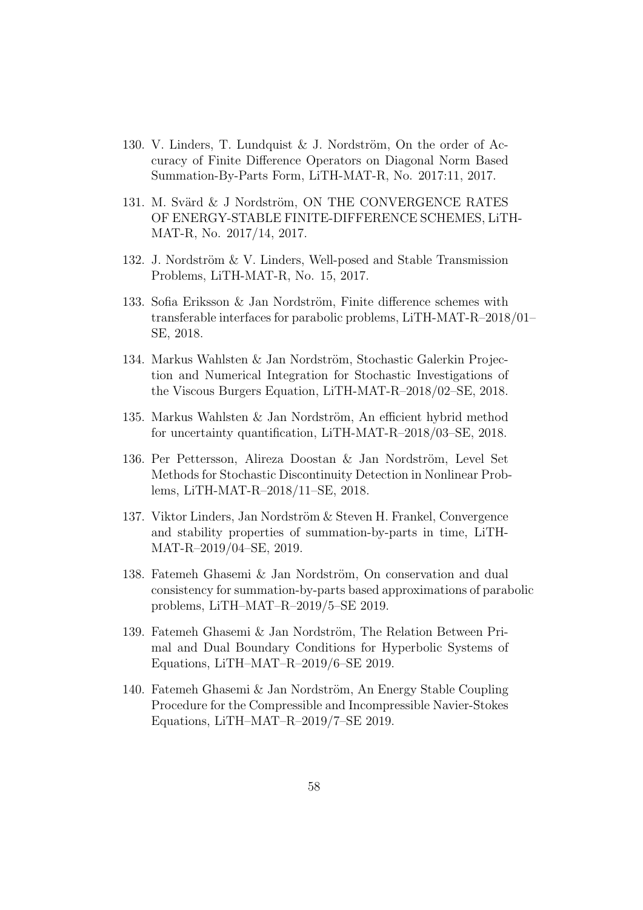130. V. Linders, T. Lundquist & J. Nordström, On the order of Accuracy of Finite Difference Operators on Diagonal Norm Based Summation-By-Parts Form, LiTH-MAT-R, No. 2017:11, 2017.

131. M. Svärd & J Nordström, ON THE CONVERGENCE RATES OF ENERGY-STABLE FINITE-DIFFERENCE SCHEMES, LiTH-MAT-R, No. 2017/14, 2017.

132. J. Nordström & V. Linders, Well-posed and Stable Transmission Problems, LiTH-MAT-R, No. 15, 2017.

133. Sofia Eriksson & Jan Nordström, Finite difference schemes with transferable interfaces for parabolic problems, LiTH-MAT-R–2018/01–SE, 2018.

134. Markus Wahlsten & Jan Nordström, Stochastic Galerkin Projection and Numerical Integration for Stochastic Investigations of the Viscous Burgers Equation, LiTH-MAT-R–2018/02–SE, 2018.

135. Markus Wahlsten & Jan Nordström, An efficient hybrid method for uncertainty quantification, LiTH-MAT-R–2018/03–SE, 2018.

136. Per Pettersson, Alireza Doostan & Jan Nordström, Level Set Methods for Stochastic Discontinuity Detection in Nonlinear Problems, LiTH-MAT-R–2018/11–SE, 2018.

137. Viktor Linders, Jan Nordström & Steven H. Frankel, Convergence and stability properties of summation-by-parts in time, LiTH-MAT-R–2019/04–SE, 2019.

138. Fatemeh Ghasemi & Jan Nordström, On conservation and dual consistency for summation-by-parts based approximations of parabolic problems, LiTH–MAT–R–2019/5–SE 2019.

139. Fatemeh Ghasemi & Jan Nordström, The Relation Between Primal and Dual Boundary Conditions for Hyperbolic Systems of Equations, LiTH–MAT–R–2019/6–SE 2019.

140. Fatemeh Ghasemi & Jan Nordström, An Energy Stable Coupling Procedure for the Compressible and Incompressible Navier-Stokes Equations, LiTH–MAT–R–2019/7–SE 2019.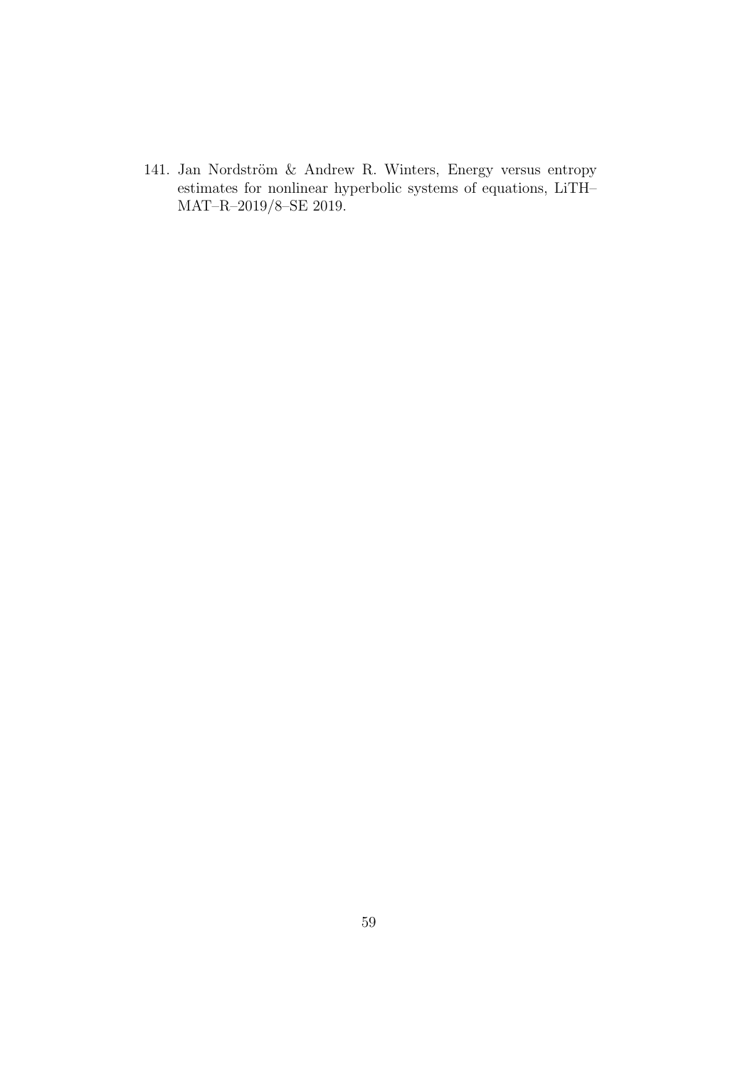141. Jan Nordström & Andrew R. Winters, Energy versus entropy estimates for nonlinear hyperbolic systems of equations, LiTH–MAT–R–2019/8–SE 2019.